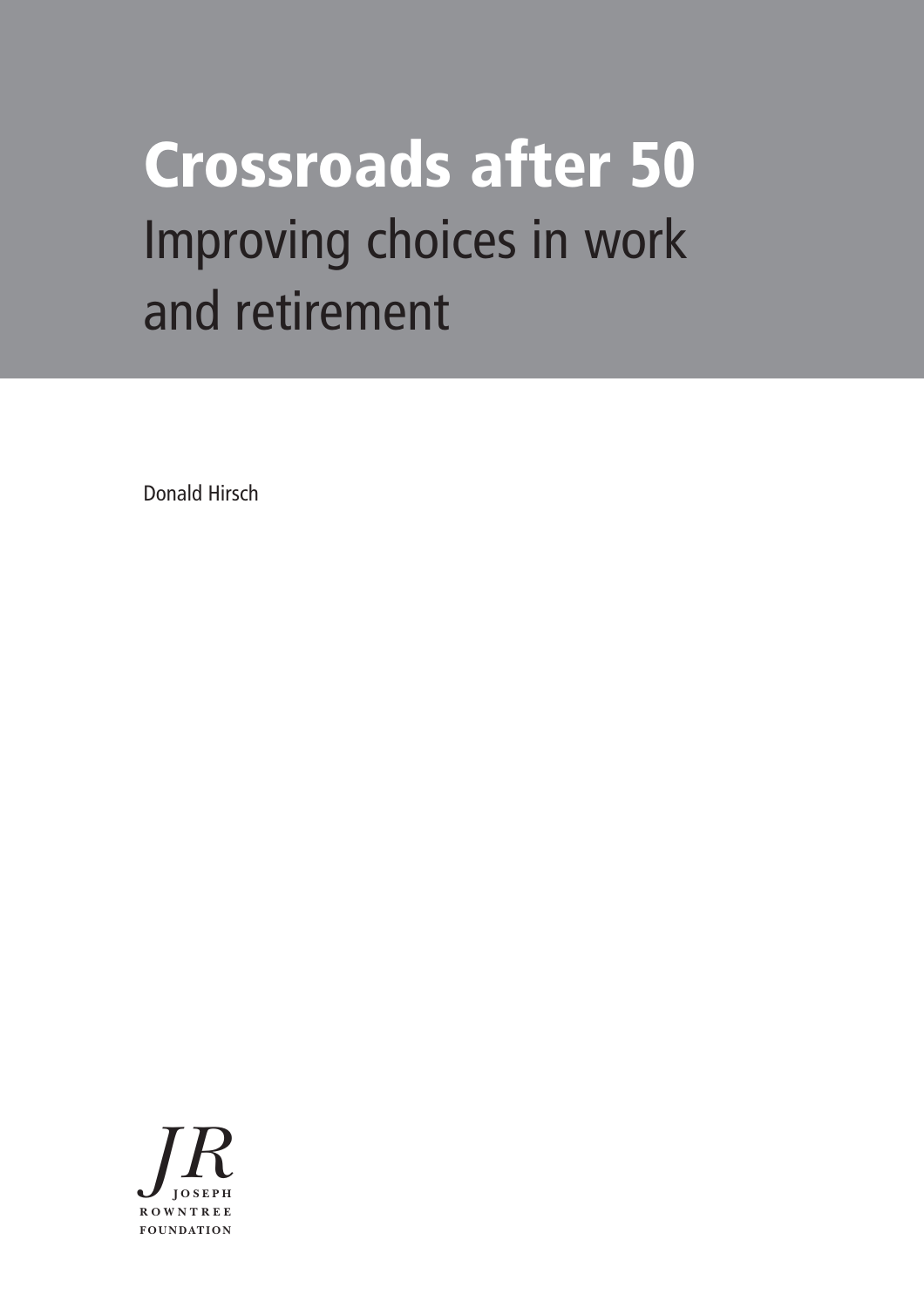# Crossroads after 50

## Improving choices in work and retirement

Donald Hirsch

JR
JOSEPH
ROWNTREE
FOUNDATION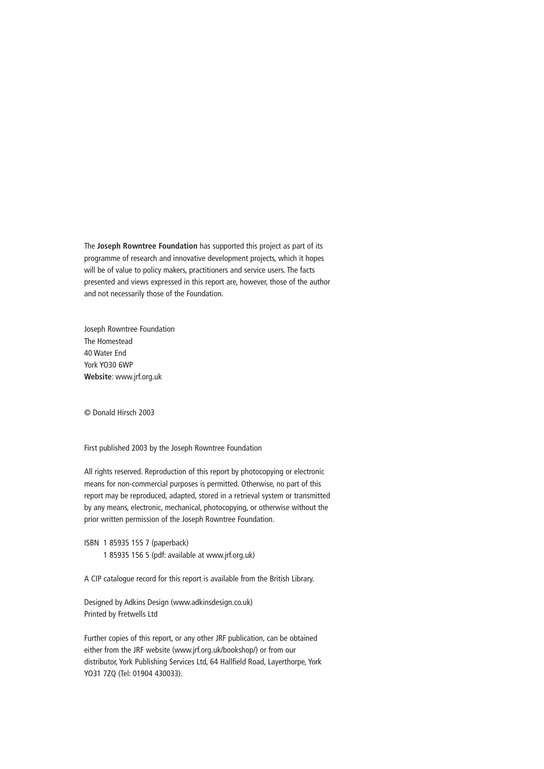The **Joseph Rowntree Foundation** has supported this project as part of its programme of research and innovative development projects, which it hopes will be of value to policy makers, practitioners and service users. The facts presented and views expressed in this report are, however, those of the author and not necessarily those of the Foundation.

Joseph Rowntree Foundation
The Homestead
40 Water End
York YO30 6WP
**Website**: www.jrf.org.uk

© Donald Hirsch 2003

First published 2003 by the Joseph Rowntree Foundation

All rights reserved. Reproduction of this report by photocopying or electronic means for non-commercial purposes is permitted. Otherwise, no part of this report may be reproduced, adapted, stored in a retrieval system or transmitted by any means, electronic, mechanical, photocopying, or otherwise without the prior written permission of the Joseph Rowntree Foundation.

ISBN 1 85935 155 7 (paperback)
1 85935 156 5 (pdf: available at www.jrf.org.uk)

A CIP catalogue record for this report is available from the British Library.

Designed by Adkins Design (www.adkinsdesign.co.uk)
Printed by Fretwells Ltd

Further copies of this report, or any other JRF publication, can be obtained either from the JRF website (www.jrf.org.uk/bookshop/) or from our distributor, York Publishing Services Ltd, 64 Hallfield Road, Layerthorpe, York YO31 7ZQ (Tel: 01904 430033).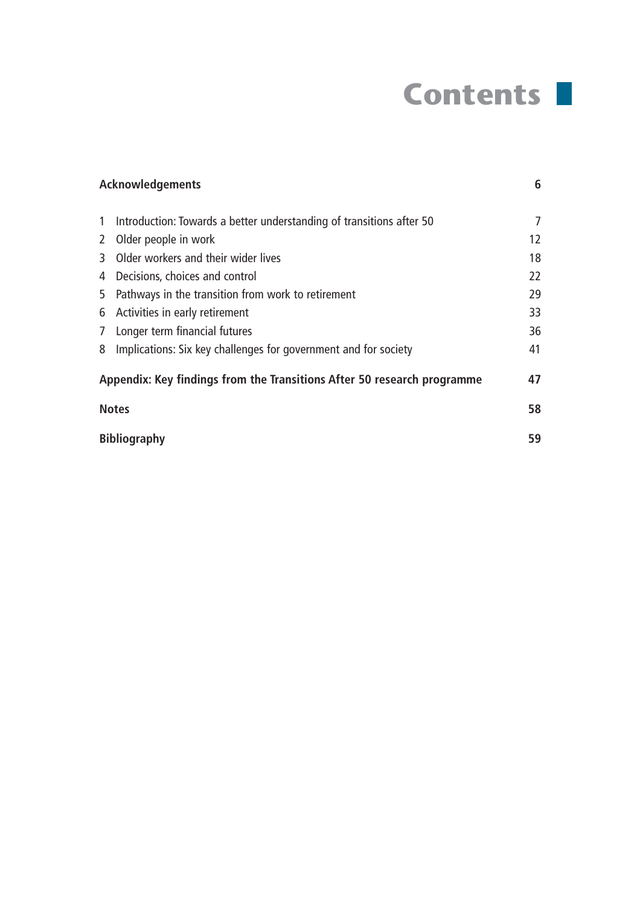# Contents

| | | |
|---|---|---|
| **Acknowledgements** | | **6** |
| 1 | Introduction: Towards a better understanding of transitions after 50 | 7 |
| 2 | Older people in work | 12 |
| 3 | Older workers and their wider lives | 18 |
| 4 | Decisions, choices and control | 22 |
| 5 | Pathways in the transition from work to retirement | 29 |
| 6 | Activities in early retirement | 33 |
| 7 | Longer term financial futures | 36 |
| 8 | Implications: Six key challenges for government and for society | 41 |
| **Appendix: Key findings from the Transitions After 50 research programme** | | **47** |
| **Notes** | | **58** |
| **Bibliography** | | **59** |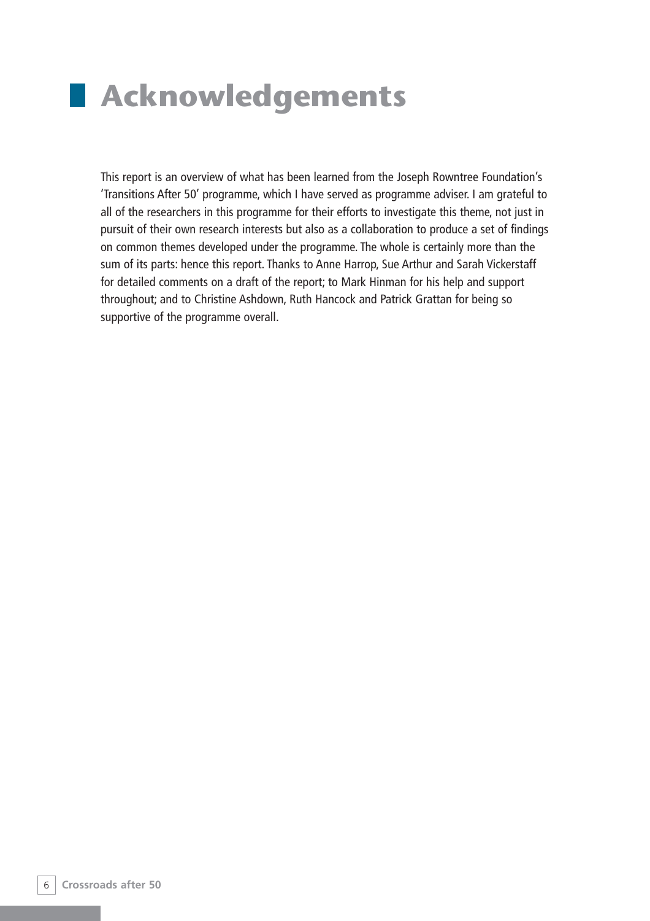# Acknowledgements

This report is an overview of what has been learned from the Joseph Rowntree Foundation's 'Transitions After 50' programme, which I have served as programme adviser. I am grateful to all of the researchers in this programme for their efforts to investigate this theme, not just in pursuit of their own research interests but also as a collaboration to produce a set of findings on common themes developed under the programme. The whole is certainly more than the sum of its parts: hence this report. Thanks to Anne Harrop, Sue Arthur and Sarah Vickerstaff for detailed comments on a draft of the report; to Mark Hinman for his help and support throughout; and to Christine Ashdown, Ruth Hancock and Patrick Grattan for being so supportive of the programme overall.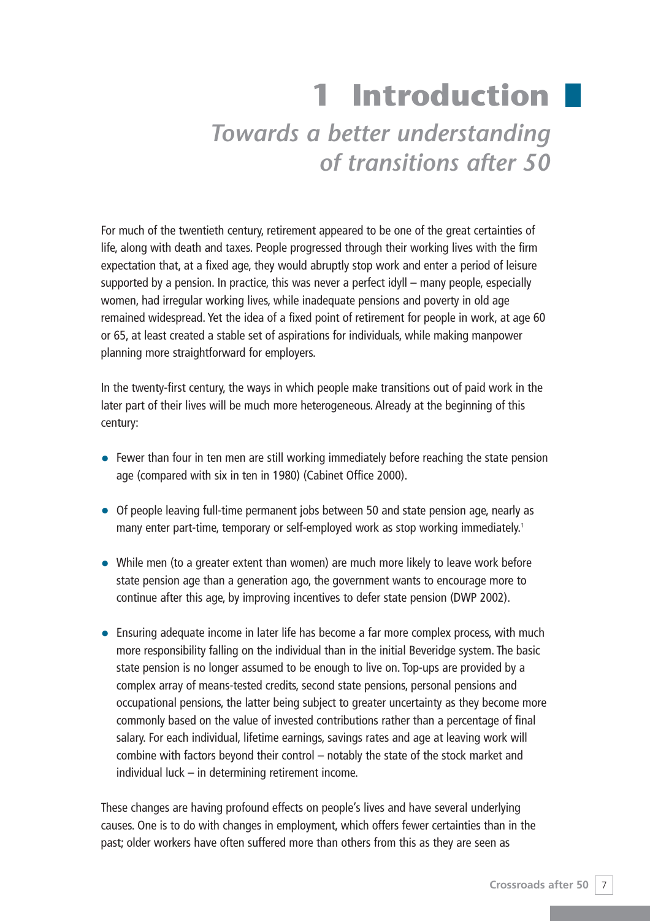# 1 Introduction

## *Towards a better understanding of transitions after 50*

For much of the twentieth century, retirement appeared to be one of the great certainties of life, along with death and taxes. People progressed through their working lives with the firm expectation that, at a fixed age, they would abruptly stop work and enter a period of leisure supported by a pension. In practice, this was never a perfect idyll – many people, especially women, had irregular working lives, while inadequate pensions and poverty in old age remained widespread. Yet the idea of a fixed point of retirement for people in work, at age 60 or 65, at least created a stable set of aspirations for individuals, while making manpower planning more straightforward for employers.

In the twenty-first century, the ways in which people make transitions out of paid work in the later part of their lives will be much more heterogeneous. Already at the beginning of this century:

- Fewer than four in ten men are still working immediately before reaching the state pension age (compared with six in ten in 1980) (Cabinet Office 2000).
- Of people leaving full-time permanent jobs between 50 and state pension age, nearly as many enter part-time, temporary or self-employed work as stop working immediately.[1]
- While men (to a greater extent than women) are much more likely to leave work before state pension age than a generation ago, the government wants to encourage more to continue after this age, by improving incentives to defer state pension (DWP 2002).
- Ensuring adequate income in later life has become a far more complex process, with much more responsibility falling on the individual than in the initial Beveridge system. The basic state pension is no longer assumed to be enough to live on. Top-ups are provided by a complex array of means-tested credits, second state pensions, personal pensions and occupational pensions, the latter being subject to greater uncertainty as they become more commonly based on the value of invested contributions rather than a percentage of final salary. For each individual, lifetime earnings, savings rates and age at leaving work will combine with factors beyond their control – notably the state of the stock market and individual luck – in determining retirement income.

These changes are having profound effects on people's lives and have several underlying causes. One is to do with changes in employment, which offers fewer certainties than in the past; older workers have often suffered more than others from this as they are seen as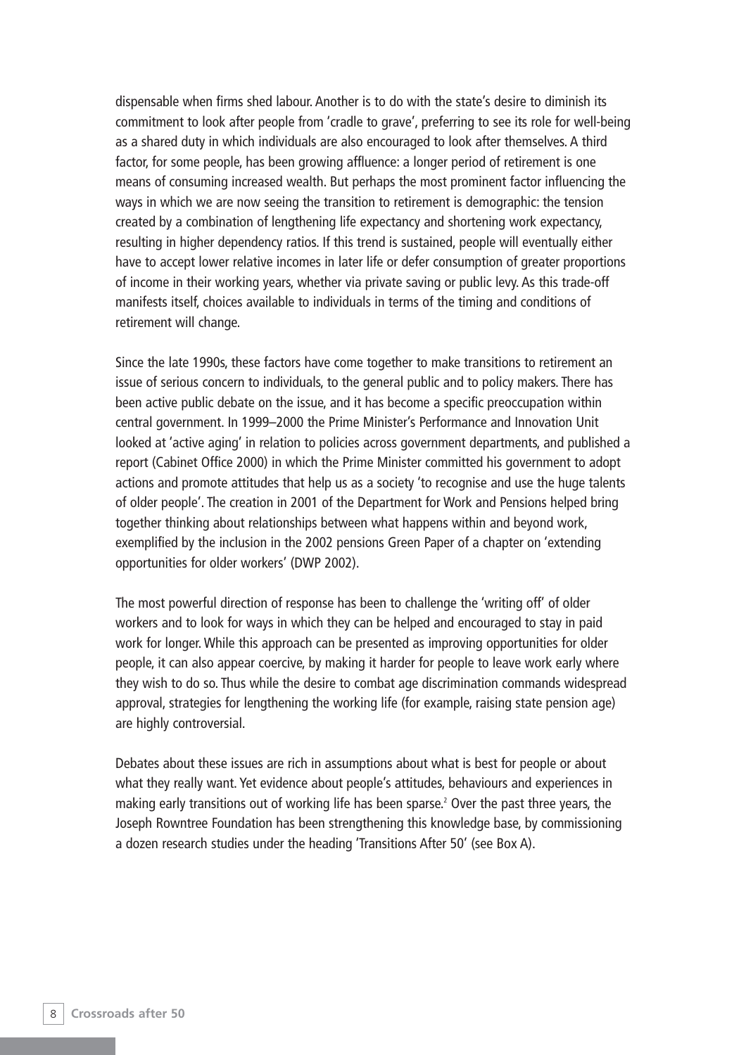dispensable when firms shed labour. Another is to do with the state's desire to diminish its commitment to look after people from 'cradle to grave', preferring to see its role for well-being as a shared duty in which individuals are also encouraged to look after themselves. A third factor, for some people, has been growing affluence: a longer period of retirement is one means of consuming increased wealth. But perhaps the most prominent factor influencing the ways in which we are now seeing the transition to retirement is demographic: the tension created by a combination of lengthening life expectancy and shortening work expectancy, resulting in higher dependency ratios. If this trend is sustained, people will eventually either have to accept lower relative incomes in later life or defer consumption of greater proportions of income in their working years, whether via private saving or public levy. As this trade-off manifests itself, choices available to individuals in terms of the timing and conditions of retirement will change.

Since the late 1990s, these factors have come together to make transitions to retirement an issue of serious concern to individuals, to the general public and to policy makers. There has been active public debate on the issue, and it has become a specific preoccupation within central government. In 1999–2000 the Prime Minister's Performance and Innovation Unit looked at 'active aging' in relation to policies across government departments, and published a report (Cabinet Office 2000) in which the Prime Minister committed his government to adopt actions and promote attitudes that help us as a society 'to recognise and use the huge talents of older people'. The creation in 2001 of the Department for Work and Pensions helped bring together thinking about relationships between what happens within and beyond work, exemplified by the inclusion in the 2002 pensions Green Paper of a chapter on 'extending opportunities for older workers' (DWP 2002).

The most powerful direction of response has been to challenge the 'writing off' of older workers and to look for ways in which they can be helped and encouraged to stay in paid work for longer. While this approach can be presented as improving opportunities for older people, it can also appear coercive, by making it harder for people to leave work early where they wish to do so. Thus while the desire to combat age discrimination commands widespread approval, strategies for lengthening the working life (for example, raising state pension age) are highly controversial.

Debates about these issues are rich in assumptions about what is best for people or about what they really want. Yet evidence about people's attitudes, behaviours and experiences in making early transitions out of working life has been sparse.[2] Over the past three years, the Joseph Rowntree Foundation has been strengthening this knowledge base, by commissioning a dozen research studies under the heading 'Transitions After 50' (see Box A).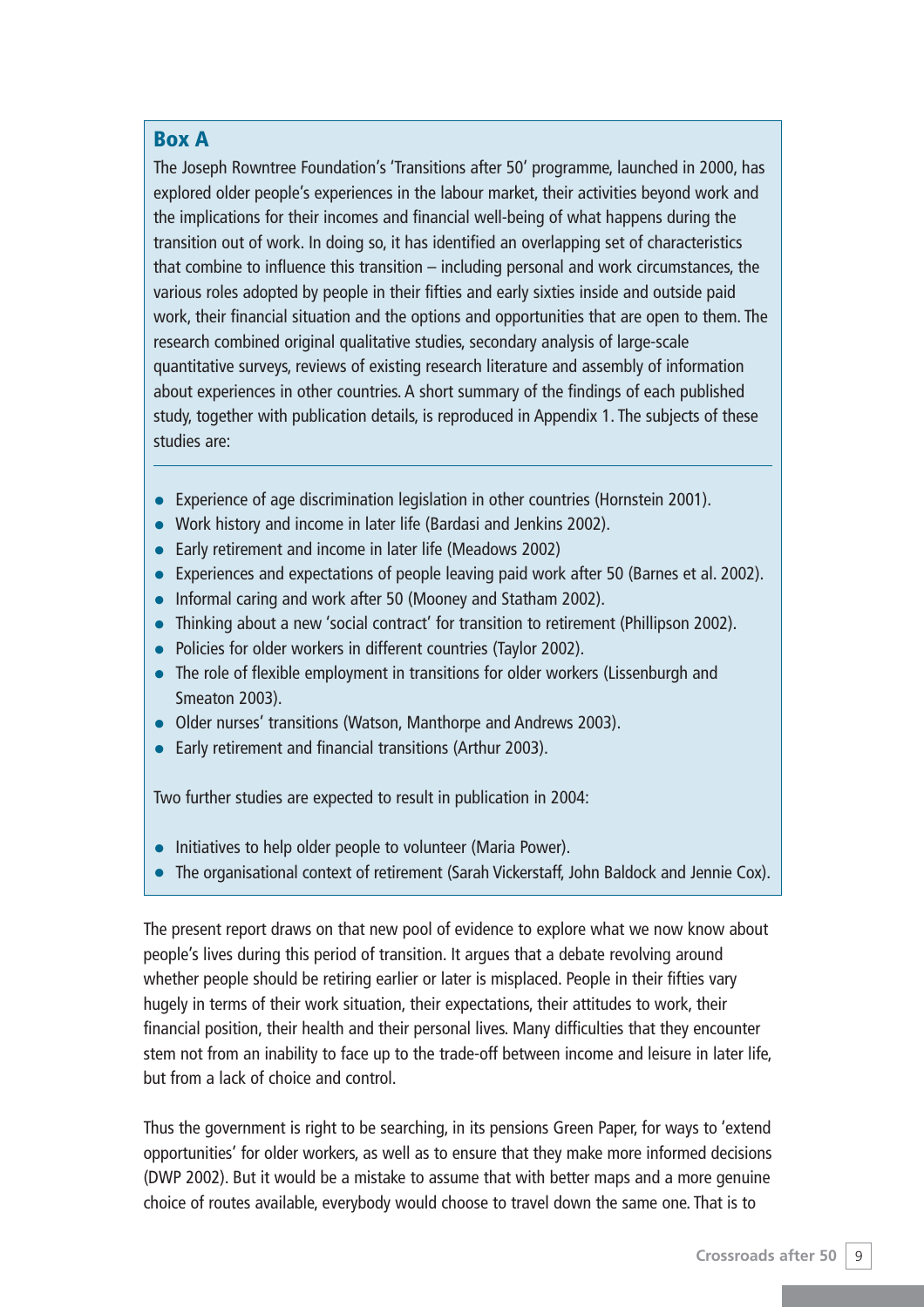### Box A

The Joseph Rowntree Foundation's 'Transitions after 50' programme, launched in 2000, has explored older people's experiences in the labour market, their activities beyond work and the implications for their incomes and financial well-being of what happens during the transition out of work. In doing so, it has identified an overlapping set of characteristics that combine to influence this transition – including personal and work circumstances, the various roles adopted by people in their fifties and early sixties inside and outside paid work, their financial situation and the options and opportunities that are open to them. The research combined original qualitative studies, secondary analysis of large-scale quantitative surveys, reviews of existing research literature and assembly of information about experiences in other countries. A short summary of the findings of each published study, together with publication details, is reproduced in Appendix 1. The subjects of these studies are:

- Experience of age discrimination legislation in other countries (Hornstein 2001).
- Work history and income in later life (Bardasi and Jenkins 2002).
- Early retirement and income in later life (Meadows 2002)
- Experiences and expectations of people leaving paid work after 50 (Barnes et al. 2002).
- Informal caring and work after 50 (Mooney and Statham 2002).
- Thinking about a new 'social contract' for transition to retirement (Phillipson 2002).
- Policies for older workers in different countries (Taylor 2002).
- The role of flexible employment in transitions for older workers (Lissenburgh and Smeaton 2003).
- Older nurses' transitions (Watson, Manthorpe and Andrews 2003).
- Early retirement and financial transitions (Arthur 2003).

Two further studies are expected to result in publication in 2004:

- Initiatives to help older people to volunteer (Maria Power).
- The organisational context of retirement (Sarah Vickerstaff, John Baldock and Jennie Cox).

The present report draws on that new pool of evidence to explore what we now know about people's lives during this period of transition. It argues that a debate revolving around whether people should be retiring earlier or later is misplaced. People in their fifties vary hugely in terms of their work situation, their expectations, their attitudes to work, their financial position, their health and their personal lives. Many difficulties that they encounter stem not from an inability to face up to the trade-off between income and leisure in later life, but from a lack of choice and control.

Thus the government is right to be searching, in its pensions Green Paper, for ways to 'extend opportunities' for older workers, as well as to ensure that they make more informed decisions (DWP 2002). But it would be a mistake to assume that with better maps and a more genuine choice of routes available, everybody would choose to travel down the same one. That is to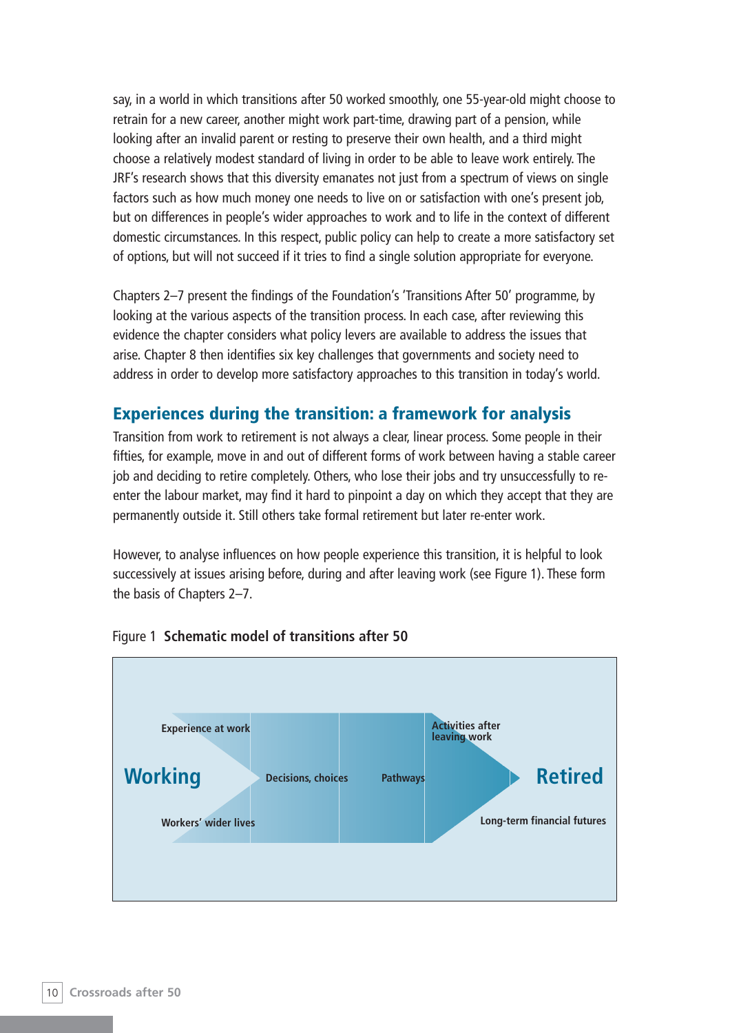say, in a world in which transitions after 50 worked smoothly, one 55-year-old might choose to retrain for a new career, another might work part-time, drawing part of a pension, while looking after an invalid parent or resting to preserve their own health, and a third might choose a relatively modest standard of living in order to be able to leave work entirely. The JRF's research shows that this diversity emanates not just from a spectrum of views on single factors such as how much money one needs to live on or satisfaction with one's present job, but on differences in people's wider approaches to work and to life in the context of different domestic circumstances. In this respect, public policy can help to create a more satisfactory set of options, but will not succeed if it tries to find a single solution appropriate for everyone.

Chapters 2–7 present the findings of the Foundation's 'Transitions After 50' programme, by looking at the various aspects of the transition process. In each case, after reviewing this evidence the chapter considers what policy levers are available to address the issues that arise. Chapter 8 then identifies six key challenges that governments and society need to address in order to develop more satisfactory approaches to this transition in today's world.

## Experiences during the transition: a framework for analysis

Transition from work to retirement is not always a clear, linear process. Some people in their fifties, for example, move in and out of different forms of work between having a stable career job and deciding to retire completely. Others, who lose their jobs and try unsuccessfully to re-enter the labour market, may find it hard to pinpoint a day on which they accept that they are permanently outside it. Still others take formal retirement but later re-enter work.

However, to analyse influences on how people experience this transition, it is helpful to look successively at issues arising before, during and after leaving work (see Figure 1). These form the basis of Chapters 2–7.

Figure 1 **Schematic model of transitions after 50**

Working — Experience at work — Workers' wider lives — Decisions, choices — Pathways — Activities after leaving work — Long-term financial futures — Retired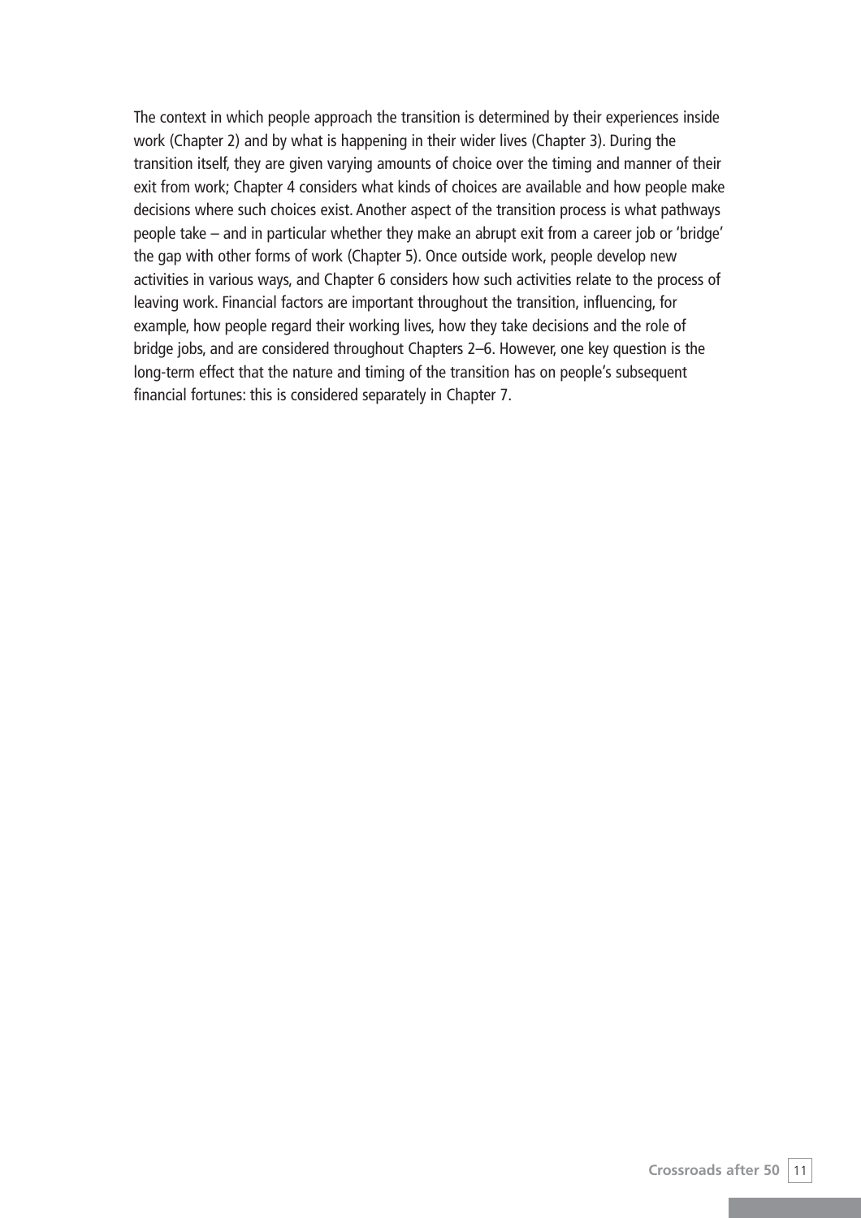The context in which people approach the transition is determined by their experiences inside work (Chapter 2) and by what is happening in their wider lives (Chapter 3). During the transition itself, they are given varying amounts of choice over the timing and manner of their exit from work; Chapter 4 considers what kinds of choices are available and how people make decisions where such choices exist. Another aspect of the transition process is what pathways people take – and in particular whether they make an abrupt exit from a career job or 'bridge' the gap with other forms of work (Chapter 5). Once outside work, people develop new activities in various ways, and Chapter 6 considers how such activities relate to the process of leaving work. Financial factors are important throughout the transition, influencing, for example, how people regard their working lives, how they take decisions and the role of bridge jobs, and are considered throughout Chapters 2–6. However, one key question is the long-term effect that the nature and timing of the transition has on people's subsequent financial fortunes: this is considered separately in Chapter 7.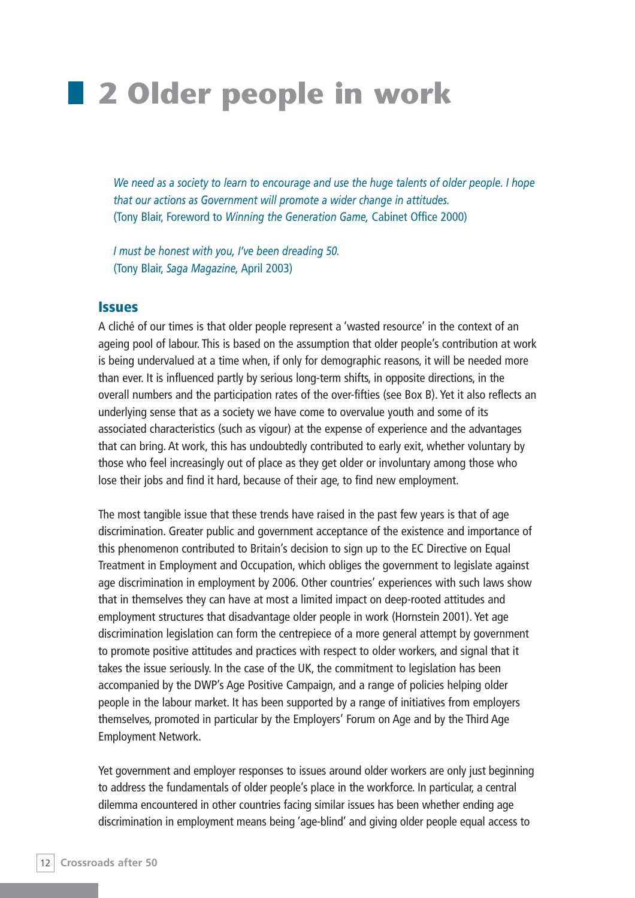# 2 Older people in work

*We need as a society to learn to encourage and use the huge talents of older people. I hope that our actions as Government will promote a wider change in attitudes.*
(Tony Blair, Foreword to *Winning the Generation Game,* Cabinet Office 2000)

*I must be honest with you, I've been dreading 50.*
(Tony Blair, *Saga Magazine,* April 2003)

## Issues

A cliché of our times is that older people represent a 'wasted resource' in the context of an ageing pool of labour. This is based on the assumption that older people's contribution at work is being undervalued at a time when, if only for demographic reasons, it will be needed more than ever. It is influenced partly by serious long-term shifts, in opposite directions, in the overall numbers and the participation rates of the over-fifties (see Box B). Yet it also reflects an underlying sense that as a society we have come to overvalue youth and some of its associated characteristics (such as vigour) at the expense of experience and the advantages that can bring. At work, this has undoubtedly contributed to early exit, whether voluntary by those who feel increasingly out of place as they get older or involuntary among those who lose their jobs and find it hard, because of their age, to find new employment.

The most tangible issue that these trends have raised in the past few years is that of age discrimination. Greater public and government acceptance of the existence and importance of this phenomenon contributed to Britain's decision to sign up to the EC Directive on Equal Treatment in Employment and Occupation, which obliges the government to legislate against age discrimination in employment by 2006. Other countries' experiences with such laws show that in themselves they can have at most a limited impact on deep-rooted attitudes and employment structures that disadvantage older people in work (Hornstein 2001). Yet age discrimination legislation can form the centrepiece of a more general attempt by government to promote positive attitudes and practices with respect to older workers, and signal that it takes the issue seriously. In the case of the UK, the commitment to legislation has been accompanied by the DWP's Age Positive Campaign, and a range of policies helping older people in the labour market. It has been supported by a range of initiatives from employers themselves, promoted in particular by the Employers' Forum on Age and by the Third Age Employment Network.

Yet government and employer responses to issues around older workers are only just beginning to address the fundamentals of older people's place in the workforce. In particular, a central dilemma encountered in other countries facing similar issues has been whether ending age discrimination in employment means being 'age-blind' and giving older people equal access to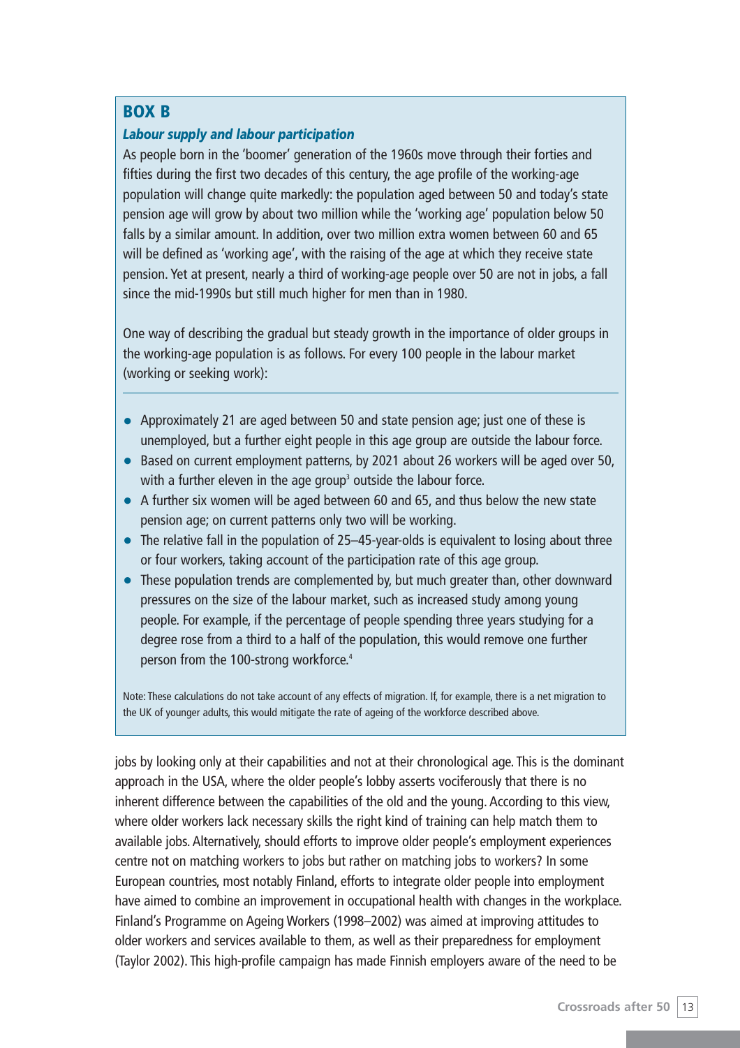## BOX B

### *Labour supply and labour participation*

As people born in the 'boomer' generation of the 1960s move through their forties and fifties during the first two decades of this century, the age profile of the working-age population will change quite markedly: the population aged between 50 and today's state pension age will grow by about two million while the 'working age' population below 50 falls by a similar amount. In addition, over two million extra women between 60 and 65 will be defined as 'working age', with the raising of the age at which they receive state pension. Yet at present, nearly a third of working-age people over 50 are not in jobs, a fall since the mid-1990s but still much higher for men than in 1980.

One way of describing the gradual but steady growth in the importance of older groups in the working-age population is as follows. For every 100 people in the labour market (working or seeking work):

- Approximately 21 are aged between 50 and state pension age; just one of these is unemployed, but a further eight people in this age group are outside the labour force.
- Based on current employment patterns, by 2021 about 26 workers will be aged over 50, with a further eleven in the age group[3] outside the labour force.
- A further six women will be aged between 60 and 65, and thus below the new state pension age; on current patterns only two will be working.
- The relative fall in the population of 25–45-year-olds is equivalent to losing about three or four workers, taking account of the participation rate of this age group.
- These population trends are complemented by, but much greater than, other downward pressures on the size of the labour market, such as increased study among young people. For example, if the percentage of people spending three years studying for a degree rose from a third to a half of the population, this would remove one further person from the 100-strong workforce.[4]

Note: These calculations do not take account of any effects of migration. If, for example, there is a net migration to the UK of younger adults, this would mitigate the rate of ageing of the workforce described above.

jobs by looking only at their capabilities and not at their chronological age. This is the dominant approach in the USA, where the older people's lobby asserts vociferously that there is no inherent difference between the capabilities of the old and the young. According to this view, where older workers lack necessary skills the right kind of training can help match them to available jobs. Alternatively, should efforts to improve older people's employment experiences centre not on matching workers to jobs but rather on matching jobs to workers? In some European countries, most notably Finland, efforts to integrate older people into employment have aimed to combine an improvement in occupational health with changes in the workplace. Finland's Programme on Ageing Workers (1998–2002) was aimed at improving attitudes to older workers and services available to them, as well as their preparedness for employment (Taylor 2002). This high-profile campaign has made Finnish employers aware of the need to be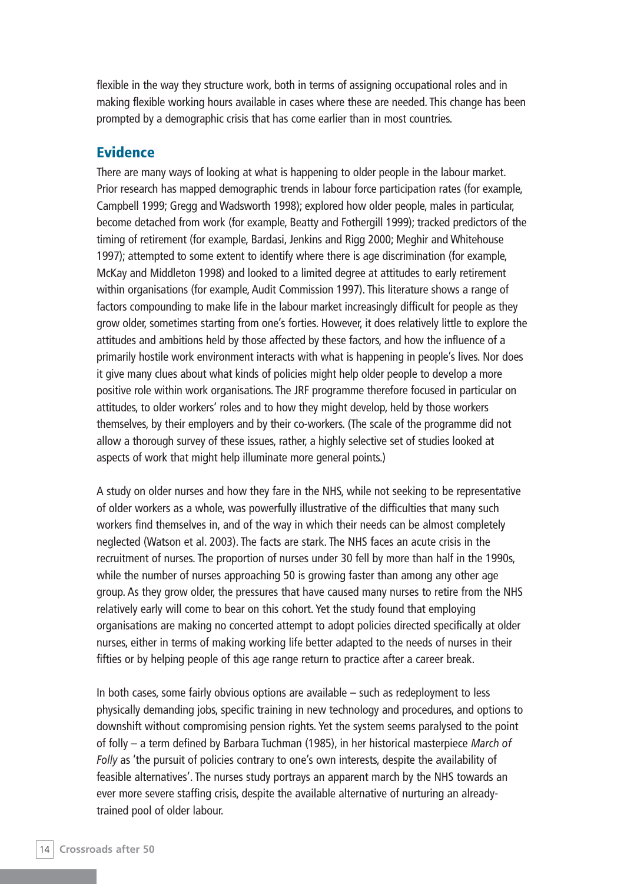flexible in the way they structure work, both in terms of assigning occupational roles and in making flexible working hours available in cases where these are needed. This change has been prompted by a demographic crisis that has come earlier than in most countries.

## Evidence

There are many ways of looking at what is happening to older people in the labour market. Prior research has mapped demographic trends in labour force participation rates (for example, Campbell 1999; Gregg and Wadsworth 1998); explored how older people, males in particular, become detached from work (for example, Beatty and Fothergill 1999); tracked predictors of the timing of retirement (for example, Bardasi, Jenkins and Rigg 2000; Meghir and Whitehouse 1997); attempted to some extent to identify where there is age discrimination (for example, McKay and Middleton 1998) and looked to a limited degree at attitudes to early retirement within organisations (for example, Audit Commission 1997). This literature shows a range of factors compounding to make life in the labour market increasingly difficult for people as they grow older, sometimes starting from one's forties. However, it does relatively little to explore the attitudes and ambitions held by those affected by these factors, and how the influence of a primarily hostile work environment interacts with what is happening in people's lives. Nor does it give many clues about what kinds of policies might help older people to develop a more positive role within work organisations. The JRF programme therefore focused in particular on attitudes, to older workers' roles and to how they might develop, held by those workers themselves, by their employers and by their co-workers. (The scale of the programme did not allow a thorough survey of these issues, rather, a highly selective set of studies looked at aspects of work that might help illuminate more general points.)

A study on older nurses and how they fare in the NHS, while not seeking to be representative of older workers as a whole, was powerfully illustrative of the difficulties that many such workers find themselves in, and of the way in which their needs can be almost completely neglected (Watson et al. 2003). The facts are stark. The NHS faces an acute crisis in the recruitment of nurses. The proportion of nurses under 30 fell by more than half in the 1990s, while the number of nurses approaching 50 is growing faster than among any other age group. As they grow older, the pressures that have caused many nurses to retire from the NHS relatively early will come to bear on this cohort. Yet the study found that employing organisations are making no concerted attempt to adopt policies directed specifically at older nurses, either in terms of making working life better adapted to the needs of nurses in their fifties or by helping people of this age range return to practice after a career break.

In both cases, some fairly obvious options are available – such as redeployment to less physically demanding jobs, specific training in new technology and procedures, and options to downshift without compromising pension rights. Yet the system seems paralysed to the point of folly – a term defined by Barbara Tuchman (1985), in her historical masterpiece *March of Folly* as 'the pursuit of policies contrary to one's own interests, despite the availability of feasible alternatives'. The nurses study portrays an apparent march by the NHS towards an ever more severe staffing crisis, despite the available alternative of nurturing an already-trained pool of older labour.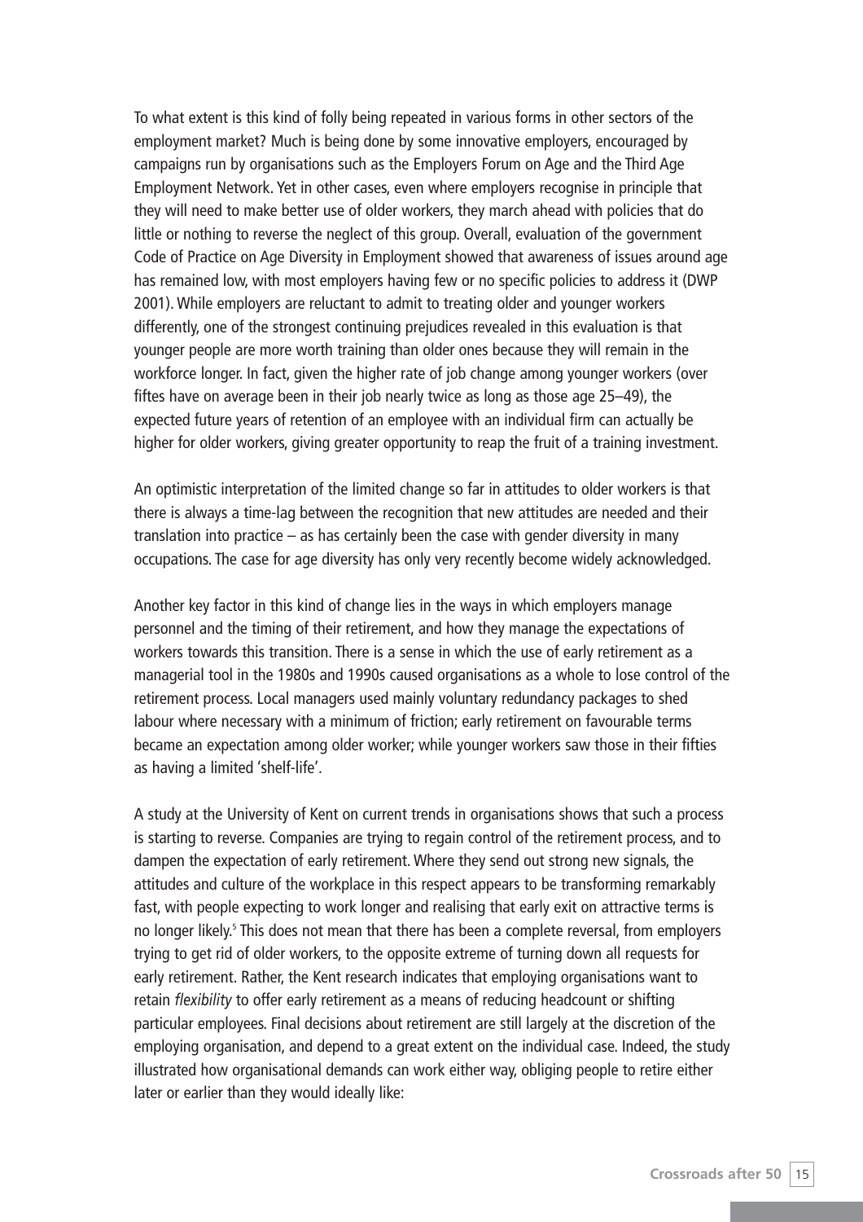To what extent is this kind of folly being repeated in various forms in other sectors of the employment market? Much is being done by some innovative employers, encouraged by campaigns run by organisations such as the Employers Forum on Age and the Third Age Employment Network. Yet in other cases, even where employers recognise in principle that they will need to make better use of older workers, they march ahead with policies that do little or nothing to reverse the neglect of this group. Overall, evaluation of the government Code of Practice on Age Diversity in Employment showed that awareness of issues around age has remained low, with most employers having few or no specific policies to address it (DWP 2001). While employers are reluctant to admit to treating older and younger workers differently, one of the strongest continuing prejudices revealed in this evaluation is that younger people are more worth training than older ones because they will remain in the workforce longer. In fact, given the higher rate of job change among younger workers (over fiftes have on average been in their job nearly twice as long as those age 25–49), the expected future years of retention of an employee with an individual firm can actually be higher for older workers, giving greater opportunity to reap the fruit of a training investment.

An optimistic interpretation of the limited change so far in attitudes to older workers is that there is always a time-lag between the recognition that new attitudes are needed and their translation into practice – as has certainly been the case with gender diversity in many occupations. The case for age diversity has only very recently become widely acknowledged.

Another key factor in this kind of change lies in the ways in which employers manage personnel and the timing of their retirement, and how they manage the expectations of workers towards this transition. There is a sense in which the use of early retirement as a managerial tool in the 1980s and 1990s caused organisations as a whole to lose control of the retirement process. Local managers used mainly voluntary redundancy packages to shed labour where necessary with a minimum of friction; early retirement on favourable terms became an expectation among older worker; while younger workers saw those in their fifties as having a limited 'shelf-life'.

A study at the University of Kent on current trends in organisations shows that such a process is starting to reverse. Companies are trying to regain control of the retirement process, and to dampen the expectation of early retirement. Where they send out strong new signals, the attitudes and culture of the workplace in this respect appears to be transforming remarkably fast, with people expecting to work longer and realising that early exit on attractive terms is no longer likely.[5] This does not mean that there has been a complete reversal, from employers trying to get rid of older workers, to the opposite extreme of turning down all requests for early retirement. Rather, the Kent research indicates that employing organisations want to retain *flexibility* to offer early retirement as a means of reducing headcount or shifting particular employees. Final decisions about retirement are still largely at the discretion of the employing organisation, and depend to a great extent on the individual case. Indeed, the study illustrated how organisational demands can work either way, obliging people to retire either later or earlier than they would ideally like: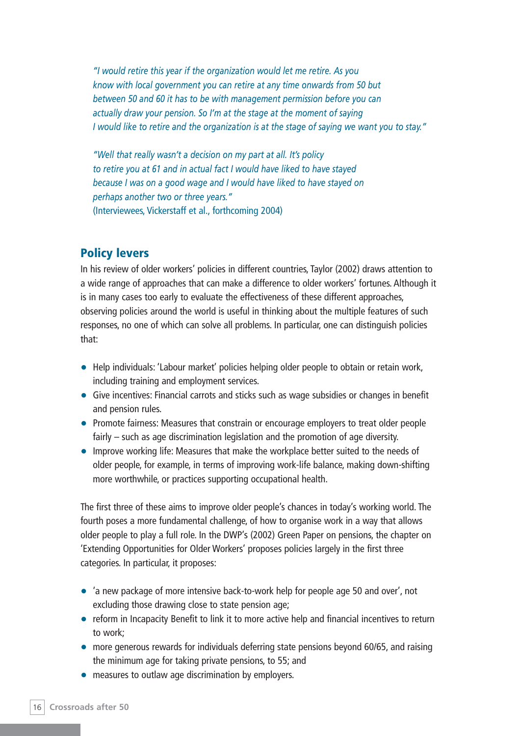*"I would retire this year if the organization would let me retire. As you know with local government you can retire at any time onwards from 50 but between 50 and 60 it has to be with management permission before you can actually draw your pension. So I'm at the stage at the moment of saying I would like to retire and the organization is at the stage of saying we want you to stay."*

*"Well that really wasn't a decision on my part at all. It's policy to retire you at 61 and in actual fact I would have liked to have stayed because I was on a good wage and I would have liked to have stayed on perhaps another two or three years."*
(Interviewees, Vickerstaff et al., forthcoming 2004)

## Policy levers

In his review of older workers' policies in different countries, Taylor (2002) draws attention to a wide range of approaches that can make a difference to older workers' fortunes. Although it is in many cases too early to evaluate the effectiveness of these different approaches, observing policies around the world is useful in thinking about the multiple features of such responses, no one of which can solve all problems. In particular, one can distinguish policies that:

- Help individuals: 'Labour market' policies helping older people to obtain or retain work, including training and employment services.
- Give incentives: Financial carrots and sticks such as wage subsidies or changes in benefit and pension rules.
- Promote fairness: Measures that constrain or encourage employers to treat older people fairly – such as age discrimination legislation and the promotion of age diversity.
- Improve working life: Measures that make the workplace better suited to the needs of older people, for example, in terms of improving work-life balance, making down-shifting more worthwhile, or practices supporting occupational health.

The first three of these aims to improve older people's chances in today's working world. The fourth poses a more fundamental challenge, of how to organise work in a way that allows older people to play a full role. In the DWP's (2002) Green Paper on pensions, the chapter on 'Extending Opportunities for Older Workers' proposes policies largely in the first three categories. In particular, it proposes:

- 'a new package of more intensive back-to-work help for people age 50 and over', not excluding those drawing close to state pension age;
- reform in Incapacity Benefit to link it to more active help and financial incentives to return to work;
- more generous rewards for individuals deferring state pensions beyond 60/65, and raising the minimum age for taking private pensions, to 55; and
- measures to outlaw age discrimination by employers.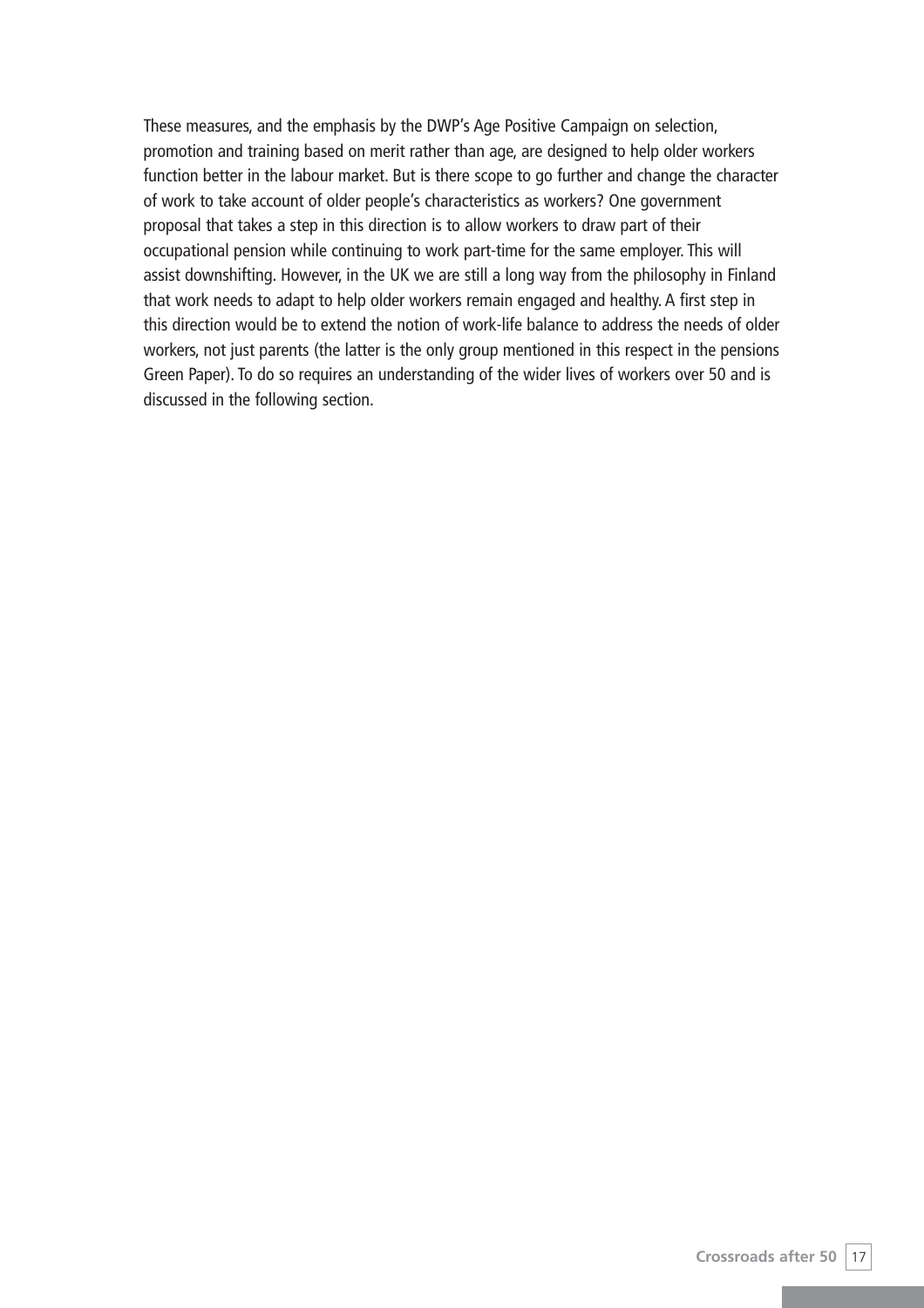These measures, and the emphasis by the DWP's Age Positive Campaign on selection, promotion and training based on merit rather than age, are designed to help older workers function better in the labour market. But is there scope to go further and change the character of work to take account of older people's characteristics as workers? One government proposal that takes a step in this direction is to allow workers to draw part of their occupational pension while continuing to work part-time for the same employer. This will assist downshifting. However, in the UK we are still a long way from the philosophy in Finland that work needs to adapt to help older workers remain engaged and healthy. A first step in this direction would be to extend the notion of work-life balance to address the needs of older workers, not just parents (the latter is the only group mentioned in this respect in the pensions Green Paper). To do so requires an understanding of the wider lives of workers over 50 and is discussed in the following section.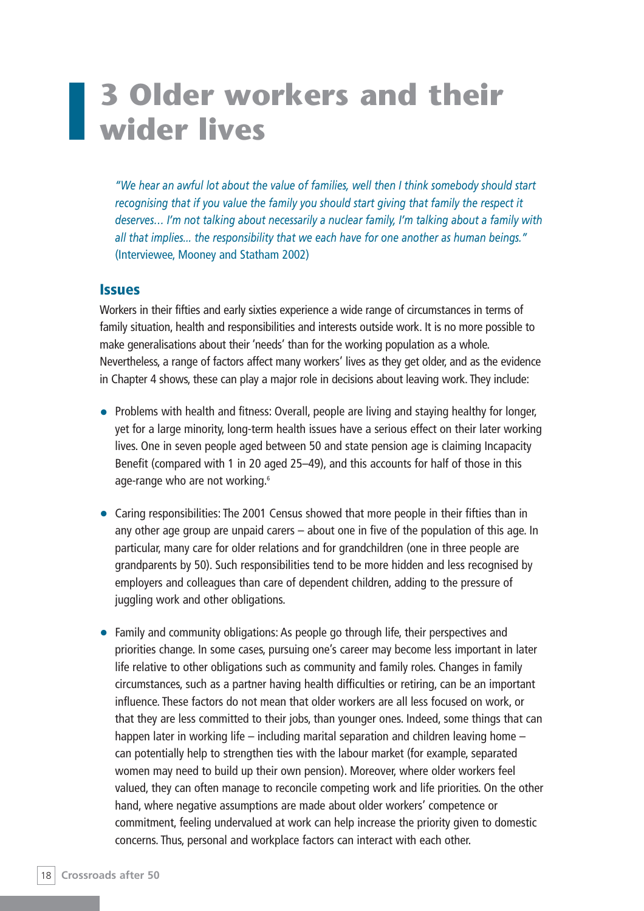# 3 Older workers and their wider lives

*"We hear an awful lot about the value of families, well then I think somebody should start recognising that if you value the family you should start giving that family the respect it deserves… I'm not talking about necessarily a nuclear family, I'm talking about a family with all that implies... the responsibility that we each have for one another as human beings."* (Interviewee, Mooney and Statham 2002)

## Issues

Workers in their fifties and early sixties experience a wide range of circumstances in terms of family situation, health and responsibilities and interests outside work. It is no more possible to make generalisations about their 'needs' than for the working population as a whole. Nevertheless, a range of factors affect many workers' lives as they get older, and as the evidence in Chapter 4 shows, these can play a major role in decisions about leaving work. They include:

- Problems with health and fitness: Overall, people are living and staying healthy for longer, yet for a large minority, long-term health issues have a serious effect on their later working lives. One in seven people aged between 50 and state pension age is claiming Incapacity Benefit (compared with 1 in 20 aged 25–49), and this accounts for half of those in this age-range who are not working.[6]

- Caring responsibilities: The 2001 Census showed that more people in their fifties than in any other age group are unpaid carers – about one in five of the population of this age. In particular, many care for older relations and for grandchildren (one in three people are grandparents by 50). Such responsibilities tend to be more hidden and less recognised by employers and colleagues than care of dependent children, adding to the pressure of juggling work and other obligations.

- Family and community obligations: As people go through life, their perspectives and priorities change. In some cases, pursuing one's career may become less important in later life relative to other obligations such as community and family roles. Changes in family circumstances, such as a partner having health difficulties or retiring, can be an important influence. These factors do not mean that older workers are all less focused on work, or that they are less committed to their jobs, than younger ones. Indeed, some things that can happen later in working life – including marital separation and children leaving home – can potentially help to strengthen ties with the labour market (for example, separated women may need to build up their own pension). Moreover, where older workers feel valued, they can often manage to reconcile competing work and life priorities. On the other hand, where negative assumptions are made about older workers' competence or commitment, feeling undervalued at work can help increase the priority given to domestic concerns. Thus, personal and workplace factors can interact with each other.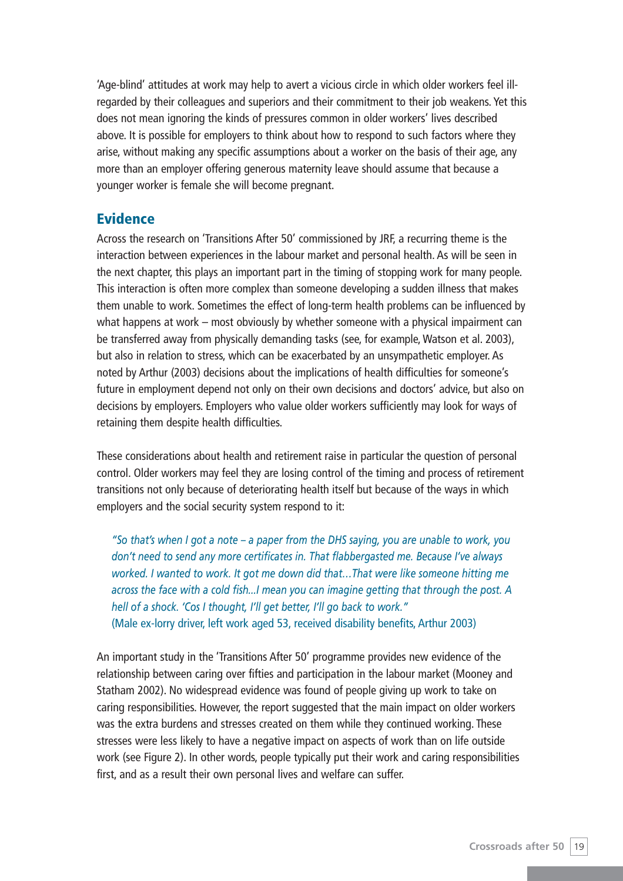'Age-blind' attitudes at work may help to avert a vicious circle in which older workers feel ill-regarded by their colleagues and superiors and their commitment to their job weakens. Yet this does not mean ignoring the kinds of pressures common in older workers' lives described above. It is possible for employers to think about how to respond to such factors where they arise, without making any specific assumptions about a worker on the basis of their age, any more than an employer offering generous maternity leave should assume that because a younger worker is female she will become pregnant.

## Evidence

Across the research on 'Transitions After 50' commissioned by JRF, a recurring theme is the interaction between experiences in the labour market and personal health. As will be seen in the next chapter, this plays an important part in the timing of stopping work for many people. This interaction is often more complex than someone developing a sudden illness that makes them unable to work. Sometimes the effect of long-term health problems can be influenced by what happens at work – most obviously by whether someone with a physical impairment can be transferred away from physically demanding tasks (see, for example, Watson et al. 2003), but also in relation to stress, which can be exacerbated by an unsympathetic employer. As noted by Arthur (2003) decisions about the implications of health difficulties for someone's future in employment depend not only on their own decisions and doctors' advice, but also on decisions by employers. Employers who value older workers sufficiently may look for ways of retaining them despite health difficulties.

These considerations about health and retirement raise in particular the question of personal control. Older workers may feel they are losing control of the timing and process of retirement transitions not only because of deteriorating health itself but because of the ways in which employers and the social security system respond to it:

> *"So that's when I got a note – a paper from the DHS saying, you are unable to work, you don't need to send any more certificates in. That flabbergasted me. Because I've always worked. I wanted to work. It got me down did that…That were like someone hitting me across the face with a cold fish...I mean you can imagine getting that through the post. A hell of a shock. 'Cos I thought, I'll get better, I'll go back to work."*
> (Male ex-lorry driver, left work aged 53, received disability benefits, Arthur 2003)

An important study in the 'Transitions After 50' programme provides new evidence of the relationship between caring over fifties and participation in the labour market (Mooney and Statham 2002). No widespread evidence was found of people giving up work to take on caring responsibilities. However, the report suggested that the main impact on older workers was the extra burdens and stresses created on them while they continued working. These stresses were less likely to have a negative impact on aspects of work than on life outside work (see Figure 2). In other words, people typically put their work and caring responsibilities first, and as a result their own personal lives and welfare can suffer.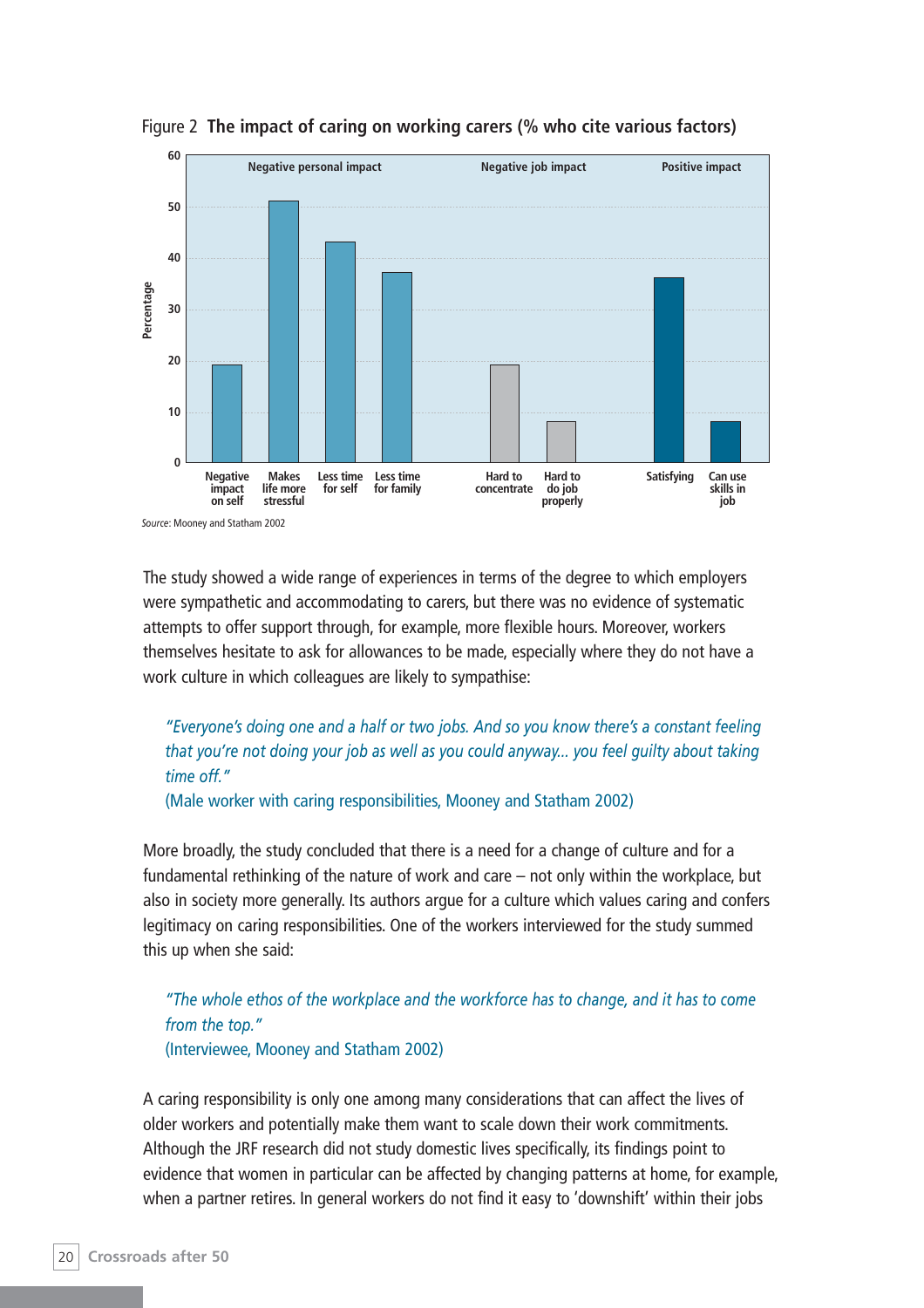Figure 2 **The impact of caring on working carers (% who cite various factors)**

| Category | Factor | Percentage |
|---|---|---|
| Negative personal impact | Negative impact on self | 19 |
| Negative personal impact | Makes life more stressful | 51 |
| Negative personal impact | Less time for self | 43 |
| Negative personal impact | Less time for family | 37 |
| Negative job impact | Hard to concentrate | 19 |
| Negative job impact | Hard to do job properly | 8 |
| Positive impact | Satisfying | 36 |
| Positive impact | Can use skills in job | 8 |

*Source*: Mooney and Statham 2002

The study showed a wide range of experiences in terms of the degree to which employers were sympathetic and accommodating to carers, but there was no evidence of systematic attempts to offer support through, for example, more flexible hours. Moreover, workers themselves hesitate to ask for allowances to be made, especially where they do not have a work culture in which colleagues are likely to sympathise:

> *"Everyone's doing one and a half or two jobs. And so you know there's a constant feeling that you're not doing your job as well as you could anyway... you feel guilty about taking time off."*
> (Male worker with caring responsibilities, Mooney and Statham 2002)

More broadly, the study concluded that there is a need for a change of culture and for a fundamental rethinking of the nature of work and care – not only within the workplace, but also in society more generally. Its authors argue for a culture which values caring and confers legitimacy on caring responsibilities. One of the workers interviewed for the study summed this up when she said:

> *"The whole ethos of the workplace and the workforce has to change, and it has to come from the top."*
> (Interviewee, Mooney and Statham 2002)

A caring responsibility is only one among many considerations that can affect the lives of older workers and potentially make them want to scale down their work commitments. Although the JRF research did not study domestic lives specifically, its findings point to evidence that women in particular can be affected by changing patterns at home, for example, when a partner retires. In general workers do not find it easy to 'downshift' within their jobs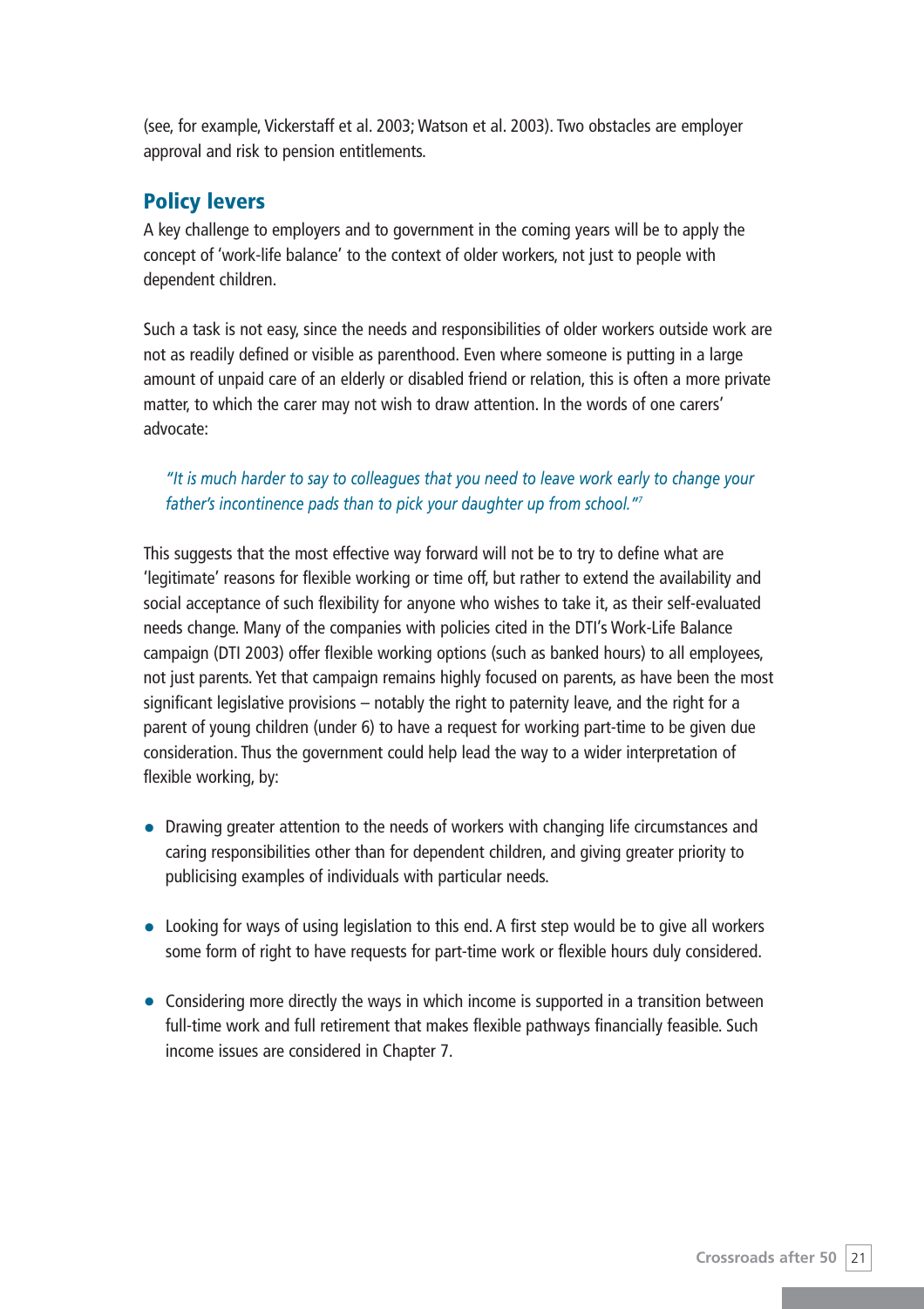(see, for example, Vickerstaff et al. 2003; Watson et al. 2003). Two obstacles are employer approval and risk to pension entitlements.

## Policy levers

A key challenge to employers and to government in the coming years will be to apply the concept of 'work-life balance' to the context of older workers, not just to people with dependent children.

Such a task is not easy, since the needs and responsibilities of older workers outside work are not as readily defined or visible as parenthood. Even where someone is putting in a large amount of unpaid care of an elderly or disabled friend or relation, this is often a more private matter, to which the carer may not wish to draw attention. In the words of one carers' advocate:

> *"It is much harder to say to colleagues that you need to leave work early to change your father's incontinence pads than to pick your daughter up from school."*[7]

This suggests that the most effective way forward will not be to try to define what are 'legitimate' reasons for flexible working or time off, but rather to extend the availability and social acceptance of such flexibility for anyone who wishes to take it, as their self-evaluated needs change. Many of the companies with policies cited in the DTI's Work-Life Balance campaign (DTI 2003) offer flexible working options (such as banked hours) to all employees, not just parents. Yet that campaign remains highly focused on parents, as have been the most significant legislative provisions – notably the right to paternity leave, and the right for a parent of young children (under 6) to have a request for working part-time to be given due consideration. Thus the government could help lead the way to a wider interpretation of flexible working, by:

- Drawing greater attention to the needs of workers with changing life circumstances and caring responsibilities other than for dependent children, and giving greater priority to publicising examples of individuals with particular needs.
- Looking for ways of using legislation to this end. A first step would be to give all workers some form of right to have requests for part-time work or flexible hours duly considered.
- Considering more directly the ways in which income is supported in a transition between full-time work and full retirement that makes flexible pathways financially feasible. Such income issues are considered in Chapter 7.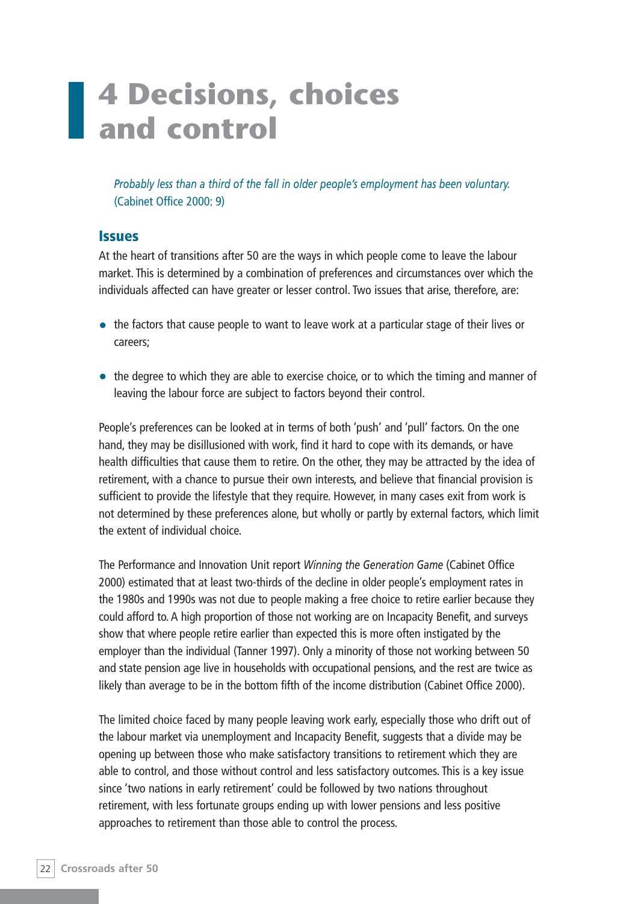# 4 Decisions, choices and control

*Probably less than a third of the fall in older people's employment has been voluntary.*
(Cabinet Office 2000: 9)

## Issues

At the heart of transitions after 50 are the ways in which people come to leave the labour market. This is determined by a combination of preferences and circumstances over which the individuals affected can have greater or lesser control. Two issues that arise, therefore, are:

- the factors that cause people to want to leave work at a particular stage of their lives or careers;
- the degree to which they are able to exercise choice, or to which the timing and manner of leaving the labour force are subject to factors beyond their control.

People's preferences can be looked at in terms of both 'push' and 'pull' factors. On the one hand, they may be disillusioned with work, find it hard to cope with its demands, or have health difficulties that cause them to retire. On the other, they may be attracted by the idea of retirement, with a chance to pursue their own interests, and believe that financial provision is sufficient to provide the lifestyle that they require. However, in many cases exit from work is not determined by these preferences alone, but wholly or partly by external factors, which limit the extent of individual choice.

The Performance and Innovation Unit report *Winning the Generation Game* (Cabinet Office 2000) estimated that at least two-thirds of the decline in older people's employment rates in the 1980s and 1990s was not due to people making a free choice to retire earlier because they could afford to. A high proportion of those not working are on Incapacity Benefit, and surveys show that where people retire earlier than expected this is more often instigated by the employer than the individual (Tanner 1997). Only a minority of those not working between 50 and state pension age live in households with occupational pensions, and the rest are twice as likely than average to be in the bottom fifth of the income distribution (Cabinet Office 2000).

The limited choice faced by many people leaving work early, especially those who drift out of the labour market via unemployment and Incapacity Benefit, suggests that a divide may be opening up between those who make satisfactory transitions to retirement which they are able to control, and those without control and less satisfactory outcomes. This is a key issue since 'two nations in early retirement' could be followed by two nations throughout retirement, with less fortunate groups ending up with lower pensions and less positive approaches to retirement than those able to control the process.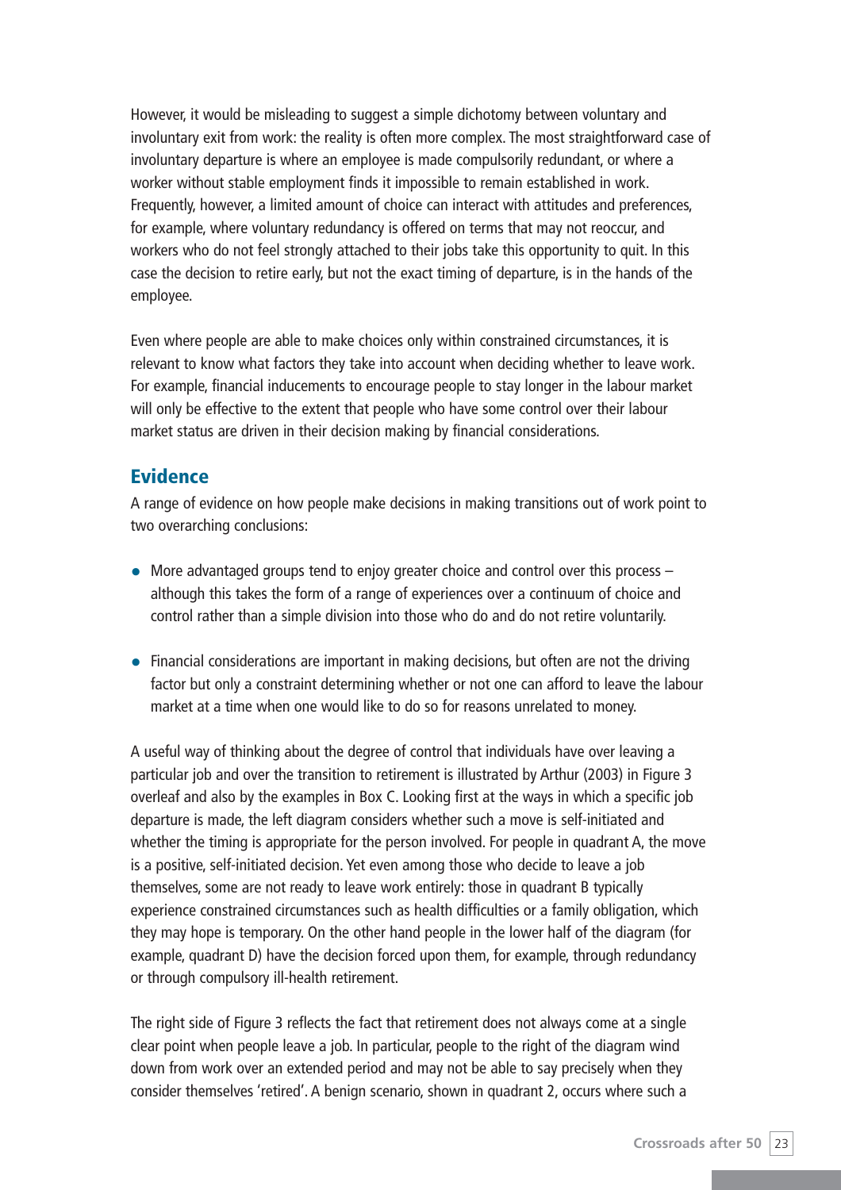However, it would be misleading to suggest a simple dichotomy between voluntary and involuntary exit from work: the reality is often more complex. The most straightforward case of involuntary departure is where an employee is made compulsorily redundant, or where a worker without stable employment finds it impossible to remain established in work. Frequently, however, a limited amount of choice can interact with attitudes and preferences, for example, where voluntary redundancy is offered on terms that may not reoccur, and workers who do not feel strongly attached to their jobs take this opportunity to quit. In this case the decision to retire early, but not the exact timing of departure, is in the hands of the employee.

Even where people are able to make choices only within constrained circumstances, it is relevant to know what factors they take into account when deciding whether to leave work. For example, financial inducements to encourage people to stay longer in the labour market will only be effective to the extent that people who have some control over their labour market status are driven in their decision making by financial considerations.

## Evidence

A range of evidence on how people make decisions in making transitions out of work point to two overarching conclusions:

- More advantaged groups tend to enjoy greater choice and control over this process – although this takes the form of a range of experiences over a continuum of choice and control rather than a simple division into those who do and do not retire voluntarily.

- Financial considerations are important in making decisions, but often are not the driving factor but only a constraint determining whether or not one can afford to leave the labour market at a time when one would like to do so for reasons unrelated to money.

A useful way of thinking about the degree of control that individuals have over leaving a particular job and over the transition to retirement is illustrated by Arthur (2003) in Figure 3 overleaf and also by the examples in Box C. Looking first at the ways in which a specific job departure is made, the left diagram considers whether such a move is self-initiated and whether the timing is appropriate for the person involved. For people in quadrant A, the move is a positive, self-initiated decision. Yet even among those who decide to leave a job themselves, some are not ready to leave work entirely: those in quadrant B typically experience constrained circumstances such as health difficulties or a family obligation, which they may hope is temporary. On the other hand people in the lower half of the diagram (for example, quadrant D) have the decision forced upon them, for example, through redundancy or through compulsory ill-health retirement.

The right side of Figure 3 reflects the fact that retirement does not always come at a single clear point when people leave a job. In particular, people to the right of the diagram wind down from work over an extended period and may not be able to say precisely when they consider themselves 'retired'. A benign scenario, shown in quadrant 2, occurs where such a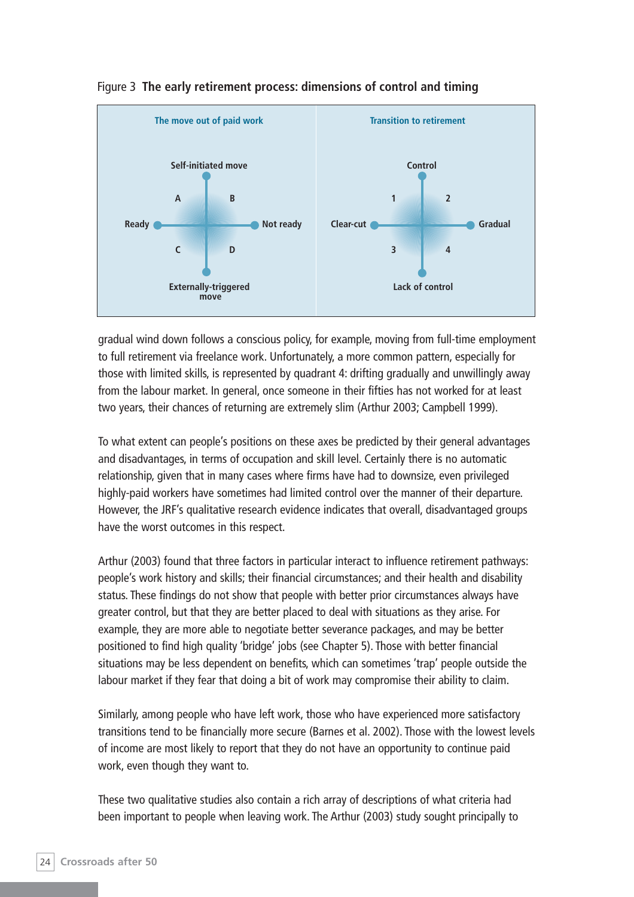Figure 3 **The early retirement process: dimensions of control and timing**

| The move out of paid work | Transition to retirement |
|---|---|
| Vertical axis: Self-initiated move (top) – Externally-triggered move (bottom) | Vertical axis: Control (top) – Lack of control (bottom) |
| Horizontal axis: Ready (left) – Not ready (right) | Horizontal axis: Clear-cut (left) – Gradual (right) |
| Quadrants: A (top left), B (top right), C (bottom left), D (bottom right) | Quadrants: 1 (top left), 2 (top right), 3 (bottom left), 4 (bottom right) |

gradual wind down follows a conscious policy, for example, moving from full-time employment to full retirement via freelance work. Unfortunately, a more common pattern, especially for those with limited skills, is represented by quadrant 4: drifting gradually and unwillingly away from the labour market. In general, once someone in their fifties has not worked for at least two years, their chances of returning are extremely slim (Arthur 2003; Campbell 1999).

To what extent can people's positions on these axes be predicted by their general advantages and disadvantages, in terms of occupation and skill level. Certainly there is no automatic relationship, given that in many cases where firms have had to downsize, even privileged highly-paid workers have sometimes had limited control over the manner of their departure. However, the JRF's qualitative research evidence indicates that overall, disadvantaged groups have the worst outcomes in this respect.

Arthur (2003) found that three factors in particular interact to influence retirement pathways: people's work history and skills; their financial circumstances; and their health and disability status. These findings do not show that people with better prior circumstances always have greater control, but that they are better placed to deal with situations as they arise. For example, they are more able to negotiate better severance packages, and may be better positioned to find high quality 'bridge' jobs (see Chapter 5). Those with better financial situations may be less dependent on benefits, which can sometimes 'trap' people outside the labour market if they fear that doing a bit of work may compromise their ability to claim.

Similarly, among people who have left work, those who have experienced more satisfactory transitions tend to be financially more secure (Barnes et al. 2002). Those with the lowest levels of income are most likely to report that they do not have an opportunity to continue paid work, even though they want to.

These two qualitative studies also contain a rich array of descriptions of what criteria had been important to people when leaving work. The Arthur (2003) study sought principally to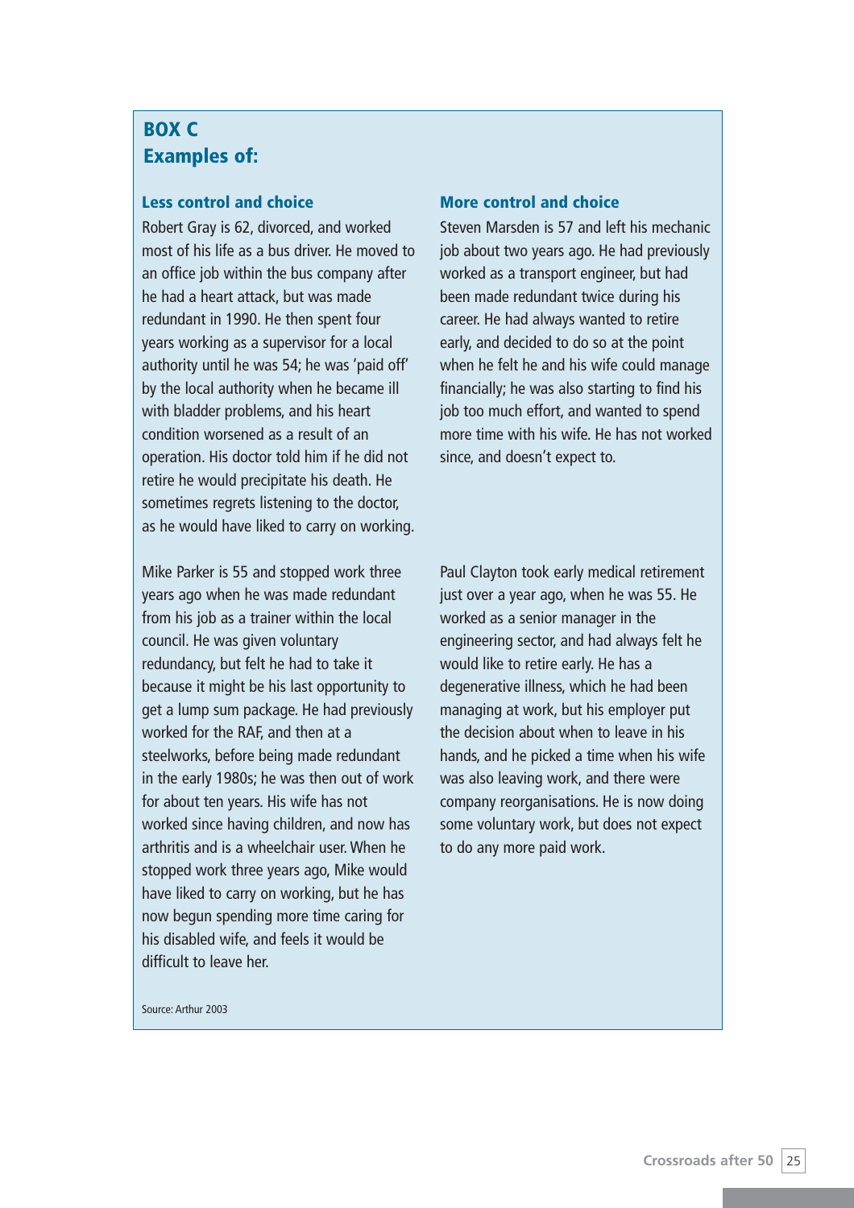## BOX C
## Examples of:

### Less control and choice

Robert Gray is 62, divorced, and worked most of his life as a bus driver. He moved to an office job within the bus company after he had a heart attack, but was made redundant in 1990. He then spent four years working as a supervisor for a local authority until he was 54; he was 'paid off' by the local authority when he became ill with bladder problems, and his heart condition worsened as a result of an operation. His doctor told him if he did not retire he would precipitate his death. He sometimes regrets listening to the doctor, as he would have liked to carry on working.

Mike Parker is 55 and stopped work three years ago when he was made redundant from his job as a trainer within the local council. He was given voluntary redundancy, but felt he had to take it because it might be his last opportunity to get a lump sum package. He had previously worked for the RAF, and then at a steelworks, before being made redundant in the early 1980s; he was then out of work for about ten years. His wife has not worked since having children, and now has arthritis and is a wheelchair user. When he stopped work three years ago, Mike would have liked to carry on working, but he has now begun spending more time caring for his disabled wife, and feels it would be difficult to leave her.

### More control and choice

Steven Marsden is 57 and left his mechanic job about two years ago. He had previously worked as a transport engineer, but had been made redundant twice during his career. He had always wanted to retire early, and decided to do so at the point when he felt he and his wife could manage financially; he was also starting to find his job too much effort, and wanted to spend more time with his wife. He has not worked since, and doesn't expect to.

Paul Clayton took early medical retirement just over a year ago, when he was 55. He worked as a senior manager in the engineering sector, and had always felt he would like to retire early. He has a degenerative illness, which he had been managing at work, but his employer put the decision about when to leave in his hands, and he picked a time when his wife was also leaving work, and there were company reorganisations. He is now doing some voluntary work, but does not expect to do any more paid work.

Source: Arthur 2003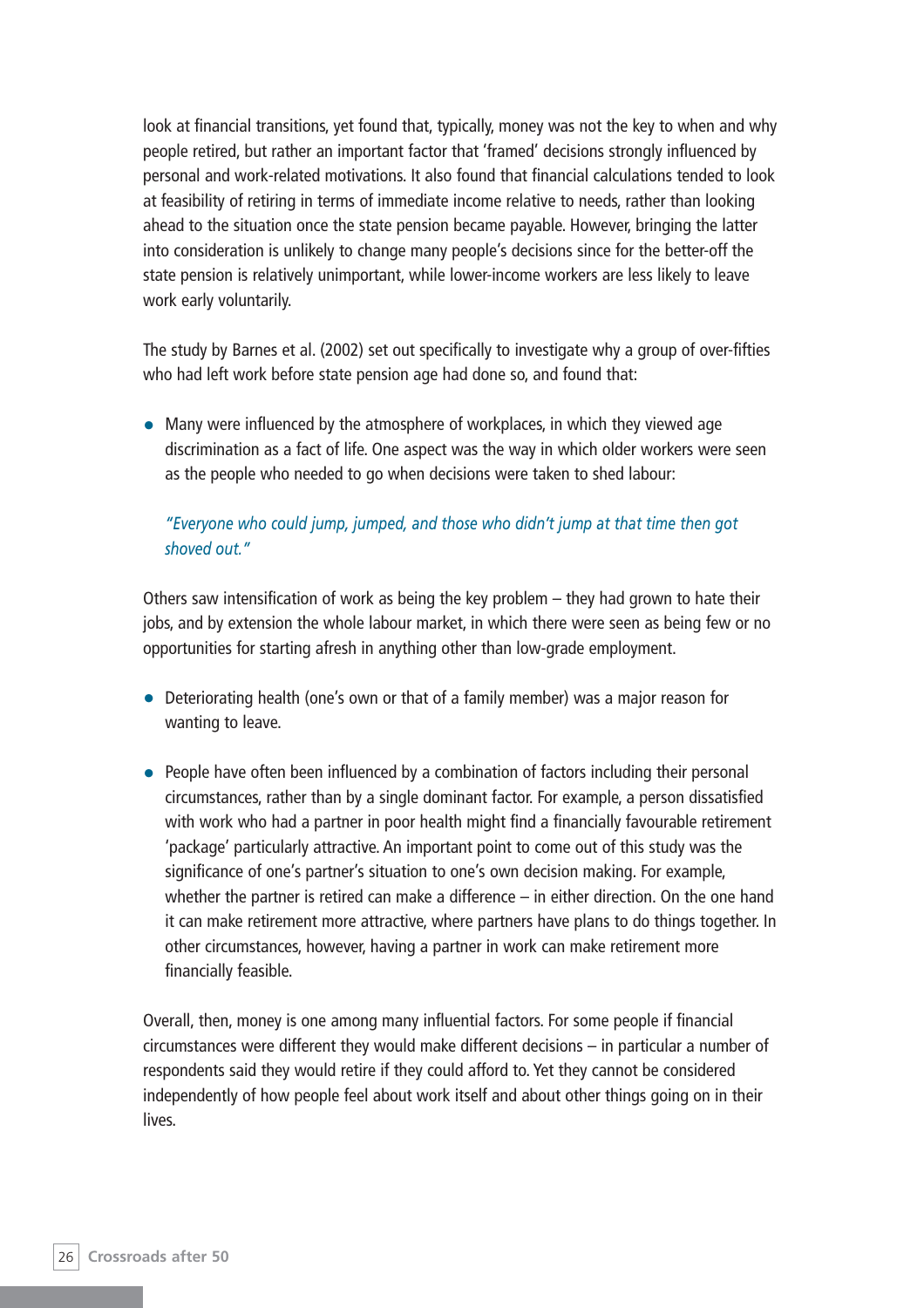look at financial transitions, yet found that, typically, money was not the key to when and why people retired, but rather an important factor that 'framed' decisions strongly influenced by personal and work-related motivations. It also found that financial calculations tended to look at feasibility of retiring in terms of immediate income relative to needs, rather than looking ahead to the situation once the state pension became payable. However, bringing the latter into consideration is unlikely to change many people's decisions since for the better-off the state pension is relatively unimportant, while lower-income workers are less likely to leave work early voluntarily.

The study by Barnes et al. (2002) set out specifically to investigate why a group of over-fifties who had left work before state pension age had done so, and found that:

- Many were influenced by the atmosphere of workplaces, in which they viewed age discrimination as a fact of life. One aspect was the way in which older workers were seen as the people who needed to go when decisions were taken to shed labour:

  *"Everyone who could jump, jumped, and those who didn't jump at that time then got shoved out."*

Others saw intensification of work as being the key problem – they had grown to hate their jobs, and by extension the whole labour market, in which there were seen as being few or no opportunities for starting afresh in anything other than low-grade employment.

- Deteriorating health (one's own or that of a family member) was a major reason for wanting to leave.

- People have often been influenced by a combination of factors including their personal circumstances, rather than by a single dominant factor. For example, a person dissatisfied with work who had a partner in poor health might find a financially favourable retirement 'package' particularly attractive. An important point to come out of this study was the significance of one's partner's situation to one's own decision making. For example, whether the partner is retired can make a difference – in either direction. On the one hand it can make retirement more attractive, where partners have plans to do things together. In other circumstances, however, having a partner in work can make retirement more financially feasible.

Overall, then, money is one among many influential factors. For some people if financial circumstances were different they would make different decisions – in particular a number of respondents said they would retire if they could afford to. Yet they cannot be considered independently of how people feel about work itself and about other things going on in their lives.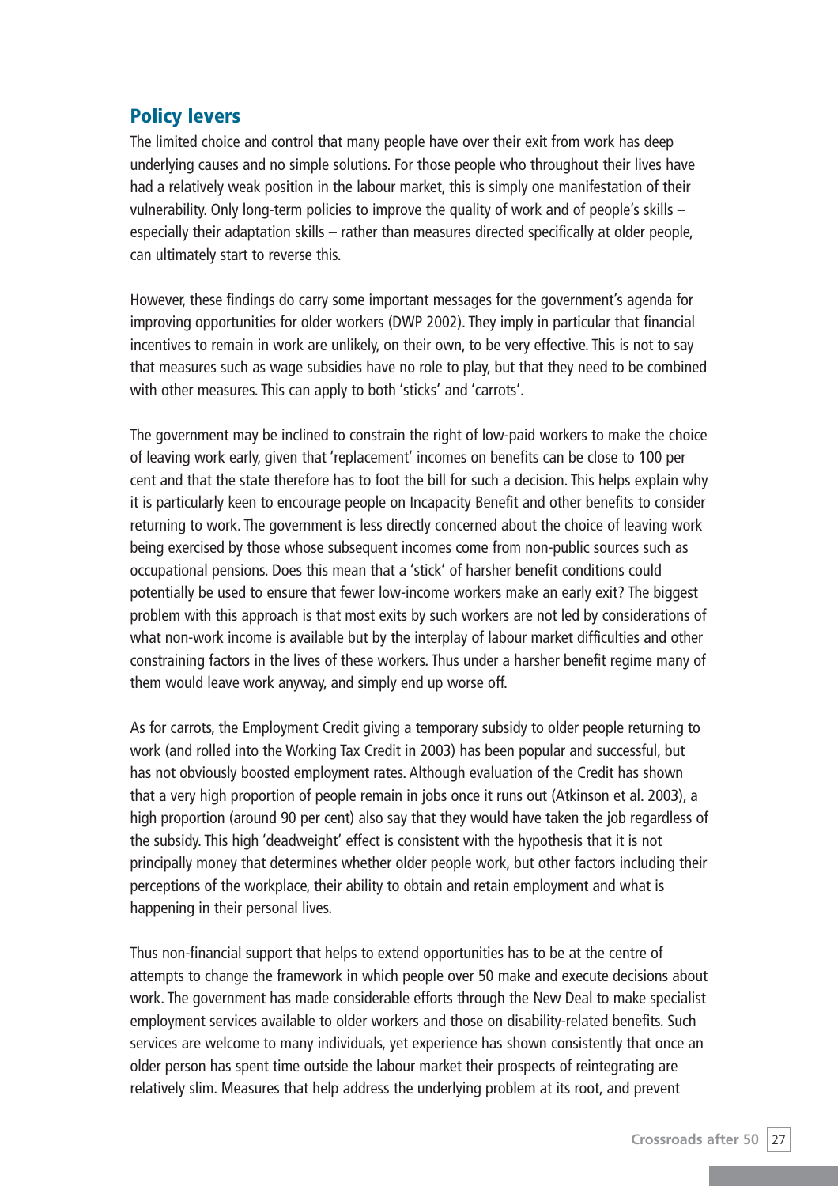## Policy levers

The limited choice and control that many people have over their exit from work has deep underlying causes and no simple solutions. For those people who throughout their lives have had a relatively weak position in the labour market, this is simply one manifestation of their vulnerability. Only long-term policies to improve the quality of work and of people's skills – especially their adaptation skills – rather than measures directed specifically at older people, can ultimately start to reverse this.

However, these findings do carry some important messages for the government's agenda for improving opportunities for older workers (DWP 2002). They imply in particular that financial incentives to remain in work are unlikely, on their own, to be very effective. This is not to say that measures such as wage subsidies have no role to play, but that they need to be combined with other measures. This can apply to both 'sticks' and 'carrots'.

The government may be inclined to constrain the right of low-paid workers to make the choice of leaving work early, given that 'replacement' incomes on benefits can be close to 100 per cent and that the state therefore has to foot the bill for such a decision. This helps explain why it is particularly keen to encourage people on Incapacity Benefit and other benefits to consider returning to work. The government is less directly concerned about the choice of leaving work being exercised by those whose subsequent incomes come from non-public sources such as occupational pensions. Does this mean that a 'stick' of harsher benefit conditions could potentially be used to ensure that fewer low-income workers make an early exit? The biggest problem with this approach is that most exits by such workers are not led by considerations of what non-work income is available but by the interplay of labour market difficulties and other constraining factors in the lives of these workers. Thus under a harsher benefit regime many of them would leave work anyway, and simply end up worse off.

As for carrots, the Employment Credit giving a temporary subsidy to older people returning to work (and rolled into the Working Tax Credit in 2003) has been popular and successful, but has not obviously boosted employment rates. Although evaluation of the Credit has shown that a very high proportion of people remain in jobs once it runs out (Atkinson et al. 2003), a high proportion (around 90 per cent) also say that they would have taken the job regardless of the subsidy. This high 'deadweight' effect is consistent with the hypothesis that it is not principally money that determines whether older people work, but other factors including their perceptions of the workplace, their ability to obtain and retain employment and what is happening in their personal lives.

Thus non-financial support that helps to extend opportunities has to be at the centre of attempts to change the framework in which people over 50 make and execute decisions about work. The government has made considerable efforts through the New Deal to make specialist employment services available to older workers and those on disability-related benefits. Such services are welcome to many individuals, yet experience has shown consistently that once an older person has spent time outside the labour market their prospects of reintegrating are relatively slim. Measures that help address the underlying problem at its root, and prevent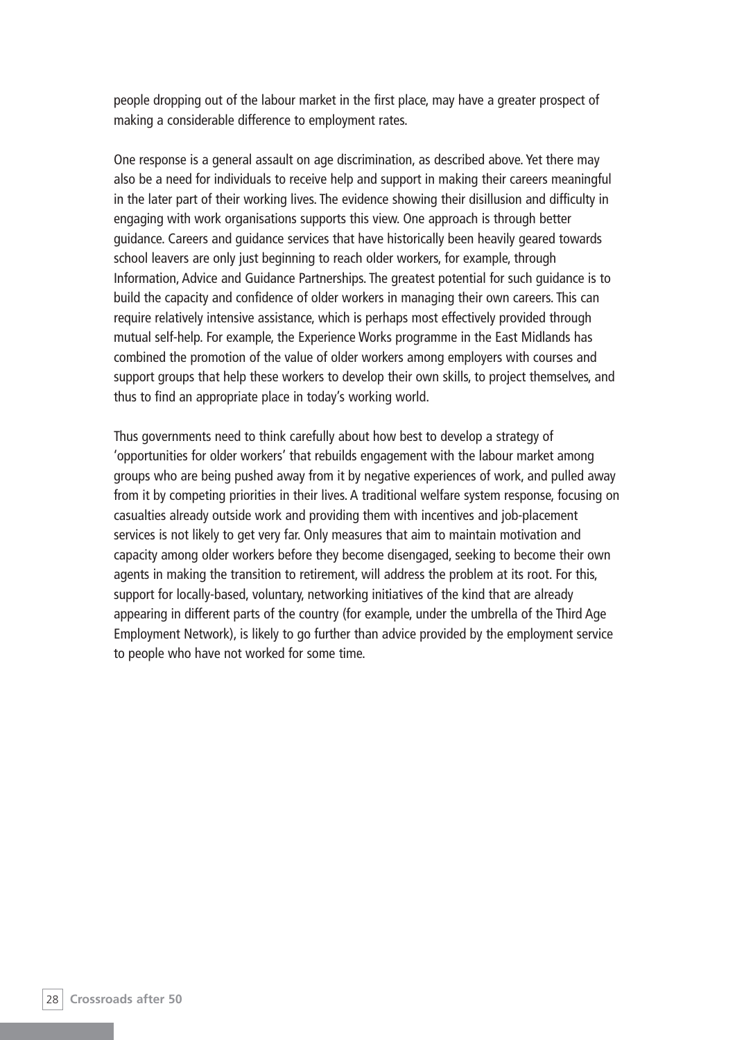people dropping out of the labour market in the first place, may have a greater prospect of making a considerable difference to employment rates.

One response is a general assault on age discrimination, as described above. Yet there may also be a need for individuals to receive help and support in making their careers meaningful in the later part of their working lives. The evidence showing their disillusion and difficulty in engaging with work organisations supports this view. One approach is through better guidance. Careers and guidance services that have historically been heavily geared towards school leavers are only just beginning to reach older workers, for example, through Information, Advice and Guidance Partnerships. The greatest potential for such guidance is to build the capacity and confidence of older workers in managing their own careers. This can require relatively intensive assistance, which is perhaps most effectively provided through mutual self-help. For example, the Experience Works programme in the East Midlands has combined the promotion of the value of older workers among employers with courses and support groups that help these workers to develop their own skills, to project themselves, and thus to find an appropriate place in today's working world.

Thus governments need to think carefully about how best to develop a strategy of 'opportunities for older workers' that rebuilds engagement with the labour market among groups who are being pushed away from it by negative experiences of work, and pulled away from it by competing priorities in their lives. A traditional welfare system response, focusing on casualties already outside work and providing them with incentives and job-placement services is not likely to get very far. Only measures that aim to maintain motivation and capacity among older workers before they become disengaged, seeking to become their own agents in making the transition to retirement, will address the problem at its root. For this, support for locally-based, voluntary, networking initiatives of the kind that are already appearing in different parts of the country (for example, under the umbrella of the Third Age Employment Network), is likely to go further than advice provided by the employment service to people who have not worked for some time.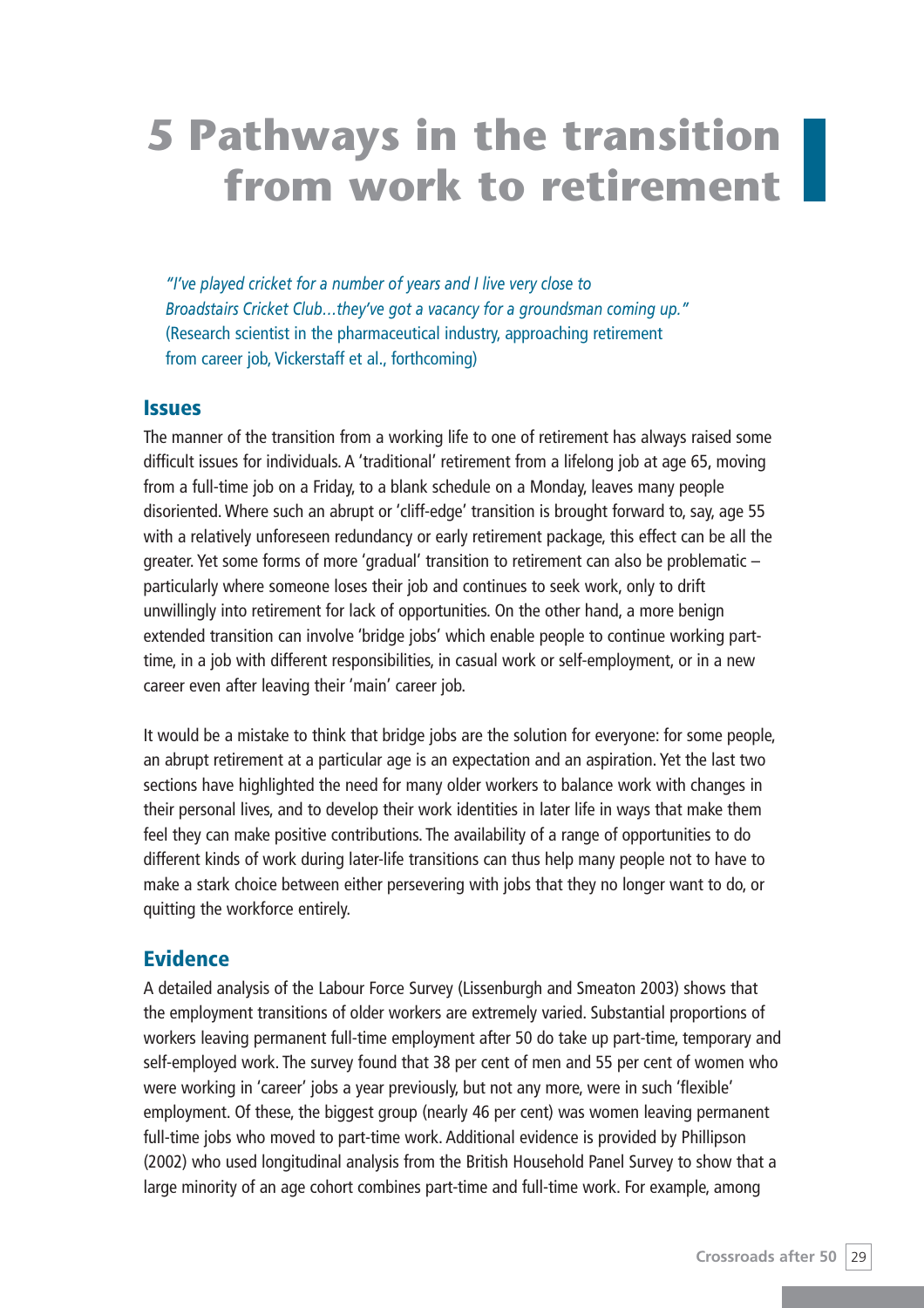# 5 Pathways in the transition from work to retirement

*"I've played cricket for a number of years and I live very close to Broadstairs Cricket Club…they've got a vacancy for a groundsman coming up."*
(Research scientist in the pharmaceutical industry, approaching retirement from career job, Vickerstaff et al., forthcoming)

## Issues

The manner of the transition from a working life to one of retirement has always raised some difficult issues for individuals. A 'traditional' retirement from a lifelong job at age 65, moving from a full-time job on a Friday, to a blank schedule on a Monday, leaves many people disoriented. Where such an abrupt or 'cliff-edge' transition is brought forward to, say, age 55 with a relatively unforeseen redundancy or early retirement package, this effect can be all the greater. Yet some forms of more 'gradual' transition to retirement can also be problematic – particularly where someone loses their job and continues to seek work, only to drift unwillingly into retirement for lack of opportunities. On the other hand, a more benign extended transition can involve 'bridge jobs' which enable people to continue working part-time, in a job with different responsibilities, in casual work or self-employment, or in a new career even after leaving their 'main' career job.

It would be a mistake to think that bridge jobs are the solution for everyone: for some people, an abrupt retirement at a particular age is an expectation and an aspiration. Yet the last two sections have highlighted the need for many older workers to balance work with changes in their personal lives, and to develop their work identities in later life in ways that make them feel they can make positive contributions. The availability of a range of opportunities to do different kinds of work during later-life transitions can thus help many people not to have to make a stark choice between either persevering with jobs that they no longer want to do, or quitting the workforce entirely.

## Evidence

A detailed analysis of the Labour Force Survey (Lissenburgh and Smeaton 2003) shows that the employment transitions of older workers are extremely varied. Substantial proportions of workers leaving permanent full-time employment after 50 do take up part-time, temporary and self-employed work. The survey found that 38 per cent of men and 55 per cent of women who were working in 'career' jobs a year previously, but not any more, were in such 'flexible' employment. Of these, the biggest group (nearly 46 per cent) was women leaving permanent full-time jobs who moved to part-time work. Additional evidence is provided by Phillipson (2002) who used longitudinal analysis from the British Household Panel Survey to show that a large minority of an age cohort combines part-time and full-time work. For example, among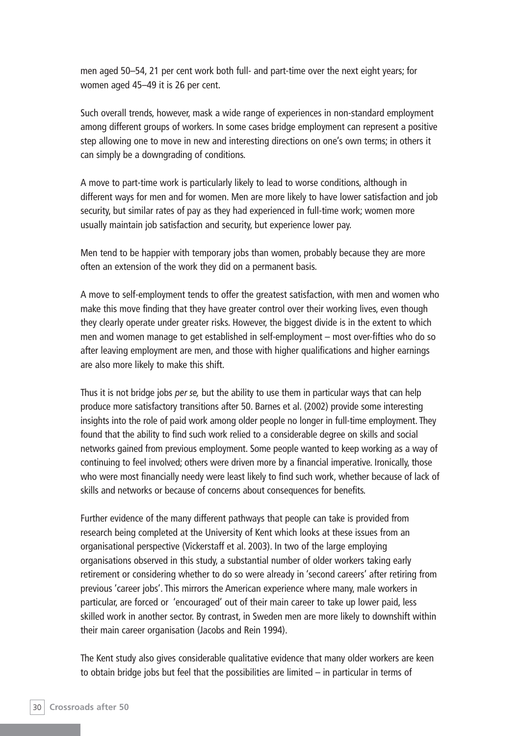men aged 50–54, 21 per cent work both full- and part-time over the next eight years; for women aged 45–49 it is 26 per cent.

Such overall trends, however, mask a wide range of experiences in non-standard employment among different groups of workers. In some cases bridge employment can represent a positive step allowing one to move in new and interesting directions on one's own terms; in others it can simply be a downgrading of conditions.

A move to part-time work is particularly likely to lead to worse conditions, although in different ways for men and for women. Men are more likely to have lower satisfaction and job security, but similar rates of pay as they had experienced in full-time work; women more usually maintain job satisfaction and security, but experience lower pay.

Men tend to be happier with temporary jobs than women, probably because they are more often an extension of the work they did on a permanent basis.

A move to self-employment tends to offer the greatest satisfaction, with men and women who make this move finding that they have greater control over their working lives, even though they clearly operate under greater risks. However, the biggest divide is in the extent to which men and women manage to get established in self-employment – most over-fifties who do so after leaving employment are men, and those with higher qualifications and higher earnings are also more likely to make this shift.

Thus it is not bridge jobs *per se,* but the ability to use them in particular ways that can help produce more satisfactory transitions after 50. Barnes et al. (2002) provide some interesting insights into the role of paid work among older people no longer in full-time employment. They found that the ability to find such work relied to a considerable degree on skills and social networks gained from previous employment. Some people wanted to keep working as a way of continuing to feel involved; others were driven more by a financial imperative. Ironically, those who were most financially needy were least likely to find such work, whether because of lack of skills and networks or because of concerns about consequences for benefits.

Further evidence of the many different pathways that people can take is provided from research being completed at the University of Kent which looks at these issues from an organisational perspective (Vickerstaff et al. 2003). In two of the large employing organisations observed in this study, a substantial number of older workers taking early retirement or considering whether to do so were already in 'second careers' after retiring from previous 'career jobs'. This mirrors the American experience where many, male workers in particular, are forced or 'encouraged' out of their main career to take up lower paid, less skilled work in another sector. By contrast, in Sweden men are more likely to downshift within their main career organisation (Jacobs and Rein 1994).

The Kent study also gives considerable qualitative evidence that many older workers are keen to obtain bridge jobs but feel that the possibilities are limited – in particular in terms of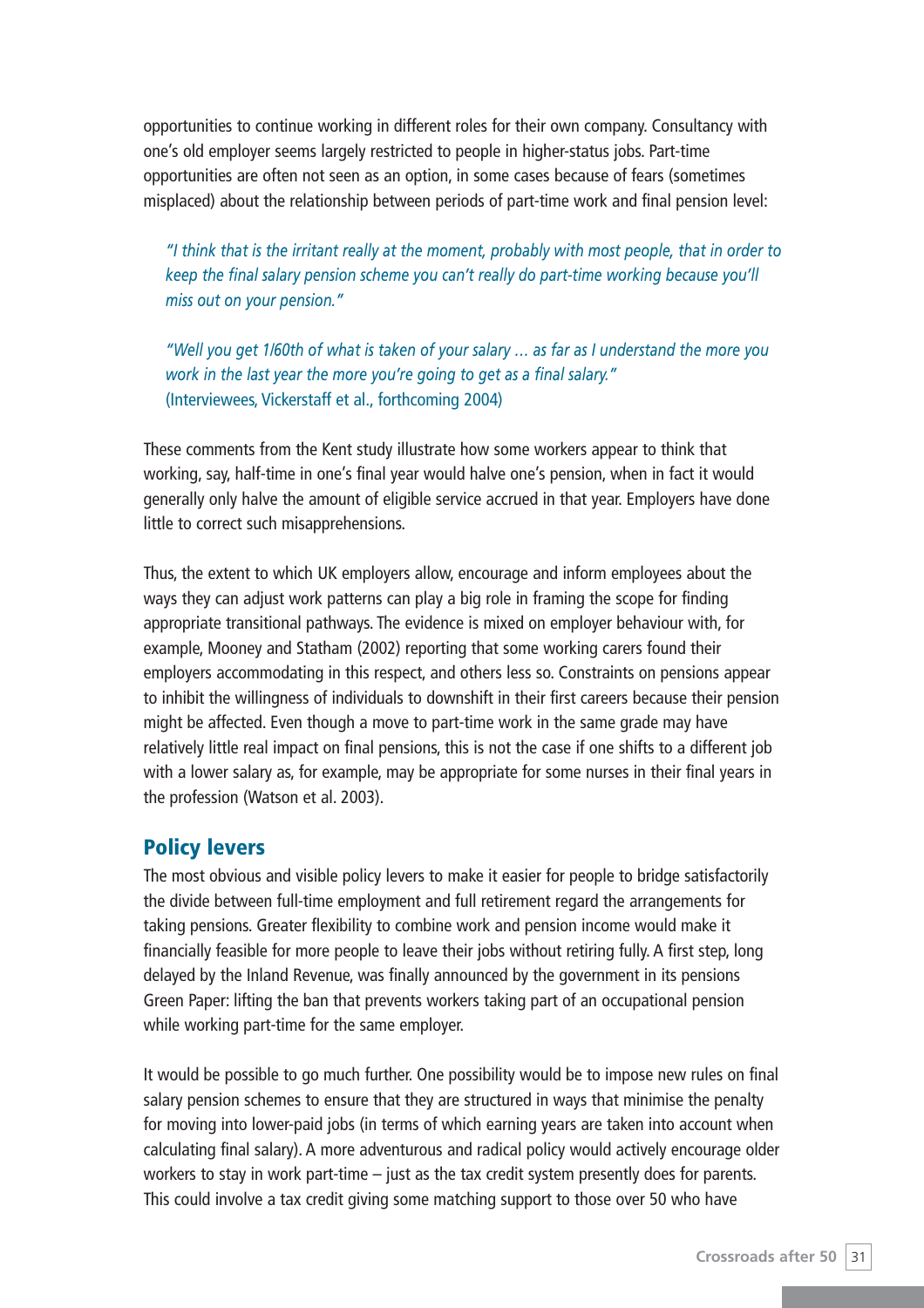opportunities to continue working in different roles for their own company. Consultancy with one's old employer seems largely restricted to people in higher-status jobs. Part-time opportunities are often not seen as an option, in some cases because of fears (sometimes misplaced) about the relationship between periods of part-time work and final pension level:

> *"I think that is the irritant really at the moment, probably with most people, that in order to keep the final salary pension scheme you can't really do part-time working because you'll miss out on your pension."*
>
> *"Well you get 1/60th of what is taken of your salary … as far as I understand the more you work in the last year the more you're going to get as a final salary."*
> (Interviewees, Vickerstaff et al., forthcoming 2004)

These comments from the Kent study illustrate how some workers appear to think that working, say, half-time in one's final year would halve one's pension, when in fact it would generally only halve the amount of eligible service accrued in that year. Employers have done little to correct such misapprehensions.

Thus, the extent to which UK employers allow, encourage and inform employees about the ways they can adjust work patterns can play a big role in framing the scope for finding appropriate transitional pathways. The evidence is mixed on employer behaviour with, for example, Mooney and Statham (2002) reporting that some working carers found their employers accommodating in this respect, and others less so. Constraints on pensions appear to inhibit the willingness of individuals to downshift in their first careers because their pension might be affected. Even though a move to part-time work in the same grade may have relatively little real impact on final pensions, this is not the case if one shifts to a different job with a lower salary as, for example, may be appropriate for some nurses in their final years in the profession (Watson et al. 2003).

## Policy levers

The most obvious and visible policy levers to make it easier for people to bridge satisfactorily the divide between full-time employment and full retirement regard the arrangements for taking pensions. Greater flexibility to combine work and pension income would make it financially feasible for more people to leave their jobs without retiring fully. A first step, long delayed by the Inland Revenue, was finally announced by the government in its pensions Green Paper: lifting the ban that prevents workers taking part of an occupational pension while working part-time for the same employer.

It would be possible to go much further. One possibility would be to impose new rules on final salary pension schemes to ensure that they are structured in ways that minimise the penalty for moving into lower-paid jobs (in terms of which earning years are taken into account when calculating final salary). A more adventurous and radical policy would actively encourage older workers to stay in work part-time – just as the tax credit system presently does for parents. This could involve a tax credit giving some matching support to those over 50 who have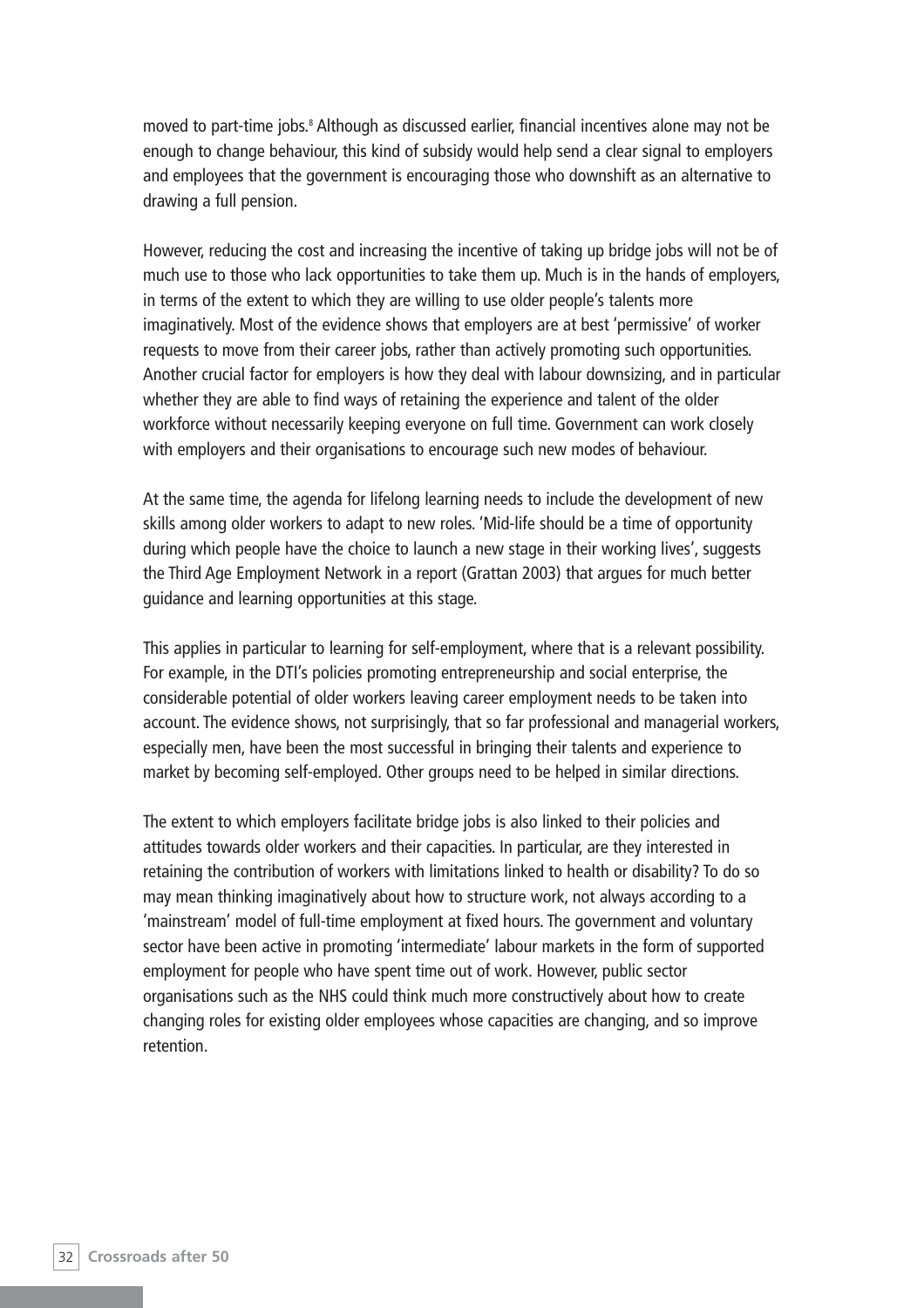moved to part-time jobs.[8] Although as discussed earlier, financial incentives alone may not be enough to change behaviour, this kind of subsidy would help send a clear signal to employers and employees that the government is encouraging those who downshift as an alternative to drawing a full pension.

However, reducing the cost and increasing the incentive of taking up bridge jobs will not be of much use to those who lack opportunities to take them up. Much is in the hands of employers, in terms of the extent to which they are willing to use older people's talents more imaginatively. Most of the evidence shows that employers are at best 'permissive' of worker requests to move from their career jobs, rather than actively promoting such opportunities. Another crucial factor for employers is how they deal with labour downsizing, and in particular whether they are able to find ways of retaining the experience and talent of the older workforce without necessarily keeping everyone on full time. Government can work closely with employers and their organisations to encourage such new modes of behaviour.

At the same time, the agenda for lifelong learning needs to include the development of new skills among older workers to adapt to new roles. 'Mid-life should be a time of opportunity during which people have the choice to launch a new stage in their working lives', suggests the Third Age Employment Network in a report (Grattan 2003) that argues for much better guidance and learning opportunities at this stage.

This applies in particular to learning for self-employment, where that is a relevant possibility. For example, in the DTI's policies promoting entrepreneurship and social enterprise, the considerable potential of older workers leaving career employment needs to be taken into account. The evidence shows, not surprisingly, that so far professional and managerial workers, especially men, have been the most successful in bringing their talents and experience to market by becoming self-employed. Other groups need to be helped in similar directions.

The extent to which employers facilitate bridge jobs is also linked to their policies and attitudes towards older workers and their capacities. In particular, are they interested in retaining the contribution of workers with limitations linked to health or disability? To do so may mean thinking imaginatively about how to structure work, not always according to a 'mainstream' model of full-time employment at fixed hours. The government and voluntary sector have been active in promoting 'intermediate' labour markets in the form of supported employment for people who have spent time out of work. However, public sector organisations such as the NHS could think much more constructively about how to create changing roles for existing older employees whose capacities are changing, and so improve retention.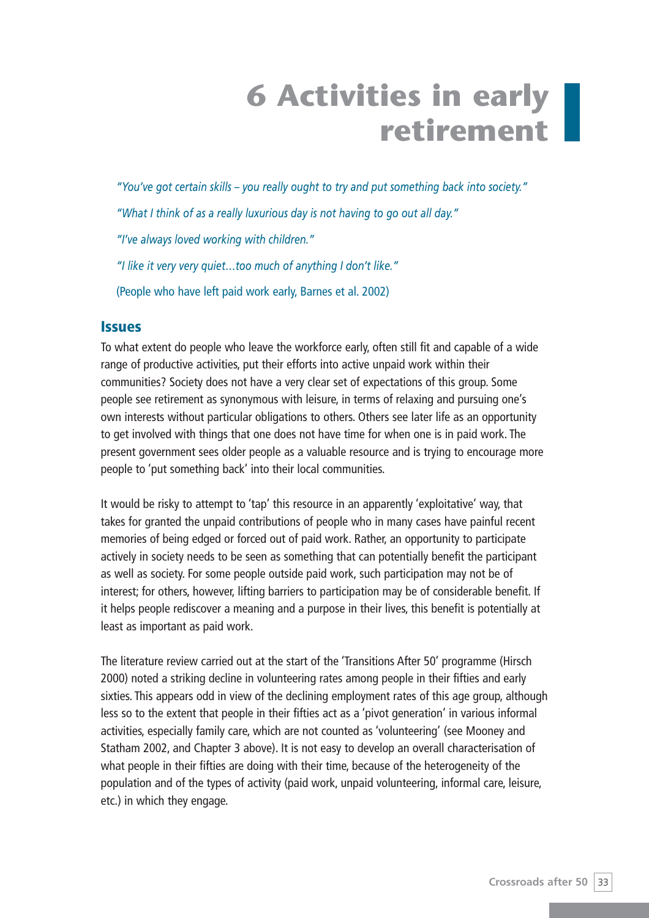# 6 Activities in early retirement

*"You've got certain skills – you really ought to try and put something back into society."*

*"What I think of as a really luxurious day is not having to go out all day."*

*"I've always loved working with children."*

*"I like it very very quiet…too much of anything I don't like."*

(People who have left paid work early, Barnes et al. 2002)

## Issues

To what extent do people who leave the workforce early, often still fit and capable of a wide range of productive activities, put their efforts into active unpaid work within their communities? Society does not have a very clear set of expectations of this group. Some people see retirement as synonymous with leisure, in terms of relaxing and pursuing one's own interests without particular obligations to others. Others see later life as an opportunity to get involved with things that one does not have time for when one is in paid work. The present government sees older people as a valuable resource and is trying to encourage more people to 'put something back' into their local communities.

It would be risky to attempt to 'tap' this resource in an apparently 'exploitative' way, that takes for granted the unpaid contributions of people who in many cases have painful recent memories of being edged or forced out of paid work. Rather, an opportunity to participate actively in society needs to be seen as something that can potentially benefit the participant as well as society. For some people outside paid work, such participation may not be of interest; for others, however, lifting barriers to participation may be of considerable benefit. If it helps people rediscover a meaning and a purpose in their lives, this benefit is potentially at least as important as paid work.

The literature review carried out at the start of the 'Transitions After 50' programme (Hirsch 2000) noted a striking decline in volunteering rates among people in their fifties and early sixties. This appears odd in view of the declining employment rates of this age group, although less so to the extent that people in their fifties act as a 'pivot generation' in various informal activities, especially family care, which are not counted as 'volunteering' (see Mooney and Statham 2002, and Chapter 3 above). It is not easy to develop an overall characterisation of what people in their fifties are doing with their time, because of the heterogeneity of the population and of the types of activity (paid work, unpaid volunteering, informal care, leisure, etc.) in which they engage.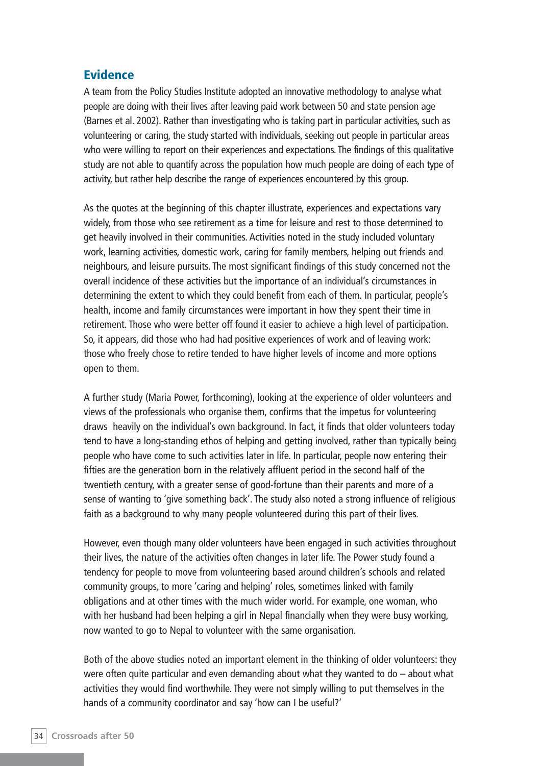## Evidence

A team from the Policy Studies Institute adopted an innovative methodology to analyse what people are doing with their lives after leaving paid work between 50 and state pension age (Barnes et al. 2002). Rather than investigating who is taking part in particular activities, such as volunteering or caring, the study started with individuals, seeking out people in particular areas who were willing to report on their experiences and expectations. The findings of this qualitative study are not able to quantify across the population how much people are doing of each type of activity, but rather help describe the range of experiences encountered by this group.

As the quotes at the beginning of this chapter illustrate, experiences and expectations vary widely, from those who see retirement as a time for leisure and rest to those determined to get heavily involved in their communities. Activities noted in the study included voluntary work, learning activities, domestic work, caring for family members, helping out friends and neighbours, and leisure pursuits. The most significant findings of this study concerned not the overall incidence of these activities but the importance of an individual's circumstances in determining the extent to which they could benefit from each of them. In particular, people's health, income and family circumstances were important in how they spent their time in retirement. Those who were better off found it easier to achieve a high level of participation. So, it appears, did those who had had positive experiences of work and of leaving work: those who freely chose to retire tended to have higher levels of income and more options open to them.

A further study (Maria Power, forthcoming), looking at the experience of older volunteers and views of the professionals who organise them, confirms that the impetus for volunteering draws heavily on the individual's own background. In fact, it finds that older volunteers today tend to have a long-standing ethos of helping and getting involved, rather than typically being people who have come to such activities later in life. In particular, people now entering their fifties are the generation born in the relatively affluent period in the second half of the twentieth century, with a greater sense of good-fortune than their parents and more of a sense of wanting to 'give something back'. The study also noted a strong influence of religious faith as a background to why many people volunteered during this part of their lives.

However, even though many older volunteers have been engaged in such activities throughout their lives, the nature of the activities often changes in later life. The Power study found a tendency for people to move from volunteering based around children's schools and related community groups, to more 'caring and helping' roles, sometimes linked with family obligations and at other times with the much wider world. For example, one woman, who with her husband had been helping a girl in Nepal financially when they were busy working, now wanted to go to Nepal to volunteer with the same organisation.

Both of the above studies noted an important element in the thinking of older volunteers: they were often quite particular and even demanding about what they wanted to do – about what activities they would find worthwhile. They were not simply willing to put themselves in the hands of a community coordinator and say 'how can I be useful?'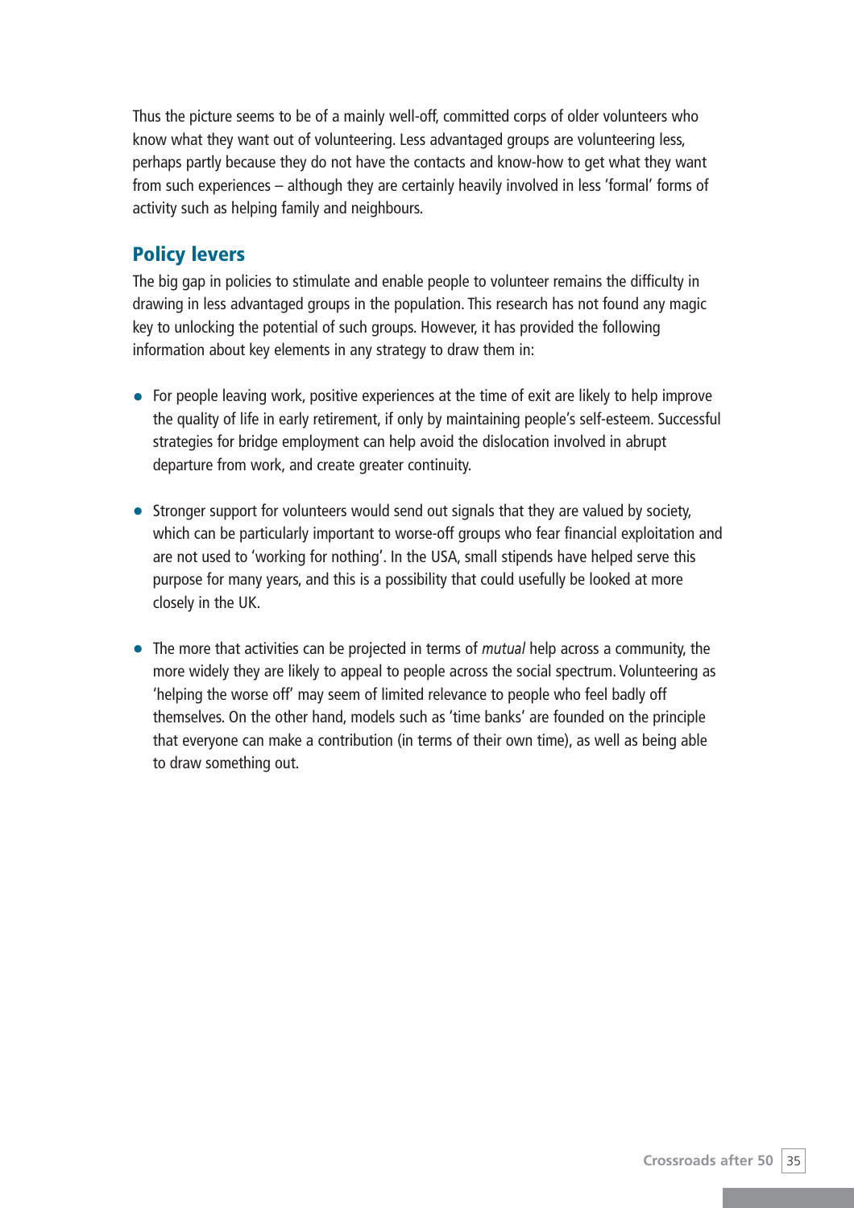Thus the picture seems to be of a mainly well-off, committed corps of older volunteers who know what they want out of volunteering. Less advantaged groups are volunteering less, perhaps partly because they do not have the contacts and know-how to get what they want from such experiences – although they are certainly heavily involved in less 'formal' forms of activity such as helping family and neighbours.

## Policy levers

The big gap in policies to stimulate and enable people to volunteer remains the difficulty in drawing in less advantaged groups in the population. This research has not found any magic key to unlocking the potential of such groups. However, it has provided the following information about key elements in any strategy to draw them in:

- For people leaving work, positive experiences at the time of exit are likely to help improve the quality of life in early retirement, if only by maintaining people's self-esteem. Successful strategies for bridge employment can help avoid the dislocation involved in abrupt departure from work, and create greater continuity.

- Stronger support for volunteers would send out signals that they are valued by society, which can be particularly important to worse-off groups who fear financial exploitation and are not used to 'working for nothing'. In the USA, small stipends have helped serve this purpose for many years, and this is a possibility that could usefully be looked at more closely in the UK.

- The more that activities can be projected in terms of *mutual* help across a community, the more widely they are likely to appeal to people across the social spectrum. Volunteering as 'helping the worse off' may seem of limited relevance to people who feel badly off themselves. On the other hand, models such as 'time banks' are founded on the principle that everyone can make a contribution (in terms of their own time), as well as being able to draw something out.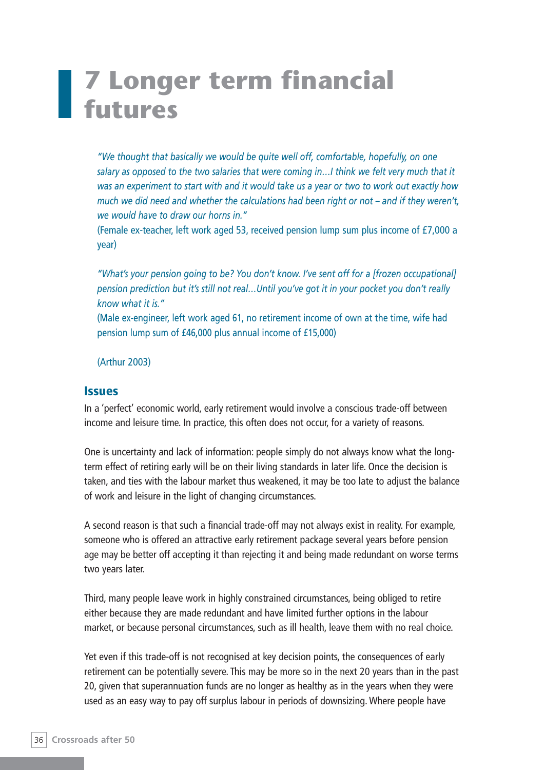# 7 Longer term financial futures

*"We thought that basically we would be quite well off, comfortable, hopefully, on one salary as opposed to the two salaries that were coming in…I think we felt very much that it was an experiment to start with and it would take us a year or two to work out exactly how much we did need and whether the calculations had been right or not – and if they weren't, we would have to draw our horns in."*

(Female ex-teacher, left work aged 53, received pension lump sum plus income of £7,000 a year)

*"What's your pension going to be? You don't know. I've sent off for a [frozen occupational] pension prediction but it's still not real…Until you've got it in your pocket you don't really know what it is."*

(Male ex-engineer, left work aged 61, no retirement income of own at the time, wife had pension lump sum of £46,000 plus annual income of £15,000)

(Arthur 2003)

## Issues

In a 'perfect' economic world, early retirement would involve a conscious trade-off between income and leisure time. In practice, this often does not occur, for a variety of reasons.

One is uncertainty and lack of information: people simply do not always know what the long-term effect of retiring early will be on their living standards in later life. Once the decision is taken, and ties with the labour market thus weakened, it may be too late to adjust the balance of work and leisure in the light of changing circumstances.

A second reason is that such a financial trade-off may not always exist in reality. For example, someone who is offered an attractive early retirement package several years before pension age may be better off accepting it than rejecting it and being made redundant on worse terms two years later.

Third, many people leave work in highly constrained circumstances, being obliged to retire either because they are made redundant and have limited further options in the labour market, or because personal circumstances, such as ill health, leave them with no real choice.

Yet even if this trade-off is not recognised at key decision points, the consequences of early retirement can be potentially severe. This may be more so in the next 20 years than in the past 20, given that superannuation funds are no longer as healthy as in the years when they were used as an easy way to pay off surplus labour in periods of downsizing. Where people have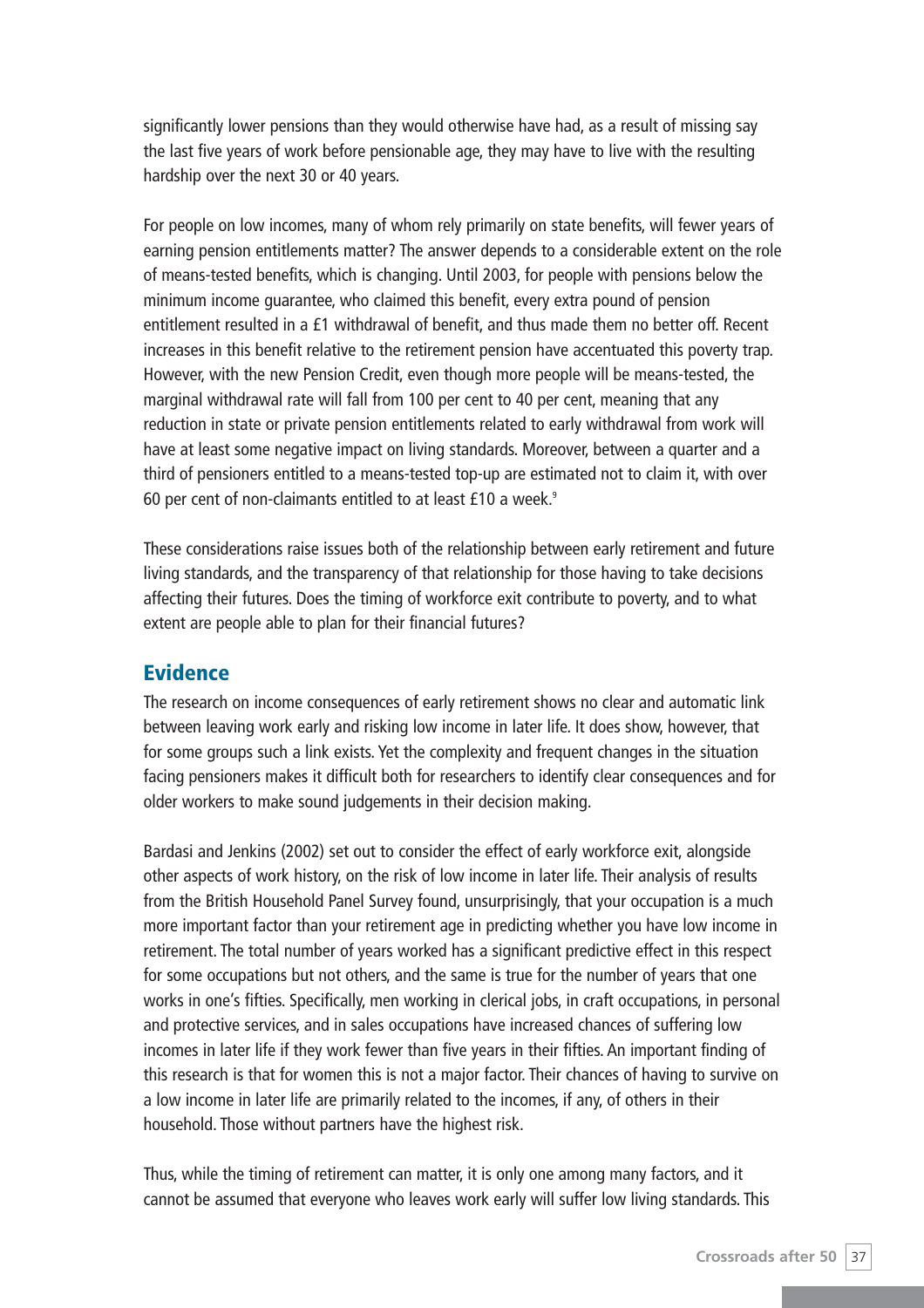significantly lower pensions than they would otherwise have had, as a result of missing say the last five years of work before pensionable age, they may have to live with the resulting hardship over the next 30 or 40 years.

For people on low incomes, many of whom rely primarily on state benefits, will fewer years of earning pension entitlements matter? The answer depends to a considerable extent on the role of means-tested benefits, which is changing. Until 2003, for people with pensions below the minimum income guarantee, who claimed this benefit, every extra pound of pension entitlement resulted in a £1 withdrawal of benefit, and thus made them no better off. Recent increases in this benefit relative to the retirement pension have accentuated this poverty trap. However, with the new Pension Credit, even though more people will be means-tested, the marginal withdrawal rate will fall from 100 per cent to 40 per cent, meaning that any reduction in state or private pension entitlements related to early withdrawal from work will have at least some negative impact on living standards. Moreover, between a quarter and a third of pensioners entitled to a means-tested top-up are estimated not to claim it, with over 60 per cent of non-claimants entitled to at least £10 a week.[9]

These considerations raise issues both of the relationship between early retirement and future living standards, and the transparency of that relationship for those having to take decisions affecting their futures. Does the timing of workforce exit contribute to poverty, and to what extent are people able to plan for their financial futures?

## Evidence

The research on income consequences of early retirement shows no clear and automatic link between leaving work early and risking low income in later life. It does show, however, that for some groups such a link exists. Yet the complexity and frequent changes in the situation facing pensioners makes it difficult both for researchers to identify clear consequences and for older workers to make sound judgements in their decision making.

Bardasi and Jenkins (2002) set out to consider the effect of early workforce exit, alongside other aspects of work history, on the risk of low income in later life. Their analysis of results from the British Household Panel Survey found, unsurprisingly, that your occupation is a much more important factor than your retirement age in predicting whether you have low income in retirement. The total number of years worked has a significant predictive effect in this respect for some occupations but not others, and the same is true for the number of years that one works in one's fifties. Specifically, men working in clerical jobs, in craft occupations, in personal and protective services, and in sales occupations have increased chances of suffering low incomes in later life if they work fewer than five years in their fifties. An important finding of this research is that for women this is not a major factor. Their chances of having to survive on a low income in later life are primarily related to the incomes, if any, of others in their household. Those without partners have the highest risk.

Thus, while the timing of retirement can matter, it is only one among many factors, and it cannot be assumed that everyone who leaves work early will suffer low living standards. This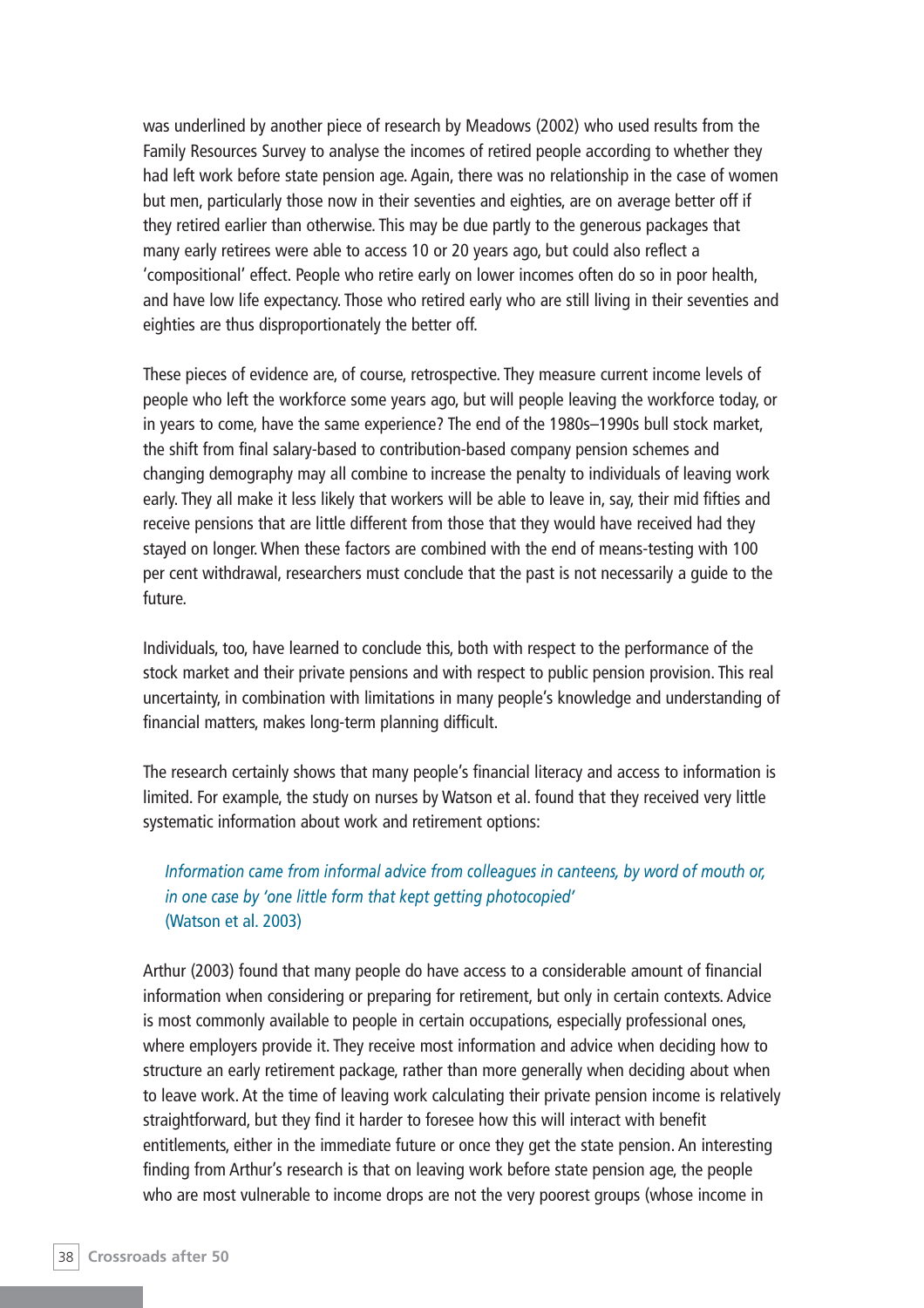was underlined by another piece of research by Meadows (2002) who used results from the Family Resources Survey to analyse the incomes of retired people according to whether they had left work before state pension age. Again, there was no relationship in the case of women but men, particularly those now in their seventies and eighties, are on average better off if they retired earlier than otherwise. This may be due partly to the generous packages that many early retirees were able to access 10 or 20 years ago, but could also reflect a 'compositional' effect. People who retire early on lower incomes often do so in poor health, and have low life expectancy. Those who retired early who are still living in their seventies and eighties are thus disproportionately the better off.

These pieces of evidence are, of course, retrospective. They measure current income levels of people who left the workforce some years ago, but will people leaving the workforce today, or in years to come, have the same experience? The end of the 1980s–1990s bull stock market, the shift from final salary-based to contribution-based company pension schemes and changing demography may all combine to increase the penalty to individuals of leaving work early. They all make it less likely that workers will be able to leave in, say, their mid fifties and receive pensions that are little different from those that they would have received had they stayed on longer. When these factors are combined with the end of means-testing with 100 per cent withdrawal, researchers must conclude that the past is not necessarily a guide to the future.

Individuals, too, have learned to conclude this, both with respect to the performance of the stock market and their private pensions and with respect to public pension provision. This real uncertainty, in combination with limitations in many people's knowledge and understanding of financial matters, makes long-term planning difficult.

The research certainly shows that many people's financial literacy and access to information is limited. For example, the study on nurses by Watson et al. found that they received very little systematic information about work and retirement options:

> *Information came from informal advice from colleagues in canteens, by word of mouth or, in one case by 'one little form that kept getting photocopied'*
> (Watson et al. 2003)

Arthur (2003) found that many people do have access to a considerable amount of financial information when considering or preparing for retirement, but only in certain contexts. Advice is most commonly available to people in certain occupations, especially professional ones, where employers provide it. They receive most information and advice when deciding how to structure an early retirement package, rather than more generally when deciding about when to leave work. At the time of leaving work calculating their private pension income is relatively straightforward, but they find it harder to foresee how this will interact with benefit entitlements, either in the immediate future or once they get the state pension. An interesting finding from Arthur's research is that on leaving work before state pension age, the people who are most vulnerable to income drops are not the very poorest groups (whose income in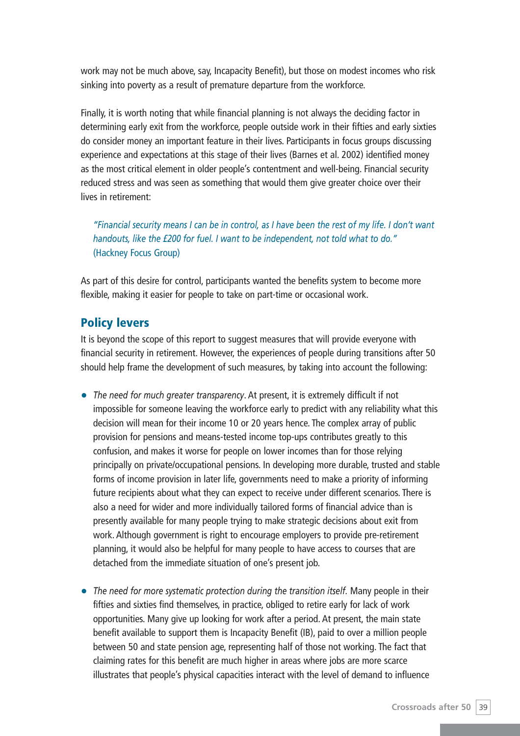work may not be much above, say, Incapacity Benefit), but those on modest incomes who risk sinking into poverty as a result of premature departure from the workforce.

Finally, it is worth noting that while financial planning is not always the deciding factor in determining early exit from the workforce, people outside work in their fifties and early sixties do consider money an important feature in their lives. Participants in focus groups discussing experience and expectations at this stage of their lives (Barnes et al. 2002) identified money as the most critical element in older people's contentment and well-being. Financial security reduced stress and was seen as something that would them give greater choice over their lives in retirement:

> *"Financial security means I can be in control, as I have been the rest of my life. I don't want handouts, like the £200 for fuel. I want to be independent, not told what to do."*
> (Hackney Focus Group)

As part of this desire for control, participants wanted the benefits system to become more flexible, making it easier for people to take on part-time or occasional work.

## Policy levers

It is beyond the scope of this report to suggest measures that will provide everyone with financial security in retirement. However, the experiences of people during transitions after 50 should help frame the development of such measures, by taking into account the following:

- *The need for much greater transparency*. At present, it is extremely difficult if not impossible for someone leaving the workforce early to predict with any reliability what this decision will mean for their income 10 or 20 years hence. The complex array of public provision for pensions and means-tested income top-ups contributes greatly to this confusion, and makes it worse for people on lower incomes than for those relying principally on private/occupational pensions. In developing more durable, trusted and stable forms of income provision in later life, governments need to make a priority of informing future recipients about what they can expect to receive under different scenarios. There is also a need for wider and more individually tailored forms of financial advice than is presently available for many people trying to make strategic decisions about exit from work. Although government is right to encourage employers to provide pre-retirement planning, it would also be helpful for many people to have access to courses that are detached from the immediate situation of one's present job.

- *The need for more systematic protection during the transition itself.* Many people in their fifties and sixties find themselves, in practice, obliged to retire early for lack of work opportunities. Many give up looking for work after a period. At present, the main state benefit available to support them is Incapacity Benefit (IB), paid to over a million people between 50 and state pension age, representing half of those not working. The fact that claiming rates for this benefit are much higher in areas where jobs are more scarce illustrates that people's physical capacities interact with the level of demand to influence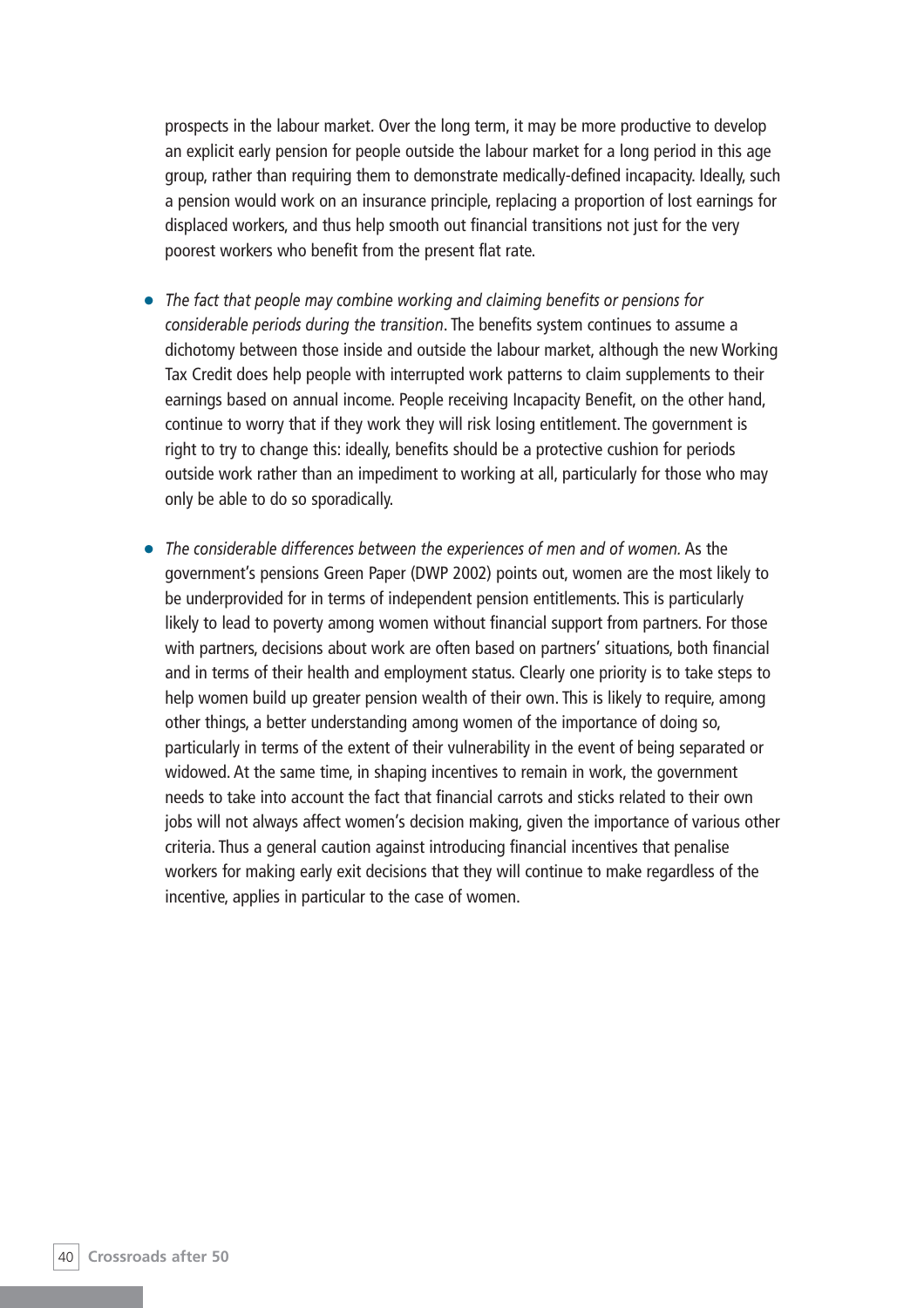prospects in the labour market. Over the long term, it may be more productive to develop an explicit early pension for people outside the labour market for a long period in this age group, rather than requiring them to demonstrate medically-defined incapacity. Ideally, such a pension would work on an insurance principle, replacing a proportion of lost earnings for displaced workers, and thus help smooth out financial transitions not just for the very poorest workers who benefit from the present flat rate.

- *The fact that people may combine working and claiming benefits or pensions for considerable periods during the transition*. The benefits system continues to assume a dichotomy between those inside and outside the labour market, although the new Working Tax Credit does help people with interrupted work patterns to claim supplements to their earnings based on annual income. People receiving Incapacity Benefit, on the other hand, continue to worry that if they work they will risk losing entitlement. The government is right to try to change this: ideally, benefits should be a protective cushion for periods outside work rather than an impediment to working at all, particularly for those who may only be able to do so sporadically.

- *The considerable differences between the experiences of men and of women.* As the government's pensions Green Paper (DWP 2002) points out, women are the most likely to be underprovided for in terms of independent pension entitlements. This is particularly likely to lead to poverty among women without financial support from partners. For those with partners, decisions about work are often based on partners' situations, both financial and in terms of their health and employment status. Clearly one priority is to take steps to help women build up greater pension wealth of their own. This is likely to require, among other things, a better understanding among women of the importance of doing so, particularly in terms of the extent of their vulnerability in the event of being separated or widowed. At the same time, in shaping incentives to remain in work, the government needs to take into account the fact that financial carrots and sticks related to their own jobs will not always affect women's decision making, given the importance of various other criteria. Thus a general caution against introducing financial incentives that penalise workers for making early exit decisions that they will continue to make regardless of the incentive, applies in particular to the case of women.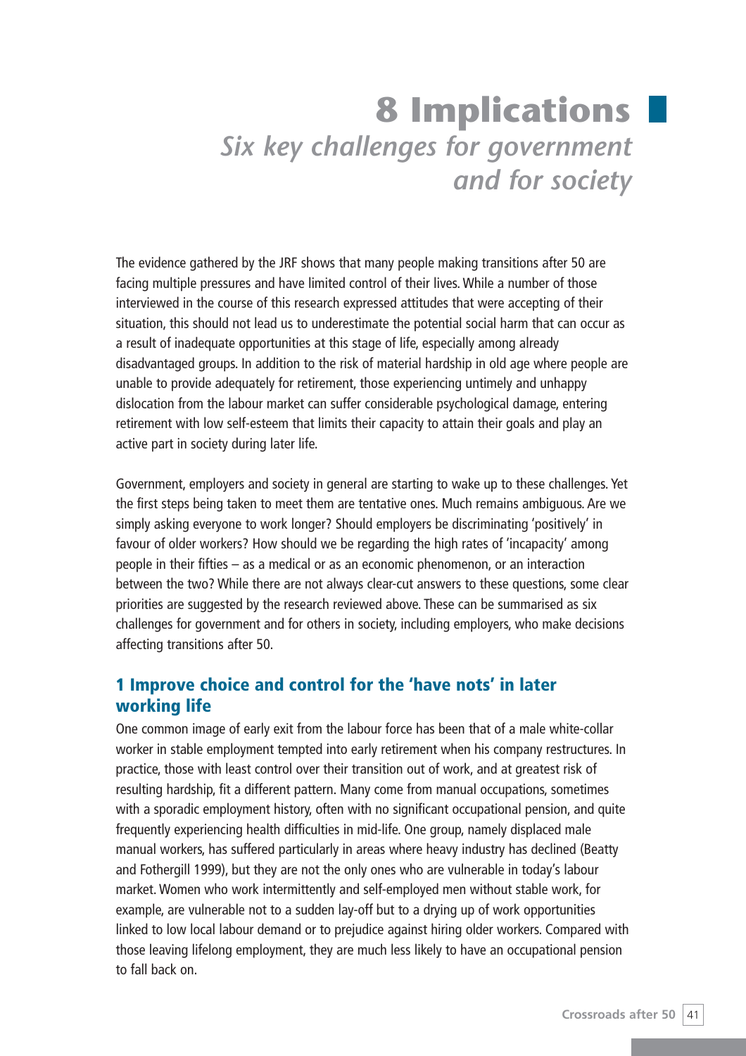# 8 Implications

## *Six key challenges for government and for society*

The evidence gathered by the JRF shows that many people making transitions after 50 are facing multiple pressures and have limited control of their lives. While a number of those interviewed in the course of this research expressed attitudes that were accepting of their situation, this should not lead us to underestimate the potential social harm that can occur as a result of inadequate opportunities at this stage of life, especially among already disadvantaged groups. In addition to the risk of material hardship in old age where people are unable to provide adequately for retirement, those experiencing untimely and unhappy dislocation from the labour market can suffer considerable psychological damage, entering retirement with low self-esteem that limits their capacity to attain their goals and play an active part in society during later life.

Government, employers and society in general are starting to wake up to these challenges. Yet the first steps being taken to meet them are tentative ones. Much remains ambiguous. Are we simply asking everyone to work longer? Should employers be discriminating 'positively' in favour of older workers? How should we be regarding the high rates of 'incapacity' among people in their fifties – as a medical or as an economic phenomenon, or an interaction between the two? While there are not always clear-cut answers to these questions, some clear priorities are suggested by the research reviewed above. These can be summarised as six challenges for government and for others in society, including employers, who make decisions affecting transitions after 50.

### 1 Improve choice and control for the 'have nots' in later working life

One common image of early exit from the labour force has been that of a male white-collar worker in stable employment tempted into early retirement when his company restructures. In practice, those with least control over their transition out of work, and at greatest risk of resulting hardship, fit a different pattern. Many come from manual occupations, sometimes with a sporadic employment history, often with no significant occupational pension, and quite frequently experiencing health difficulties in mid-life. One group, namely displaced male manual workers, has suffered particularly in areas where heavy industry has declined (Beatty and Fothergill 1999), but they are not the only ones who are vulnerable in today's labour market. Women who work intermittently and self-employed men without stable work, for example, are vulnerable not to a sudden lay-off but to a drying up of work opportunities linked to low local labour demand or to prejudice against hiring older workers. Compared with those leaving lifelong employment, they are much less likely to have an occupational pension to fall back on.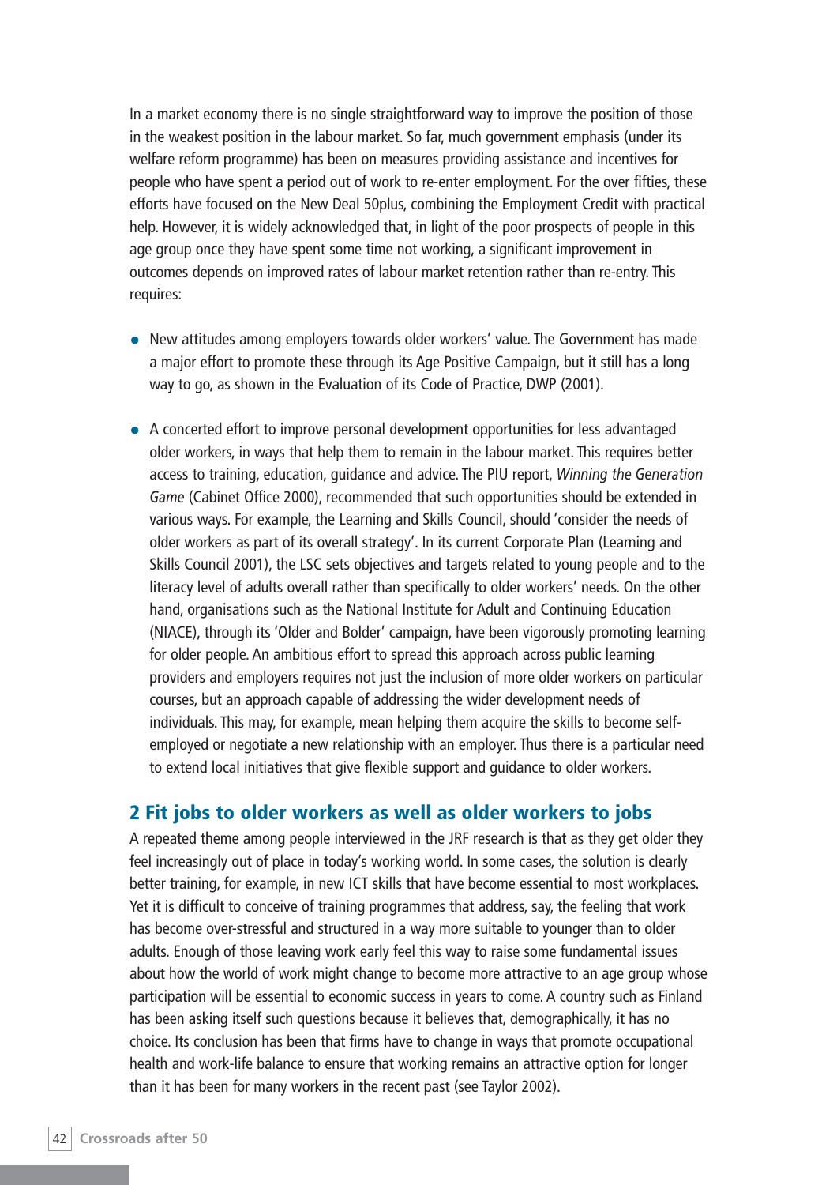In a market economy there is no single straightforward way to improve the position of those in the weakest position in the labour market. So far, much government emphasis (under its welfare reform programme) has been on measures providing assistance and incentives for people who have spent a period out of work to re-enter employment. For the over fifties, these efforts have focused on the New Deal 50plus, combining the Employment Credit with practical help. However, it is widely acknowledged that, in light of the poor prospects of people in this age group once they have spent some time not working, a significant improvement in outcomes depends on improved rates of labour market retention rather than re-entry. This requires:

- New attitudes among employers towards older workers' value. The Government has made a major effort to promote these through its Age Positive Campaign, but it still has a long way to go, as shown in the Evaluation of its Code of Practice, DWP (2001).
- A concerted effort to improve personal development opportunities for less advantaged older workers, in ways that help them to remain in the labour market. This requires better access to training, education, guidance and advice. The PIU report, *Winning the Generation Game* (Cabinet Office 2000), recommended that such opportunities should be extended in various ways. For example, the Learning and Skills Council, should 'consider the needs of older workers as part of its overall strategy'. In its current Corporate Plan (Learning and Skills Council 2001), the LSC sets objectives and targets related to young people and to the literacy level of adults overall rather than specifically to older workers' needs. On the other hand, organisations such as the National Institute for Adult and Continuing Education (NIACE), through its 'Older and Bolder' campaign, have been vigorously promoting learning for older people. An ambitious effort to spread this approach across public learning providers and employers requires not just the inclusion of more older workers on particular courses, but an approach capable of addressing the wider development needs of individuals. This may, for example, mean helping them acquire the skills to become self-employed or negotiate a new relationship with an employer. Thus there is a particular need to extend local initiatives that give flexible support and guidance to older workers.

## 2 Fit jobs to older workers as well as older workers to jobs

A repeated theme among people interviewed in the JRF research is that as they get older they feel increasingly out of place in today's working world. In some cases, the solution is clearly better training, for example, in new ICT skills that have become essential to most workplaces. Yet it is difficult to conceive of training programmes that address, say, the feeling that work has become over-stressful and structured in a way more suitable to younger than to older adults. Enough of those leaving work early feel this way to raise some fundamental issues about how the world of work might change to become more attractive to an age group whose participation will be essential to economic success in years to come. A country such as Finland has been asking itself such questions because it believes that, demographically, it has no choice. Its conclusion has been that firms have to change in ways that promote occupational health and work-life balance to ensure that working remains an attractive option for longer than it has been for many workers in the recent past (see Taylor 2002).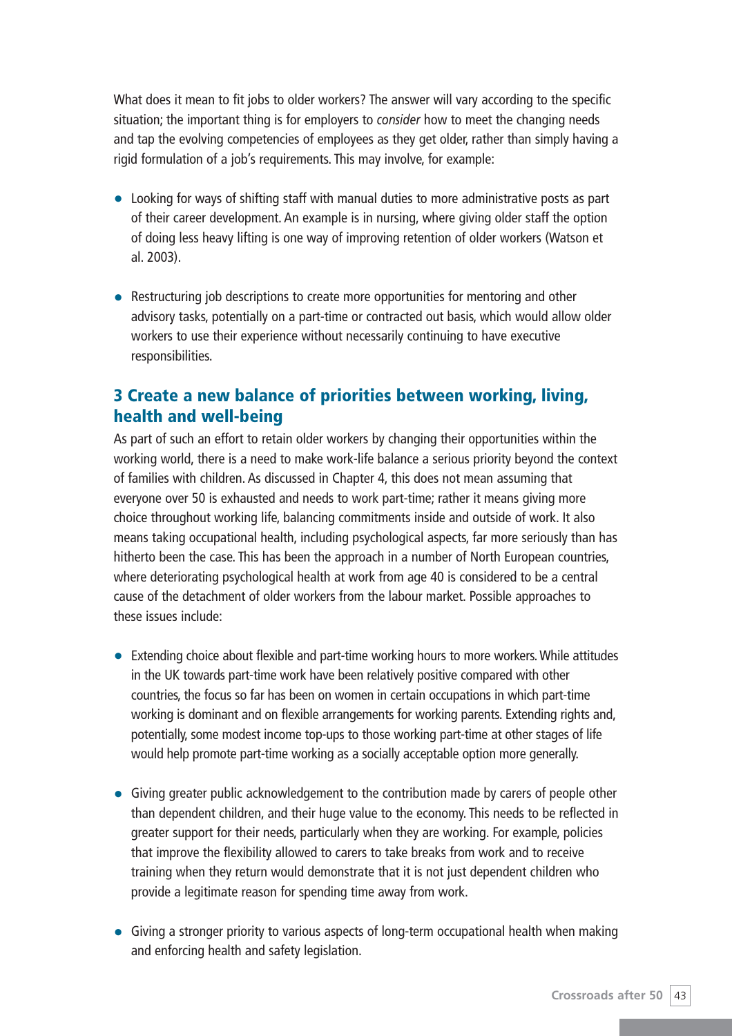What does it mean to fit jobs to older workers? The answer will vary according to the specific situation; the important thing is for employers to *consider* how to meet the changing needs and tap the evolving competencies of employees as they get older, rather than simply having a rigid formulation of a job's requirements. This may involve, for example:

- Looking for ways of shifting staff with manual duties to more administrative posts as part of their career development. An example is in nursing, where giving older staff the option of doing less heavy lifting is one way of improving retention of older workers (Watson et al. 2003).

- Restructuring job descriptions to create more opportunities for mentoring and other advisory tasks, potentially on a part-time or contracted out basis, which would allow older workers to use their experience without necessarily continuing to have executive responsibilities.

## 3 Create a new balance of priorities between working, living, health and well-being

As part of such an effort to retain older workers by changing their opportunities within the working world, there is a need to make work-life balance a serious priority beyond the context of families with children. As discussed in Chapter 4, this does not mean assuming that everyone over 50 is exhausted and needs to work part-time; rather it means giving more choice throughout working life, balancing commitments inside and outside of work. It also means taking occupational health, including psychological aspects, far more seriously than has hitherto been the case. This has been the approach in a number of North European countries, where deteriorating psychological health at work from age 40 is considered to be a central cause of the detachment of older workers from the labour market. Possible approaches to these issues include:

- Extending choice about flexible and part-time working hours to more workers. While attitudes in the UK towards part-time work have been relatively positive compared with other countries, the focus so far has been on women in certain occupations in which part-time working is dominant and on flexible arrangements for working parents. Extending rights and, potentially, some modest income top-ups to those working part-time at other stages of life would help promote part-time working as a socially acceptable option more generally.

- Giving greater public acknowledgement to the contribution made by carers of people other than dependent children, and their huge value to the economy. This needs to be reflected in greater support for their needs, particularly when they are working. For example, policies that improve the flexibility allowed to carers to take breaks from work and to receive training when they return would demonstrate that it is not just dependent children who provide a legitimate reason for spending time away from work.

- Giving a stronger priority to various aspects of long-term occupational health when making and enforcing health and safety legislation.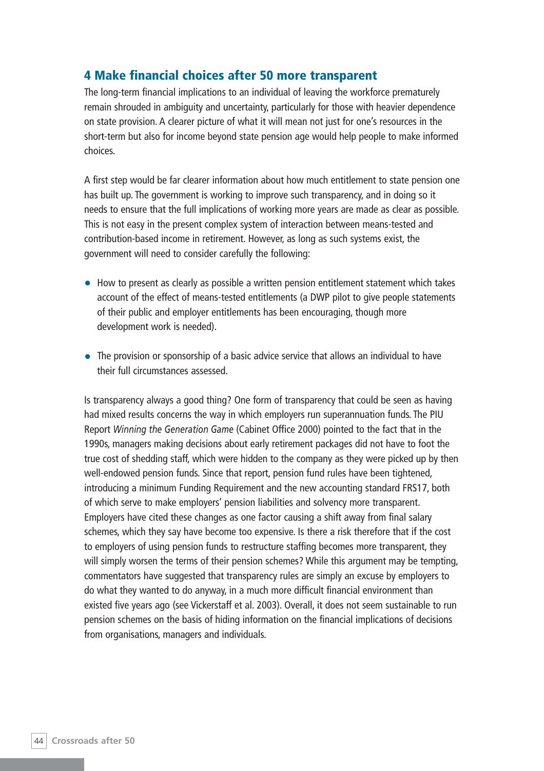## 4 Make financial choices after 50 more transparent

The long-term financial implications to an individual of leaving the workforce prematurely remain shrouded in ambiguity and uncertainty, particularly for those with heavier dependence on state provision. A clearer picture of what it will mean not just for one's resources in the short-term but also for income beyond state pension age would help people to make informed choices.

A first step would be far clearer information about how much entitlement to state pension one has built up. The government is working to improve such transparency, and in doing so it needs to ensure that the full implications of working more years are made as clear as possible. This is not easy in the present complex system of interaction between means-tested and contribution-based income in retirement. However, as long as such systems exist, the government will need to consider carefully the following:

- How to present as clearly as possible a written pension entitlement statement which takes account of the effect of means-tested entitlements (a DWP pilot to give people statements of their public and employer entitlements has been encouraging, though more development work is needed).
- The provision or sponsorship of a basic advice service that allows an individual to have their full circumstances assessed.

Is transparency always a good thing? One form of transparency that could be seen as having had mixed results concerns the way in which employers run superannuation funds. The PIU Report *Winning the Generation Game* (Cabinet Office 2000) pointed to the fact that in the 1990s, managers making decisions about early retirement packages did not have to foot the true cost of shedding staff, which were hidden to the company as they were picked up by then well-endowed pension funds. Since that report, pension fund rules have been tightened, introducing a minimum Funding Requirement and the new accounting standard FRS17, both of which serve to make employers' pension liabilities and solvency more transparent. Employers have cited these changes as one factor causing a shift away from final salary schemes, which they say have become too expensive. Is there a risk therefore that if the cost to employers of using pension funds to restructure staffing becomes more transparent, they will simply worsen the terms of their pension schemes? While this argument may be tempting, commentators have suggested that transparency rules are simply an excuse by employers to do what they wanted to do anyway, in a much more difficult financial environment than existed five years ago (see Vickerstaff et al. 2003). Overall, it does not seem sustainable to run pension schemes on the basis of hiding information on the financial implications of decisions from organisations, managers and individuals.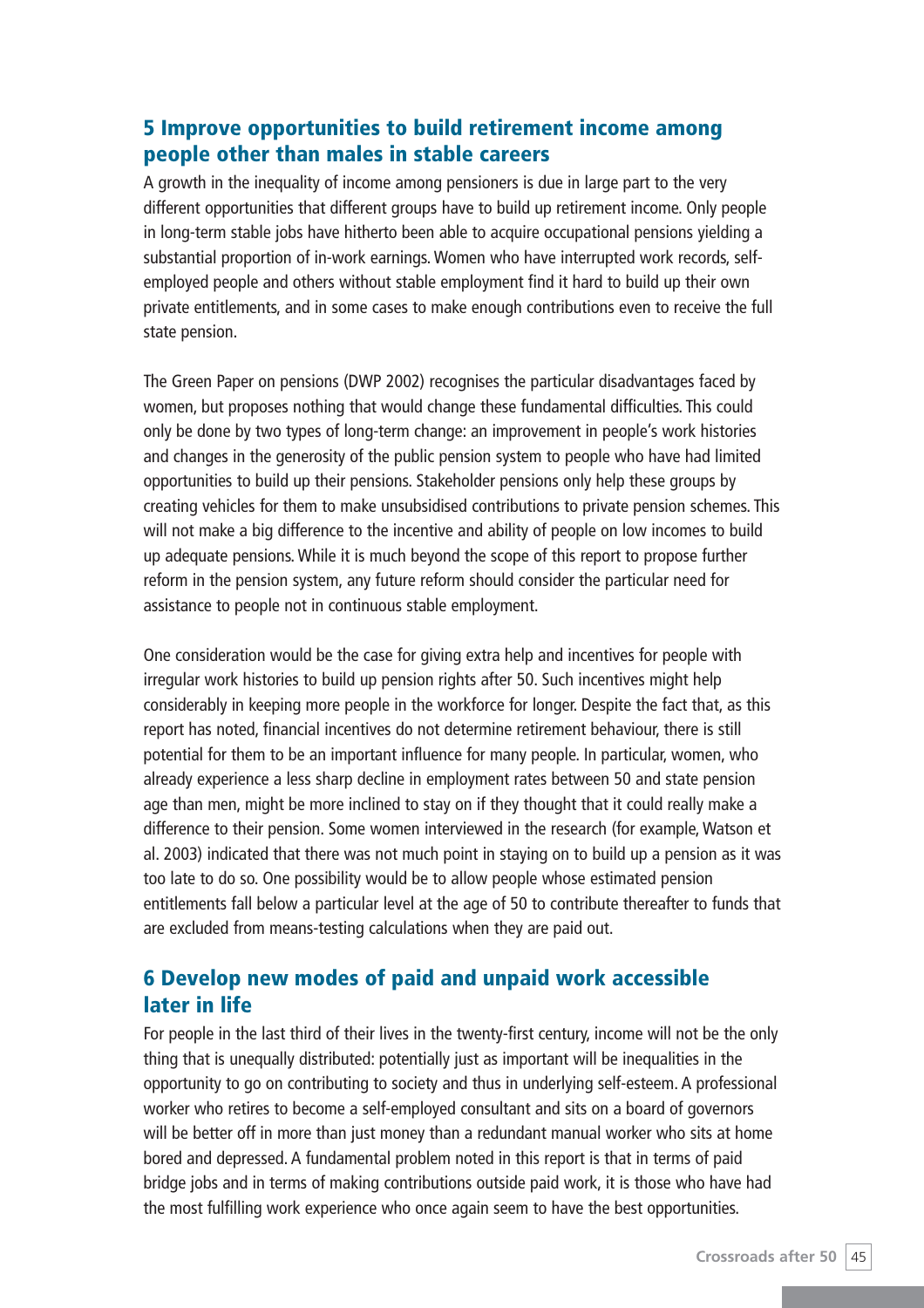## 5 Improve opportunities to build retirement income among people other than males in stable careers

A growth in the inequality of income among pensioners is due in large part to the very different opportunities that different groups have to build up retirement income. Only people in long-term stable jobs have hitherto been able to acquire occupational pensions yielding a substantial proportion of in-work earnings. Women who have interrupted work records, self-employed people and others without stable employment find it hard to build up their own private entitlements, and in some cases to make enough contributions even to receive the full state pension.

The Green Paper on pensions (DWP 2002) recognises the particular disadvantages faced by women, but proposes nothing that would change these fundamental difficulties. This could only be done by two types of long-term change: an improvement in people's work histories and changes in the generosity of the public pension system to people who have had limited opportunities to build up their pensions. Stakeholder pensions only help these groups by creating vehicles for them to make unsubsidised contributions to private pension schemes. This will not make a big difference to the incentive and ability of people on low incomes to build up adequate pensions. While it is much beyond the scope of this report to propose further reform in the pension system, any future reform should consider the particular need for assistance to people not in continuous stable employment.

One consideration would be the case for giving extra help and incentives for people with irregular work histories to build up pension rights after 50. Such incentives might help considerably in keeping more people in the workforce for longer. Despite the fact that, as this report has noted, financial incentives do not determine retirement behaviour, there is still potential for them to be an important influence for many people. In particular, women, who already experience a less sharp decline in employment rates between 50 and state pension age than men, might be more inclined to stay on if they thought that it could really make a difference to their pension. Some women interviewed in the research (for example, Watson et al. 2003) indicated that there was not much point in staying on to build up a pension as it was too late to do so. One possibility would be to allow people whose estimated pension entitlements fall below a particular level at the age of 50 to contribute thereafter to funds that are excluded from means-testing calculations when they are paid out.

## 6 Develop new modes of paid and unpaid work accessible later in life

For people in the last third of their lives in the twenty-first century, income will not be the only thing that is unequally distributed: potentially just as important will be inequalities in the opportunity to go on contributing to society and thus in underlying self-esteem. A professional worker who retires to become a self-employed consultant and sits on a board of governors will be better off in more than just money than a redundant manual worker who sits at home bored and depressed. A fundamental problem noted in this report is that in terms of paid bridge jobs and in terms of making contributions outside paid work, it is those who have had the most fulfilling work experience who once again seem to have the best opportunities.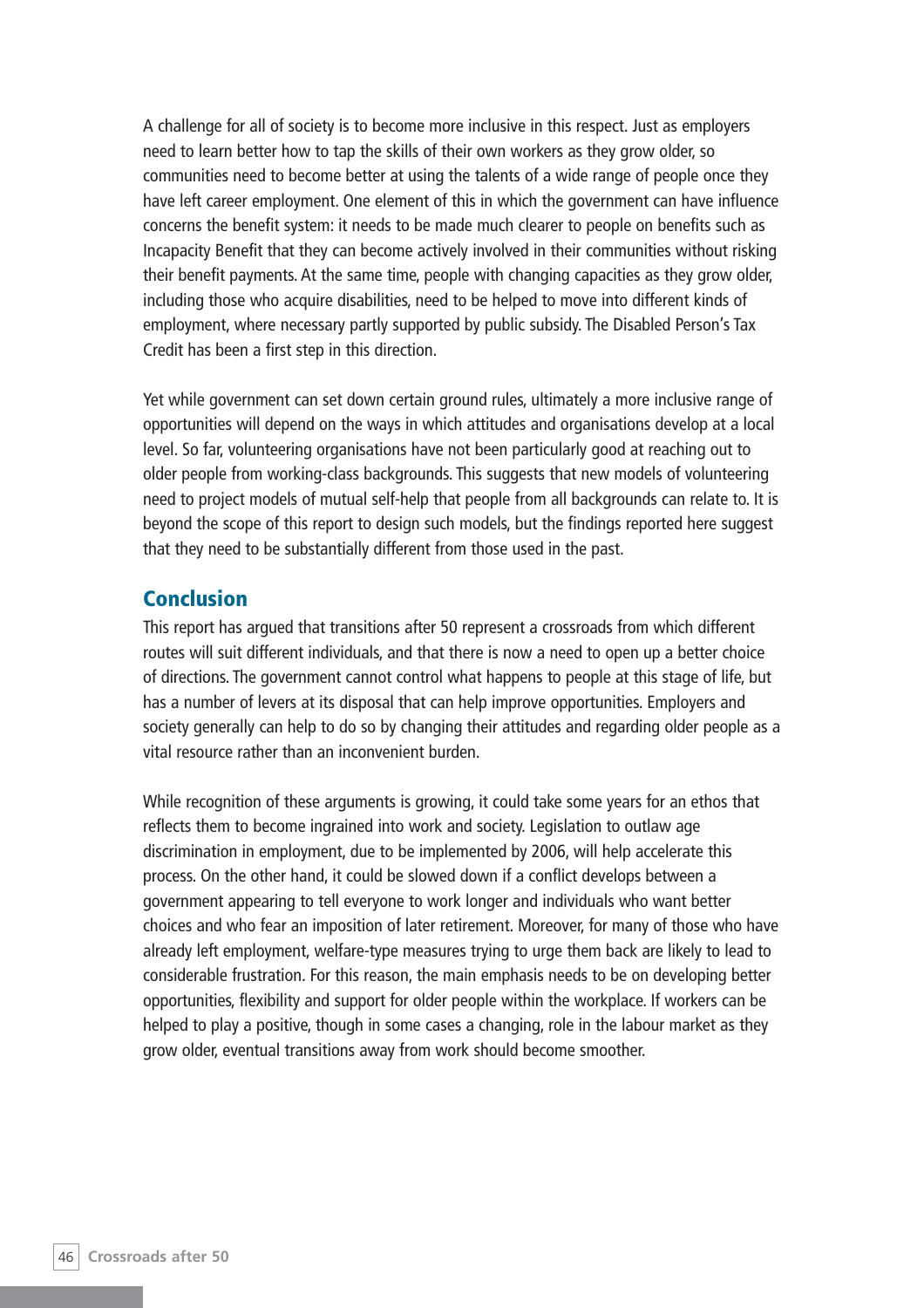A challenge for all of society is to become more inclusive in this respect. Just as employers need to learn better how to tap the skills of their own workers as they grow older, so communities need to become better at using the talents of a wide range of people once they have left career employment. One element of this in which the government can have influence concerns the benefit system: it needs to be made much clearer to people on benefits such as Incapacity Benefit that they can become actively involved in their communities without risking their benefit payments. At the same time, people with changing capacities as they grow older, including those who acquire disabilities, need to be helped to move into different kinds of employment, where necessary partly supported by public subsidy. The Disabled Person's Tax Credit has been a first step in this direction.

Yet while government can set down certain ground rules, ultimately a more inclusive range of opportunities will depend on the ways in which attitudes and organisations develop at a local level. So far, volunteering organisations have not been particularly good at reaching out to older people from working-class backgrounds. This suggests that new models of volunteering need to project models of mutual self-help that people from all backgrounds can relate to. It is beyond the scope of this report to design such models, but the findings reported here suggest that they need to be substantially different from those used in the past.

## Conclusion

This report has argued that transitions after 50 represent a crossroads from which different routes will suit different individuals, and that there is now a need to open up a better choice of directions. The government cannot control what happens to people at this stage of life, but has a number of levers at its disposal that can help improve opportunities. Employers and society generally can help to do so by changing their attitudes and regarding older people as a vital resource rather than an inconvenient burden.

While recognition of these arguments is growing, it could take some years for an ethos that reflects them to become ingrained into work and society. Legislation to outlaw age discrimination in employment, due to be implemented by 2006, will help accelerate this process. On the other hand, it could be slowed down if a conflict develops between a government appearing to tell everyone to work longer and individuals who want better choices and who fear an imposition of later retirement. Moreover, for many of those who have already left employment, welfare-type measures trying to urge them back are likely to lead to considerable frustration. For this reason, the main emphasis needs to be on developing better opportunities, flexibility and support for older people within the workplace. If workers can be helped to play a positive, though in some cases a changing, role in the labour market as they grow older, eventual transitions away from work should become smoother.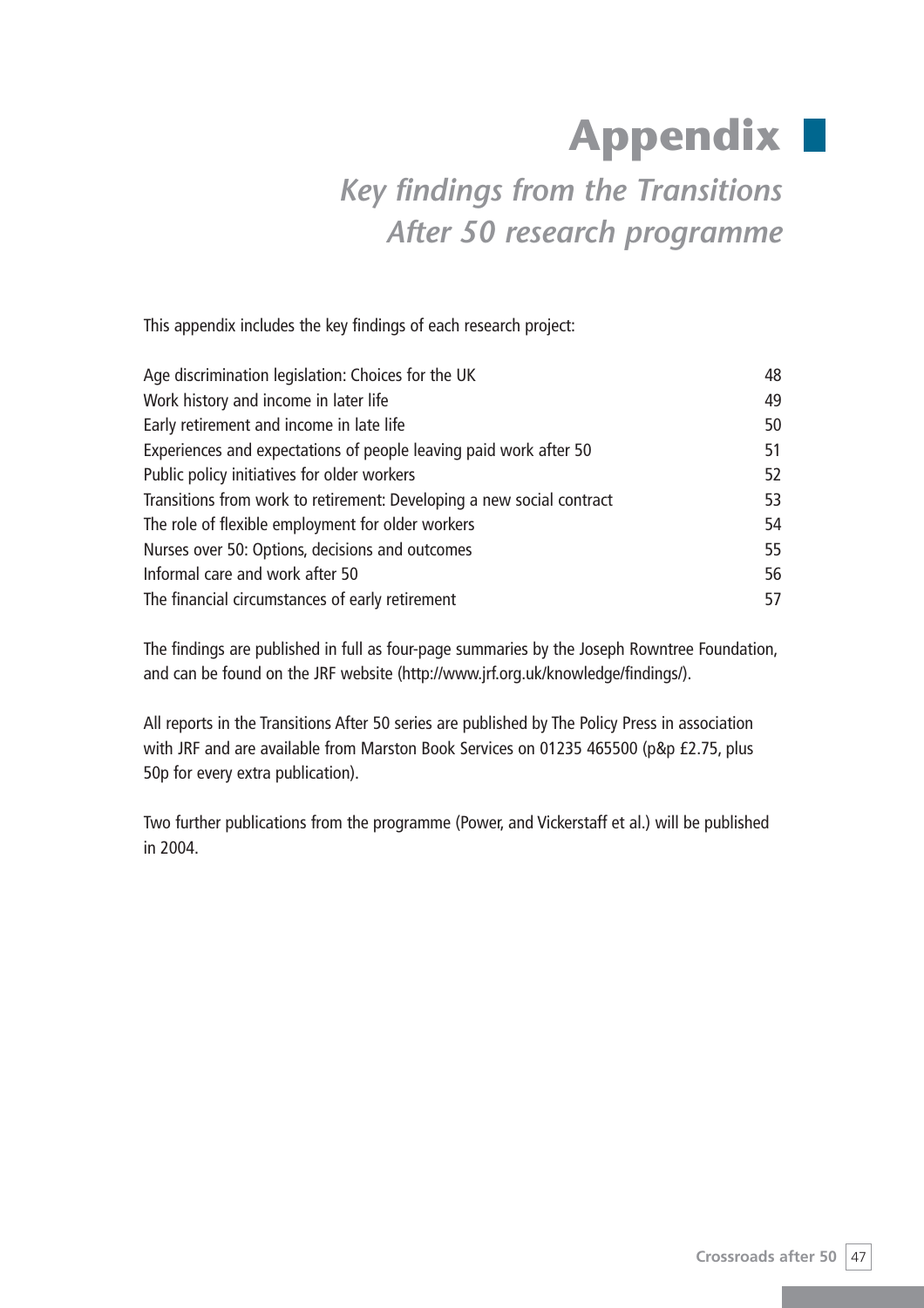# Appendix

## *Key findings from the Transitions After 50 research programme*

This appendix includes the key findings of each research project:

| | |
|---|---|
| Age discrimination legislation: Choices for the UK | 48 |
| Work history and income in later life | 49 |
| Early retirement and income in late life | 50 |
| Experiences and expectations of people leaving paid work after 50 | 51 |
| Public policy initiatives for older workers | 52 |
| Transitions from work to retirement: Developing a new social contract | 53 |
| The role of flexible employment for older workers | 54 |
| Nurses over 50: Options, decisions and outcomes | 55 |
| Informal care and work after 50 | 56 |
| The financial circumstances of early retirement | 57 |

The findings are published in full as four-page summaries by the Joseph Rowntree Foundation, and can be found on the JRF website (http://www.jrf.org.uk/knowledge/findings/).

All reports in the Transitions After 50 series are published by The Policy Press in association with JRF and are available from Marston Book Services on 01235 465500 (p&p £2.75, plus 50p for every extra publication).

Two further publications from the programme (Power, and Vickerstaff et al.) will be published in 2004.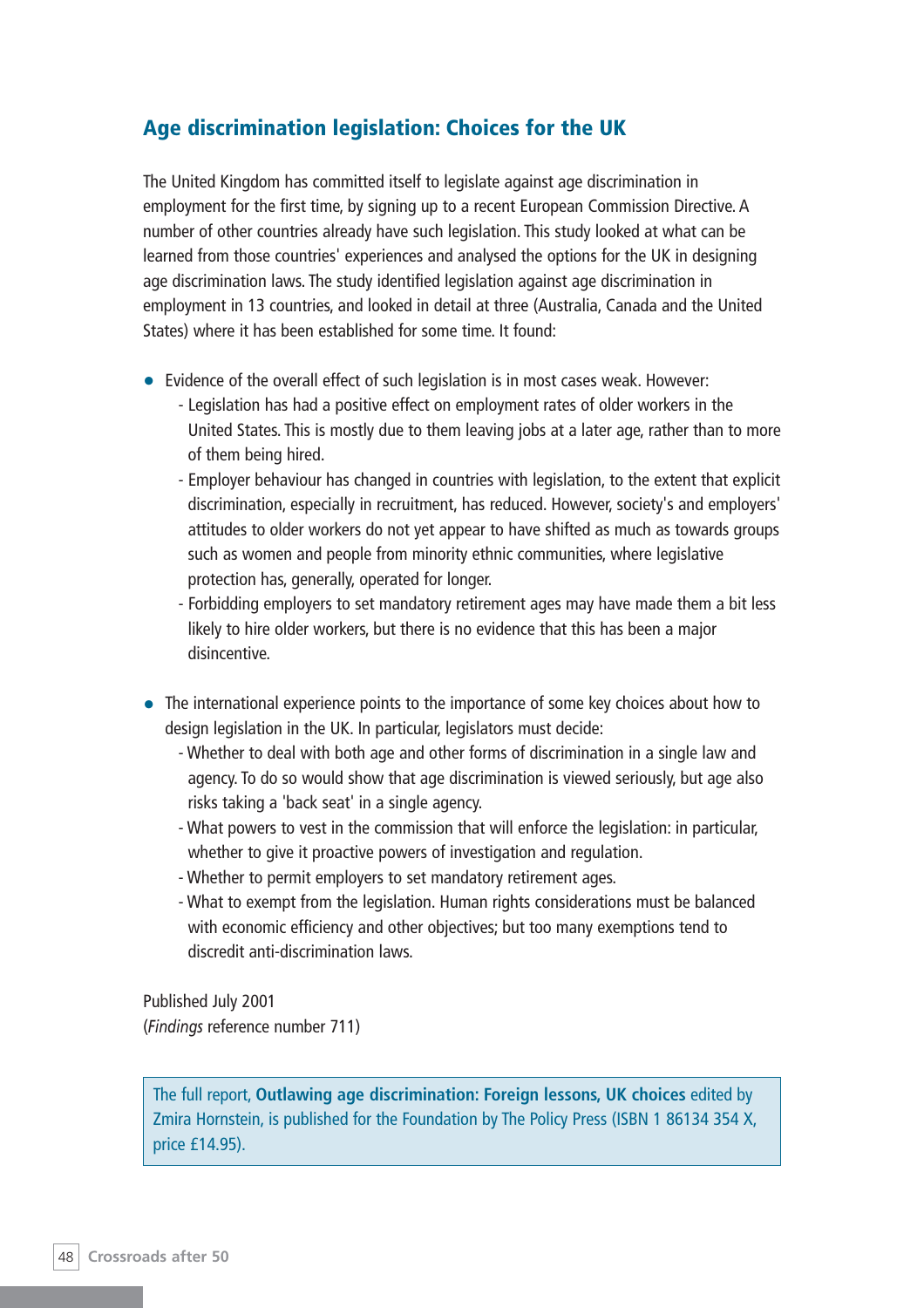## Age discrimination legislation: Choices for the UK

The United Kingdom has committed itself to legislate against age discrimination in employment for the first time, by signing up to a recent European Commission Directive. A number of other countries already have such legislation. This study looked at what can be learned from those countries' experiences and analysed the options for the UK in designing age discrimination laws. The study identified legislation against age discrimination in employment in 13 countries, and looked in detail at three (Australia, Canada and the United States) where it has been established for some time. It found:

- Evidence of the overall effect of such legislation is in most cases weak. However:
  - Legislation has had a positive effect on employment rates of older workers in the United States. This is mostly due to them leaving jobs at a later age, rather than to more of them being hired.
  - Employer behaviour has changed in countries with legislation, to the extent that explicit discrimination, especially in recruitment, has reduced. However, society's and employers' attitudes to older workers do not yet appear to have shifted as much as towards groups such as women and people from minority ethnic communities, where legislative protection has, generally, operated for longer.
  - Forbidding employers to set mandatory retirement ages may have made them a bit less likely to hire older workers, but there is no evidence that this has been a major disincentive.

- The international experience points to the importance of some key choices about how to design legislation in the UK. In particular, legislators must decide:
  - Whether to deal with both age and other forms of discrimination in a single law and agency. To do so would show that age discrimination is viewed seriously, but age also risks taking a 'back seat' in a single agency.
  - What powers to vest in the commission that will enforce the legislation: in particular, whether to give it proactive powers of investigation and regulation.
  - Whether to permit employers to set mandatory retirement ages.
  - What to exempt from the legislation. Human rights considerations must be balanced with economic efficiency and other objectives; but too many exemptions tend to discredit anti-discrimination laws.

Published July 2001
(*Findings* reference number 711)

The full report, **Outlawing age discrimination: Foreign lessons, UK choices** edited by Zmira Hornstein, is published for the Foundation by The Policy Press (ISBN 1 86134 354 X, price £14.95).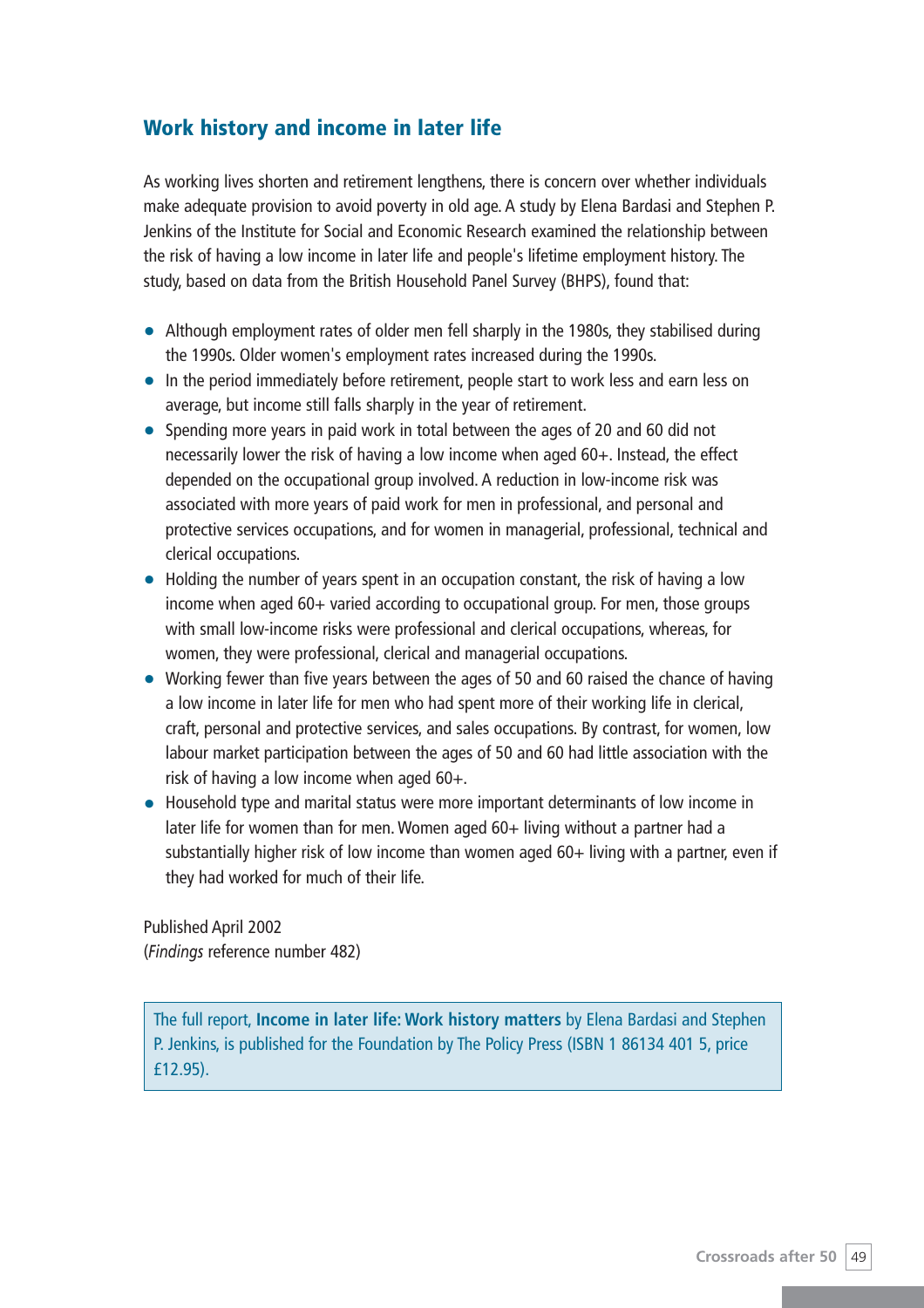## Work history and income in later life

As working lives shorten and retirement lengthens, there is concern over whether individuals make adequate provision to avoid poverty in old age. A study by Elena Bardasi and Stephen P. Jenkins of the Institute for Social and Economic Research examined the relationship between the risk of having a low income in later life and people's lifetime employment history. The study, based on data from the British Household Panel Survey (BHPS), found that:

- Although employment rates of older men fell sharply in the 1980s, they stabilised during the 1990s. Older women's employment rates increased during the 1990s.
- In the period immediately before retirement, people start to work less and earn less on average, but income still falls sharply in the year of retirement.
- Spending more years in paid work in total between the ages of 20 and 60 did not necessarily lower the risk of having a low income when aged 60+. Instead, the effect depended on the occupational group involved. A reduction in low-income risk was associated with more years of paid work for men in professional, and personal and protective services occupations, and for women in managerial, professional, technical and clerical occupations.
- Holding the number of years spent in an occupation constant, the risk of having a low income when aged 60+ varied according to occupational group. For men, those groups with small low-income risks were professional and clerical occupations, whereas, for women, they were professional, clerical and managerial occupations.
- Working fewer than five years between the ages of 50 and 60 raised the chance of having a low income in later life for men who had spent more of their working life in clerical, craft, personal and protective services, and sales occupations. By contrast, for women, low labour market participation between the ages of 50 and 60 had little association with the risk of having a low income when aged 60+.
- Household type and marital status were more important determinants of low income in later life for women than for men. Women aged 60+ living without a partner had a substantially higher risk of low income than women aged 60+ living with a partner, even if they had worked for much of their life.

Published April 2002
(*Findings* reference number 482)

The full report, **Income in later life: Work history matters** by Elena Bardasi and Stephen P. Jenkins, is published for the Foundation by The Policy Press (ISBN 1 86134 401 5, price £12.95).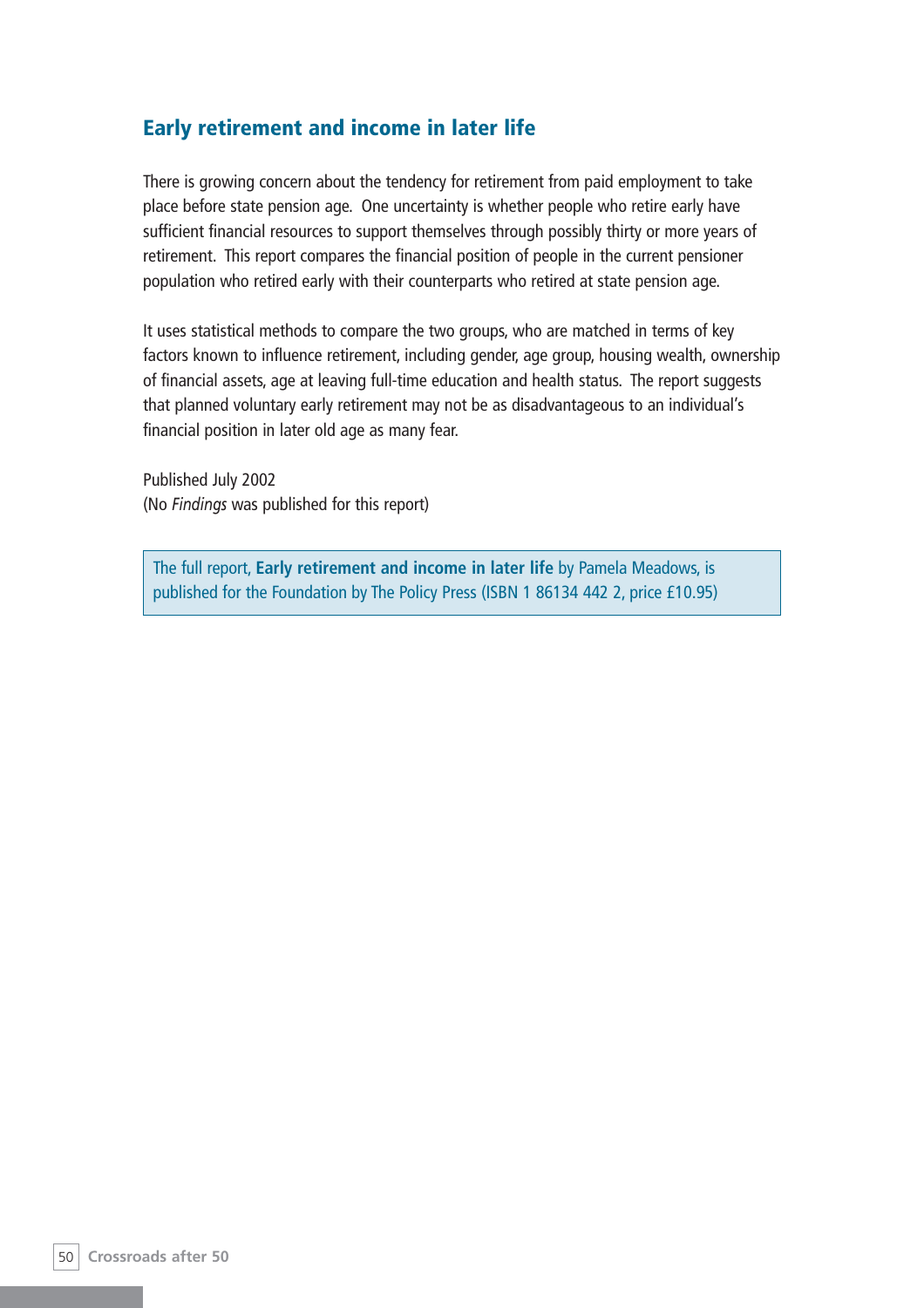## Early retirement and income in later life

There is growing concern about the tendency for retirement from paid employment to take place before state pension age. One uncertainty is whether people who retire early have sufficient financial resources to support themselves through possibly thirty or more years of retirement. This report compares the financial position of people in the current pensioner population who retired early with their counterparts who retired at state pension age.

It uses statistical methods to compare the two groups, who are matched in terms of key factors known to influence retirement, including gender, age group, housing wealth, ownership of financial assets, age at leaving full-time education and health status. The report suggests that planned voluntary early retirement may not be as disadvantageous to an individual's financial position in later old age as many fear.

Published July 2002
(No *Findings* was published for this report)

The full report, **Early retirement and income in later life** by Pamela Meadows, is published for the Foundation by The Policy Press (ISBN 1 86134 442 2, price £10.95)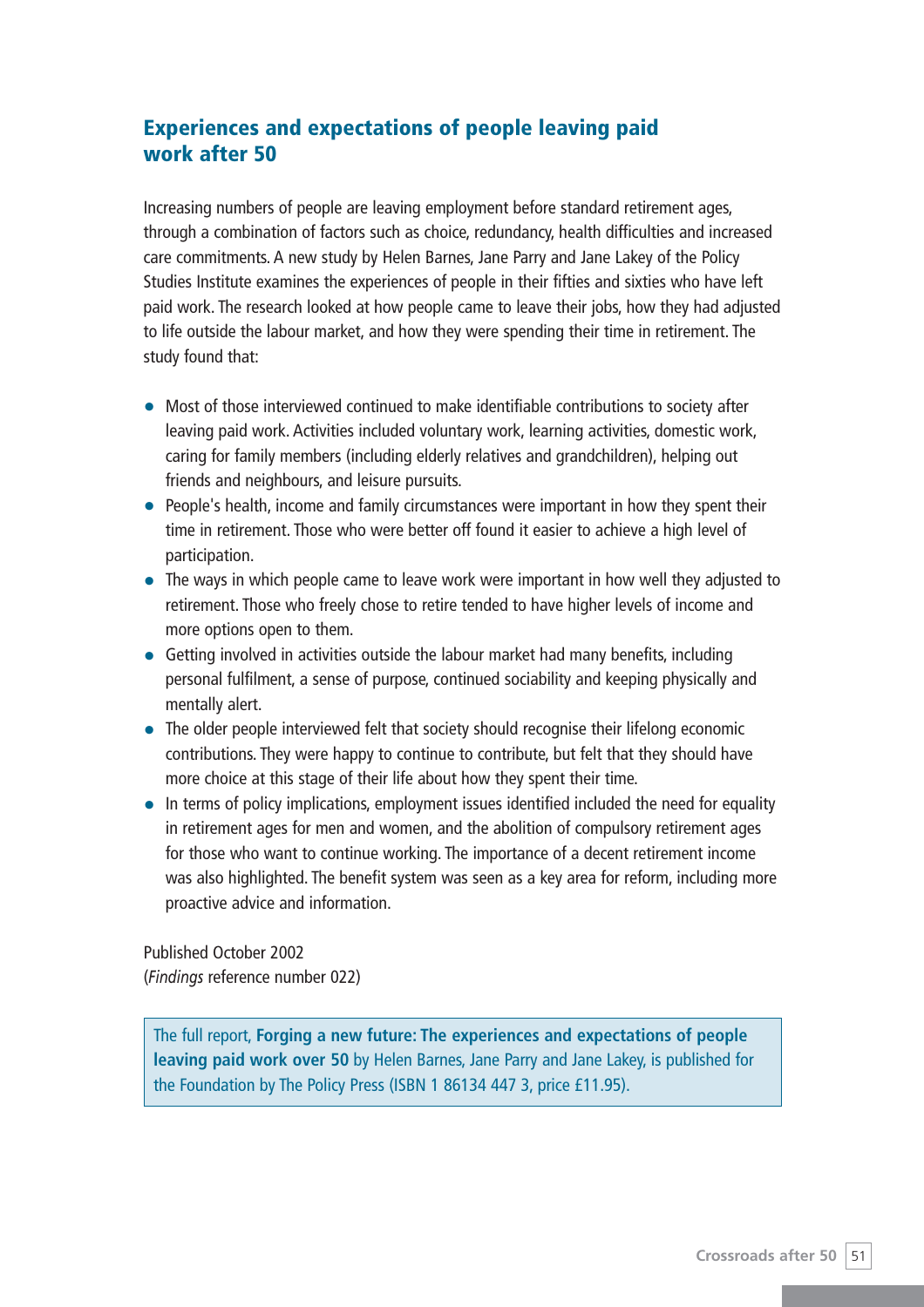## Experiences and expectations of people leaving paid work after 50

Increasing numbers of people are leaving employment before standard retirement ages, through a combination of factors such as choice, redundancy, health difficulties and increased care commitments. A new study by Helen Barnes, Jane Parry and Jane Lakey of the Policy Studies Institute examines the experiences of people in their fifties and sixties who have left paid work. The research looked at how people came to leave their jobs, how they had adjusted to life outside the labour market, and how they were spending their time in retirement. The study found that:

- Most of those interviewed continued to make identifiable contributions to society after leaving paid work. Activities included voluntary work, learning activities, domestic work, caring for family members (including elderly relatives and grandchildren), helping out friends and neighbours, and leisure pursuits.
- People's health, income and family circumstances were important in how they spent their time in retirement. Those who were better off found it easier to achieve a high level of participation.
- The ways in which people came to leave work were important in how well they adjusted to retirement. Those who freely chose to retire tended to have higher levels of income and more options open to them.
- Getting involved in activities outside the labour market had many benefits, including personal fulfilment, a sense of purpose, continued sociability and keeping physically and mentally alert.
- The older people interviewed felt that society should recognise their lifelong economic contributions. They were happy to continue to contribute, but felt that they should have more choice at this stage of their life about how they spent their time.
- In terms of policy implications, employment issues identified included the need for equality in retirement ages for men and women, and the abolition of compulsory retirement ages for those who want to continue working. The importance of a decent retirement income was also highlighted. The benefit system was seen as a key area for reform, including more proactive advice and information.

Published October 2002
(*Findings* reference number 022)

The full report, **Forging a new future: The experiences and expectations of people leaving paid work over 50** by Helen Barnes, Jane Parry and Jane Lakey, is published for the Foundation by The Policy Press (ISBN 1 86134 447 3, price £11.95).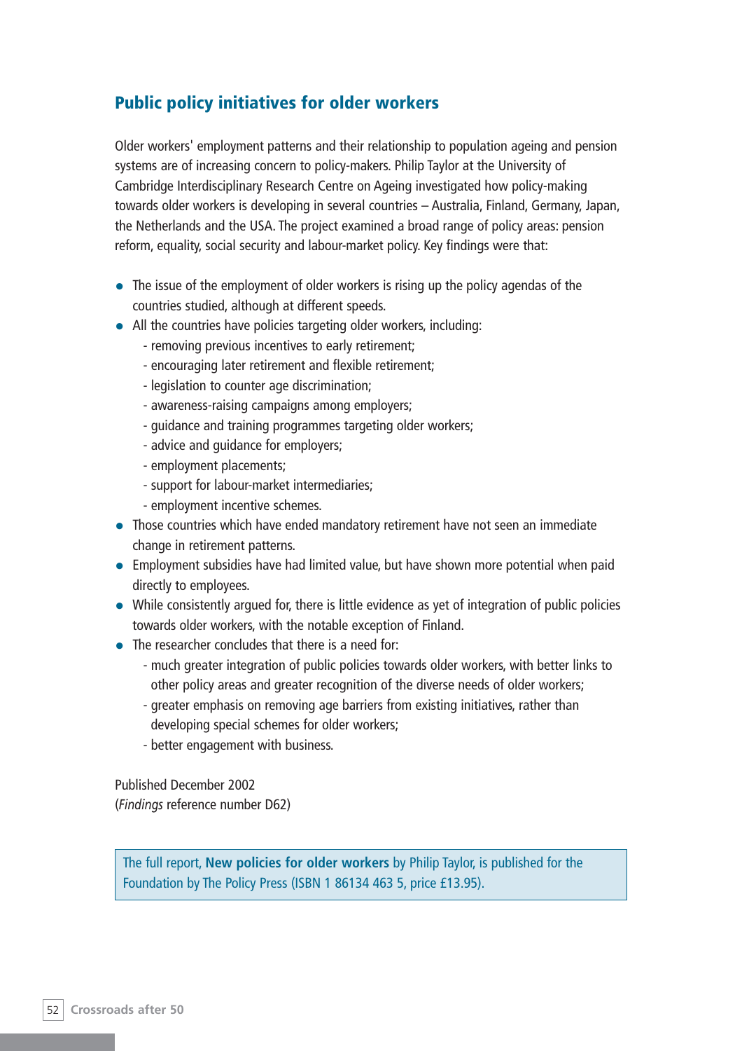## Public policy initiatives for older workers

Older workers' employment patterns and their relationship to population ageing and pension systems are of increasing concern to policy-makers. Philip Taylor at the University of Cambridge Interdisciplinary Research Centre on Ageing investigated how policy-making towards older workers is developing in several countries – Australia, Finland, Germany, Japan, the Netherlands and the USA. The project examined a broad range of policy areas: pension reform, equality, social security and labour-market policy. Key findings were that:

- The issue of the employment of older workers is rising up the policy agendas of the countries studied, although at different speeds.
- All the countries have policies targeting older workers, including:
  - removing previous incentives to early retirement;
  - encouraging later retirement and flexible retirement;
  - legislation to counter age discrimination;
  - awareness-raising campaigns among employers;
  - guidance and training programmes targeting older workers;
  - advice and guidance for employers;
  - employment placements;
  - support for labour-market intermediaries;
  - employment incentive schemes.
- Those countries which have ended mandatory retirement have not seen an immediate change in retirement patterns.
- Employment subsidies have had limited value, but have shown more potential when paid directly to employees.
- While consistently argued for, there is little evidence as yet of integration of public policies towards older workers, with the notable exception of Finland.
- The researcher concludes that there is a need for:
  - much greater integration of public policies towards older workers, with better links to other policy areas and greater recognition of the diverse needs of older workers;
  - greater emphasis on removing age barriers from existing initiatives, rather than developing special schemes for older workers;
  - better engagement with business.

Published December 2002
(*Findings* reference number D62)

The full report, **New policies for older workers** by Philip Taylor, is published for the Foundation by The Policy Press (ISBN 1 86134 463 5, price £13.95).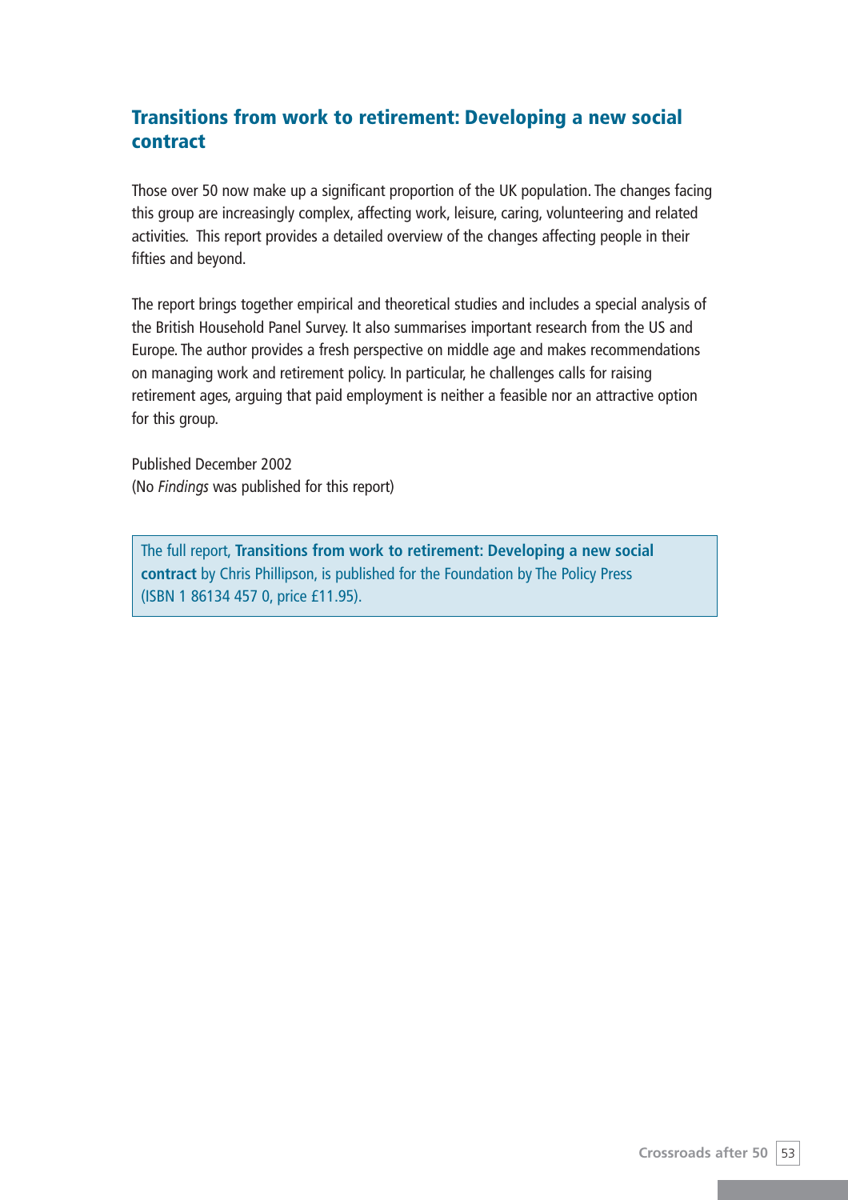## Transitions from work to retirement: Developing a new social contract

Those over 50 now make up a significant proportion of the UK population. The changes facing this group are increasingly complex, affecting work, leisure, caring, volunteering and related activities. This report provides a detailed overview of the changes affecting people in their fifties and beyond.

The report brings together empirical and theoretical studies and includes a special analysis of the British Household Panel Survey. It also summarises important research from the US and Europe. The author provides a fresh perspective on middle age and makes recommendations on managing work and retirement policy. In particular, he challenges calls for raising retirement ages, arguing that paid employment is neither a feasible nor an attractive option for this group.

Published December 2002
(No *Findings* was published for this report)

The full report, **Transitions from work to retirement: Developing a new social contract** by Chris Phillipson, is published for the Foundation by The Policy Press (ISBN 1 86134 457 0, price £11.95).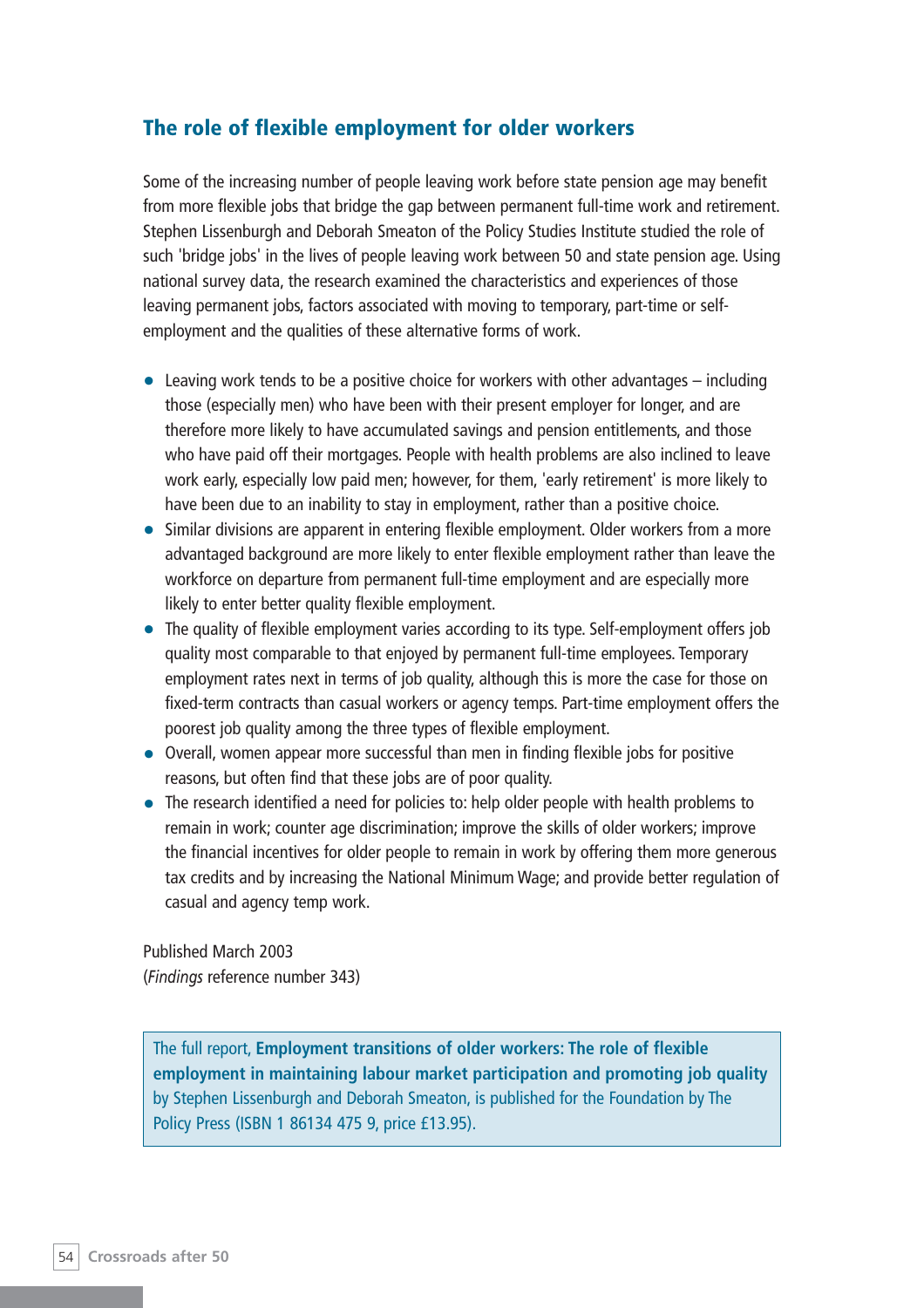## The role of flexible employment for older workers

Some of the increasing number of people leaving work before state pension age may benefit from more flexible jobs that bridge the gap between permanent full-time work and retirement. Stephen Lissenburgh and Deborah Smeaton of the Policy Studies Institute studied the role of such 'bridge jobs' in the lives of people leaving work between 50 and state pension age. Using national survey data, the research examined the characteristics and experiences of those leaving permanent jobs, factors associated with moving to temporary, part-time or self-employment and the qualities of these alternative forms of work.

- Leaving work tends to be a positive choice for workers with other advantages – including those (especially men) who have been with their present employer for longer, and are therefore more likely to have accumulated savings and pension entitlements, and those who have paid off their mortgages. People with health problems are also inclined to leave work early, especially low paid men; however, for them, 'early retirement' is more likely to have been due to an inability to stay in employment, rather than a positive choice.
- Similar divisions are apparent in entering flexible employment. Older workers from a more advantaged background are more likely to enter flexible employment rather than leave the workforce on departure from permanent full-time employment and are especially more likely to enter better quality flexible employment.
- The quality of flexible employment varies according to its type. Self-employment offers job quality most comparable to that enjoyed by permanent full-time employees. Temporary employment rates next in terms of job quality, although this is more the case for those on fixed-term contracts than casual workers or agency temps. Part-time employment offers the poorest job quality among the three types of flexible employment.
- Overall, women appear more successful than men in finding flexible jobs for positive reasons, but often find that these jobs are of poor quality.
- The research identified a need for policies to: help older people with health problems to remain in work; counter age discrimination; improve the skills of older workers; improve the financial incentives for older people to remain in work by offering them more generous tax credits and by increasing the National Minimum Wage; and provide better regulation of casual and agency temp work.

Published March 2003
(*Findings* reference number 343)

The full report, **Employment transitions of older workers: The role of flexible employment in maintaining labour market participation and promoting job quality** by Stephen Lissenburgh and Deborah Smeaton, is published for the Foundation by The Policy Press (ISBN 1 86134 475 9, price £13.95).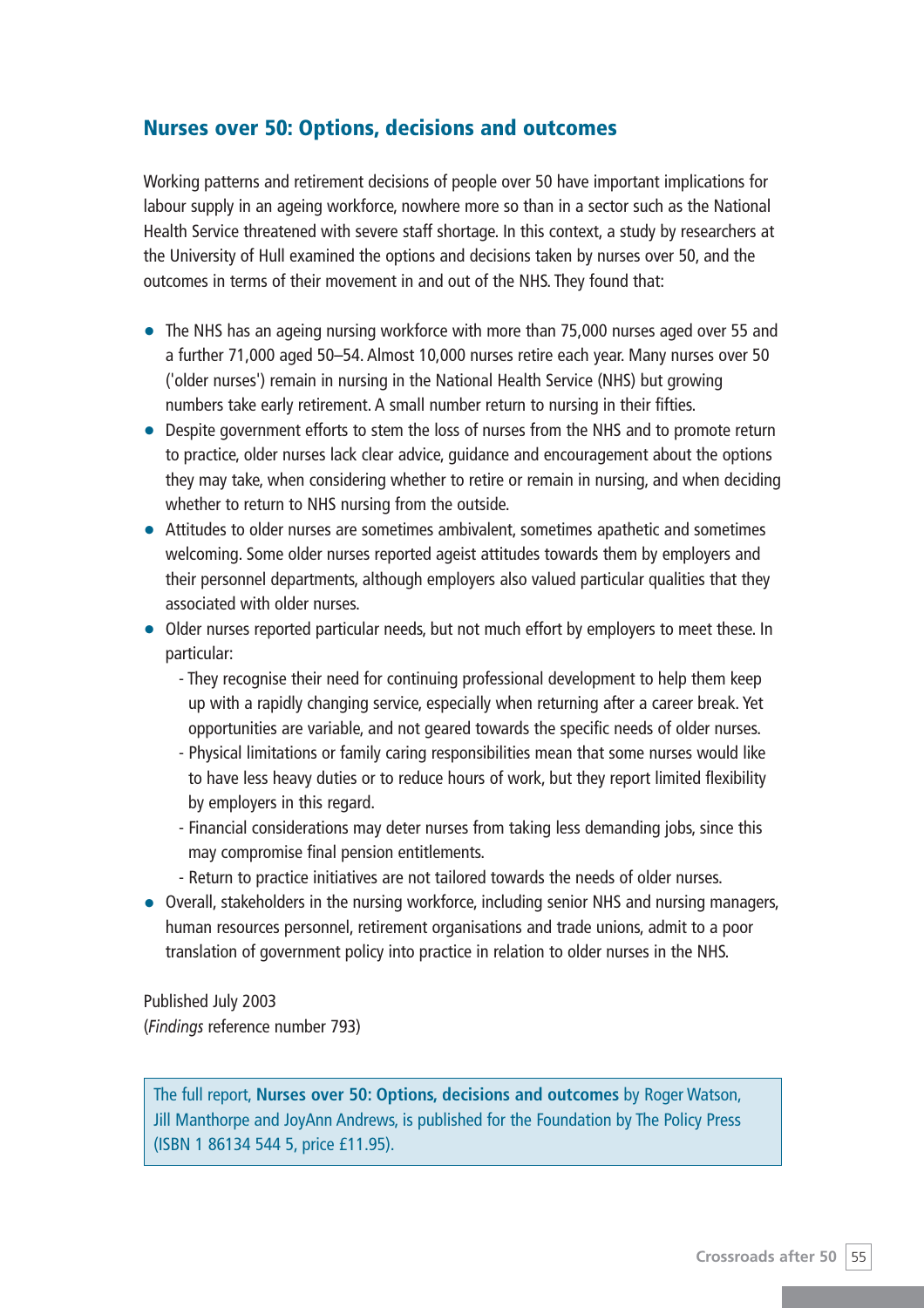## Nurses over 50: Options, decisions and outcomes

Working patterns and retirement decisions of people over 50 have important implications for labour supply in an ageing workforce, nowhere more so than in a sector such as the National Health Service threatened with severe staff shortage. In this context, a study by researchers at the University of Hull examined the options and decisions taken by nurses over 50, and the outcomes in terms of their movement in and out of the NHS. They found that:

- The NHS has an ageing nursing workforce with more than 75,000 nurses aged over 55 and a further 71,000 aged 50–54. Almost 10,000 nurses retire each year. Many nurses over 50 ('older nurses') remain in nursing in the National Health Service (NHS) but growing numbers take early retirement. A small number return to nursing in their fifties.
- Despite government efforts to stem the loss of nurses from the NHS and to promote return to practice, older nurses lack clear advice, guidance and encouragement about the options they may take, when considering whether to retire or remain in nursing, and when deciding whether to return to NHS nursing from the outside.
- Attitudes to older nurses are sometimes ambivalent, sometimes apathetic and sometimes welcoming. Some older nurses reported ageist attitudes towards them by employers and their personnel departments, although employers also valued particular qualities that they associated with older nurses.
- Older nurses reported particular needs, but not much effort by employers to meet these. In particular:
  - They recognise their need for continuing professional development to help them keep up with a rapidly changing service, especially when returning after a career break. Yet opportunities are variable, and not geared towards the specific needs of older nurses.
  - Physical limitations or family caring responsibilities mean that some nurses would like to have less heavy duties or to reduce hours of work, but they report limited flexibility by employers in this regard.
  - Financial considerations may deter nurses from taking less demanding jobs, since this may compromise final pension entitlements.
  - Return to practice initiatives are not tailored towards the needs of older nurses.
- Overall, stakeholders in the nursing workforce, including senior NHS and nursing managers, human resources personnel, retirement organisations and trade unions, admit to a poor translation of government policy into practice in relation to older nurses in the NHS.

Published July 2003
(*Findings* reference number 793)

The full report, **Nurses over 50: Options, decisions and outcomes** by Roger Watson, Jill Manthorpe and JoyAnn Andrews, is published for the Foundation by The Policy Press (ISBN 1 86134 544 5, price £11.95).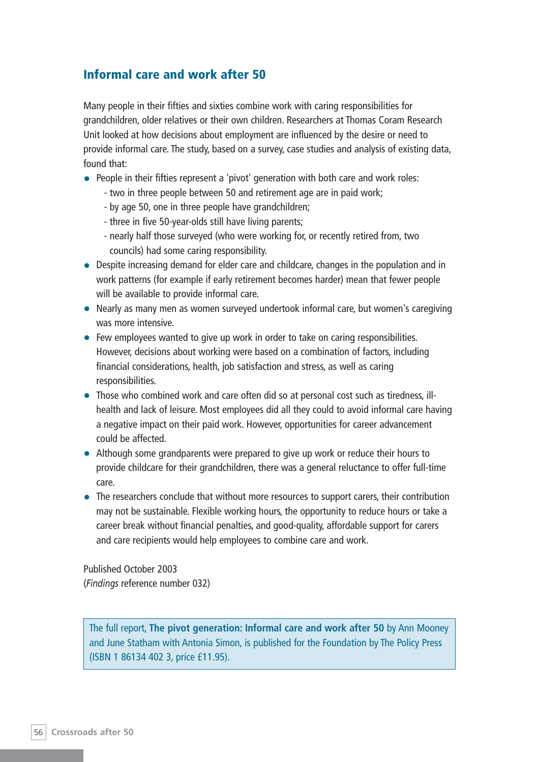## Informal care and work after 50

Many people in their fifties and sixties combine work with caring responsibilities for grandchildren, older relatives or their own children. Researchers at Thomas Coram Research Unit looked at how decisions about employment are influenced by the desire or need to provide informal care. The study, based on a survey, case studies and analysis of existing data, found that:

- People in their fifties represent a 'pivot' generation with both care and work roles:
  - two in three people between 50 and retirement age are in paid work;
  - by age 50, one in three people have grandchildren;
  - three in five 50-year-olds still have living parents;
  - nearly half those surveyed (who were working for, or recently retired from, two councils) had some caring responsibility.
- Despite increasing demand for elder care and childcare, changes in the population and in work patterns (for example if early retirement becomes harder) mean that fewer people will be available to provide informal care.
- Nearly as many men as women surveyed undertook informal care, but women's caregiving was more intensive.
- Few employees wanted to give up work in order to take on caring responsibilities. However, decisions about working were based on a combination of factors, including financial considerations, health, job satisfaction and stress, as well as caring responsibilities.
- Those who combined work and care often did so at personal cost such as tiredness, ill-health and lack of leisure. Most employees did all they could to avoid informal care having a negative impact on their paid work. However, opportunities for career advancement could be affected.
- Although some grandparents were prepared to give up work or reduce their hours to provide childcare for their grandchildren, there was a general reluctance to offer full-time care.
- The researchers conclude that without more resources to support carers, their contribution may not be sustainable. Flexible working hours, the opportunity to reduce hours or take a career break without financial penalties, and good-quality, affordable support for carers and care recipients would help employees to combine care and work.

Published October 2003
(*Findings* reference number 032)

The full report, **The pivot generation: Informal care and work after 50** by Ann Mooney and June Statham with Antonia Simon, is published for the Foundation by The Policy Press (ISBN 1 86134 402 3, price £11.95).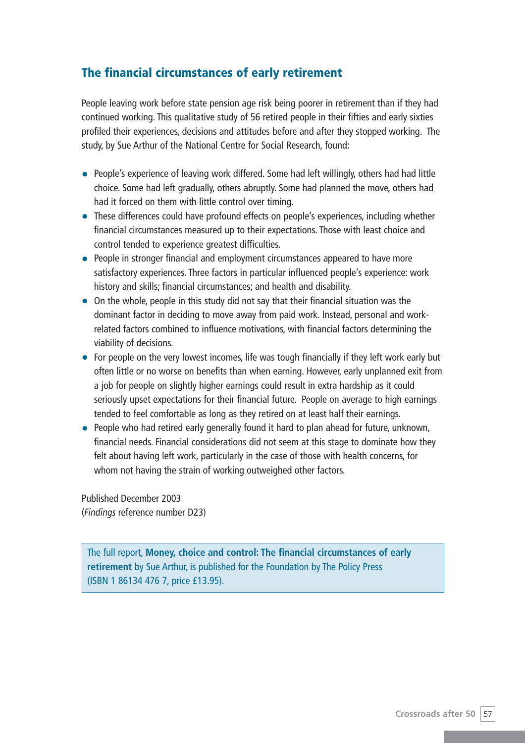## The financial circumstances of early retirement

People leaving work before state pension age risk being poorer in retirement than if they had continued working. This qualitative study of 56 retired people in their fifties and early sixties profiled their experiences, decisions and attitudes before and after they stopped working. The study, by Sue Arthur of the National Centre for Social Research, found:

- People's experience of leaving work differed. Some had left willingly, others had had little choice. Some had left gradually, others abruptly. Some had planned the move, others had had it forced on them with little control over timing.
- These differences could have profound effects on people's experiences, including whether financial circumstances measured up to their expectations. Those with least choice and control tended to experience greatest difficulties.
- People in stronger financial and employment circumstances appeared to have more satisfactory experiences. Three factors in particular influenced people's experience: work history and skills; financial circumstances; and health and disability.
- On the whole, people in this study did not say that their financial situation was the dominant factor in deciding to move away from paid work. Instead, personal and work-related factors combined to influence motivations, with financial factors determining the viability of decisions.
- For people on the very lowest incomes, life was tough financially if they left work early but often little or no worse on benefits than when earning. However, early unplanned exit from a job for people on slightly higher earnings could result in extra hardship as it could seriously upset expectations for their financial future. People on average to high earnings tended to feel comfortable as long as they retired on at least half their earnings.
- People who had retired early generally found it hard to plan ahead for future, unknown, financial needs. Financial considerations did not seem at this stage to dominate how they felt about having left work, particularly in the case of those with health concerns, for whom not having the strain of working outweighed other factors.

Published December 2003
(*Findings* reference number D23)

The full report, **Money, choice and control: The financial circumstances of early retirement** by Sue Arthur, is published for the Foundation by The Policy Press (ISBN 1 86134 476 7, price £13.95).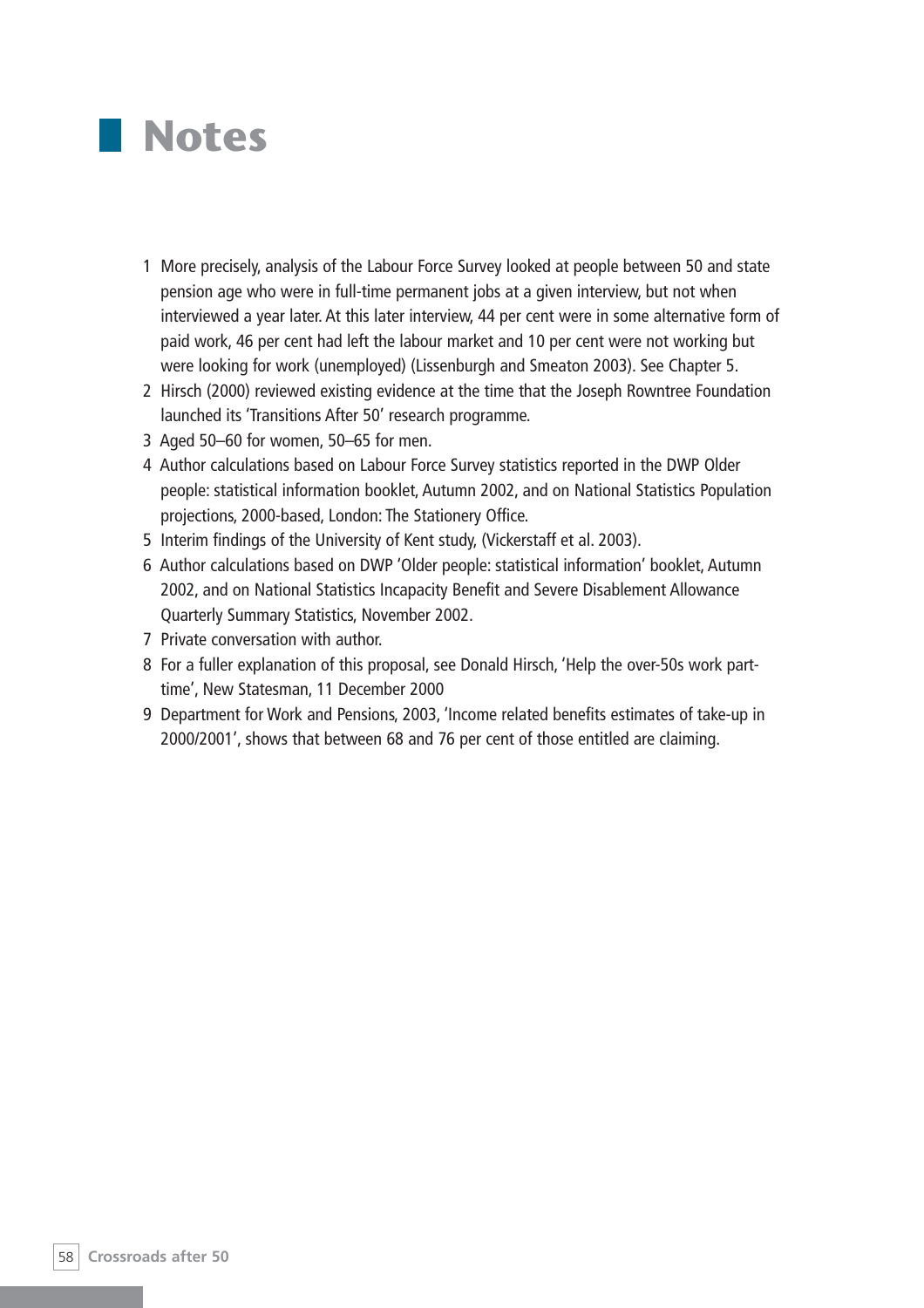# Notes

1. More precisely, analysis of the Labour Force Survey looked at people between 50 and state pension age who were in full-time permanent jobs at a given interview, but not when interviewed a year later. At this later interview, 44 per cent were in some alternative form of paid work, 46 per cent had left the labour market and 10 per cent were not working but were looking for work (unemployed) (Lissenburgh and Smeaton 2003). See Chapter 5.
2. Hirsch (2000) reviewed existing evidence at the time that the Joseph Rowntree Foundation launched its 'Transitions After 50' research programme.
3. Aged 50–60 for women, 50–65 for men.
4. Author calculations based on Labour Force Survey statistics reported in the DWP Older people: statistical information booklet, Autumn 2002, and on National Statistics Population projections, 2000-based, London: The Stationery Office.
5. Interim findings of the University of Kent study, (Vickerstaff et al. 2003).
6. Author calculations based on DWP 'Older people: statistical information' booklet, Autumn 2002, and on National Statistics Incapacity Benefit and Severe Disablement Allowance Quarterly Summary Statistics, November 2002.
7. Private conversation with author.
8. For a fuller explanation of this proposal, see Donald Hirsch, 'Help the over-50s work part-time', New Statesman, 11 December 2000
9. Department for Work and Pensions, 2003, 'Income related benefits estimates of take-up in 2000/2001', shows that between 68 and 76 per cent of those entitled are claiming.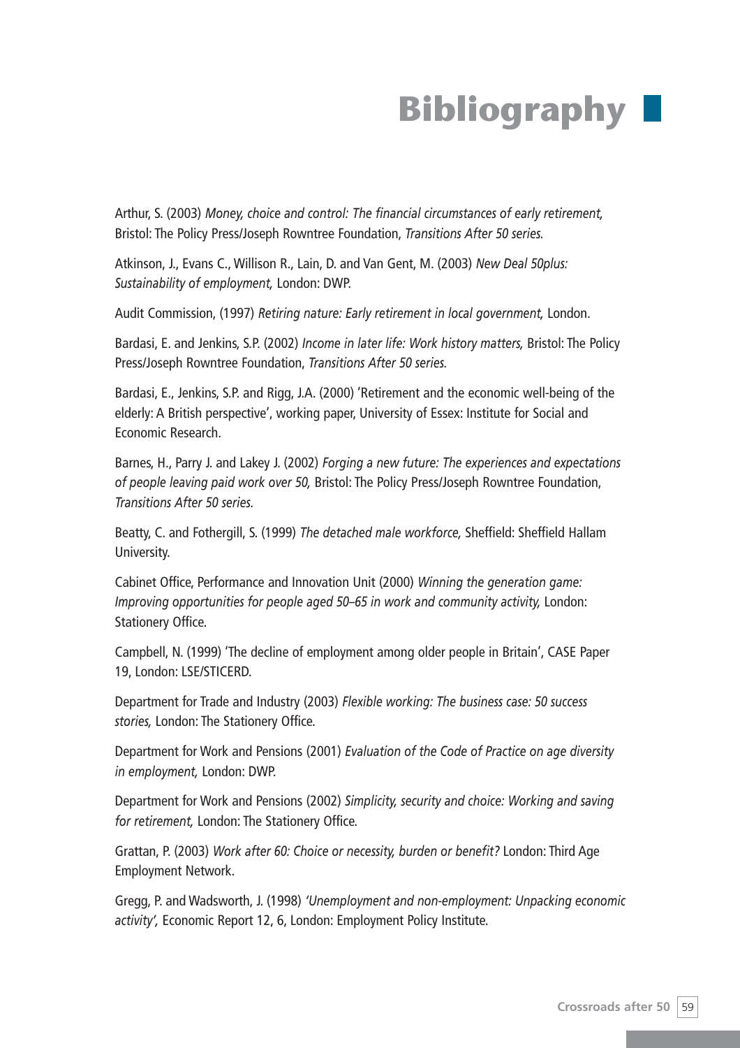# Bibliography

Arthur, S. (2003) *Money, choice and control: The financial circumstances of early retirement,* Bristol: The Policy Press/Joseph Rowntree Foundation, *Transitions After 50 series.*

Atkinson, J., Evans C., Willison R., Lain, D. and Van Gent, M. (2003) *New Deal 50plus: Sustainability of employment,* London: DWP.

Audit Commission, (1997) *Retiring nature: Early retirement in local government,* London.

Bardasi, E. and Jenkins, S.P. (2002) *Income in later life: Work history matters,* Bristol: The Policy Press/Joseph Rowntree Foundation, *Transitions After 50 series.*

Bardasi, E., Jenkins, S.P. and Rigg, J.A. (2000) 'Retirement and the economic well-being of the elderly: A British perspective', working paper, University of Essex: Institute for Social and Economic Research.

Barnes, H., Parry J. and Lakey J. (2002) *Forging a new future: The experiences and expectations of people leaving paid work over 50,* Bristol: The Policy Press/Joseph Rowntree Foundation, *Transitions After 50 series.*

Beatty, C. and Fothergill, S. (1999) *The detached male workforce,* Sheffield: Sheffield Hallam University.

Cabinet Office, Performance and Innovation Unit (2000) *Winning the generation game: Improving opportunities for people aged 50–65 in work and community activity,* London: Stationery Office.

Campbell, N. (1999) 'The decline of employment among older people in Britain', CASE Paper 19, London: LSE/STICERD.

Department for Trade and Industry (2003) *Flexible working: The business case: 50 success stories,* London: The Stationery Office.

Department for Work and Pensions (2001) *Evaluation of the Code of Practice on age diversity in employment,* London: DWP.

Department for Work and Pensions (2002) *Simplicity, security and choice: Working and saving for retirement,* London: The Stationery Office.

Grattan, P. (2003) *Work after 60: Choice or necessity, burden or benefit?* London: Third Age Employment Network.

Gregg, P. and Wadsworth, J. (1998) *'Unemployment and non-employment: Unpacking economic activity',* Economic Report 12, 6, London: Employment Policy Institute.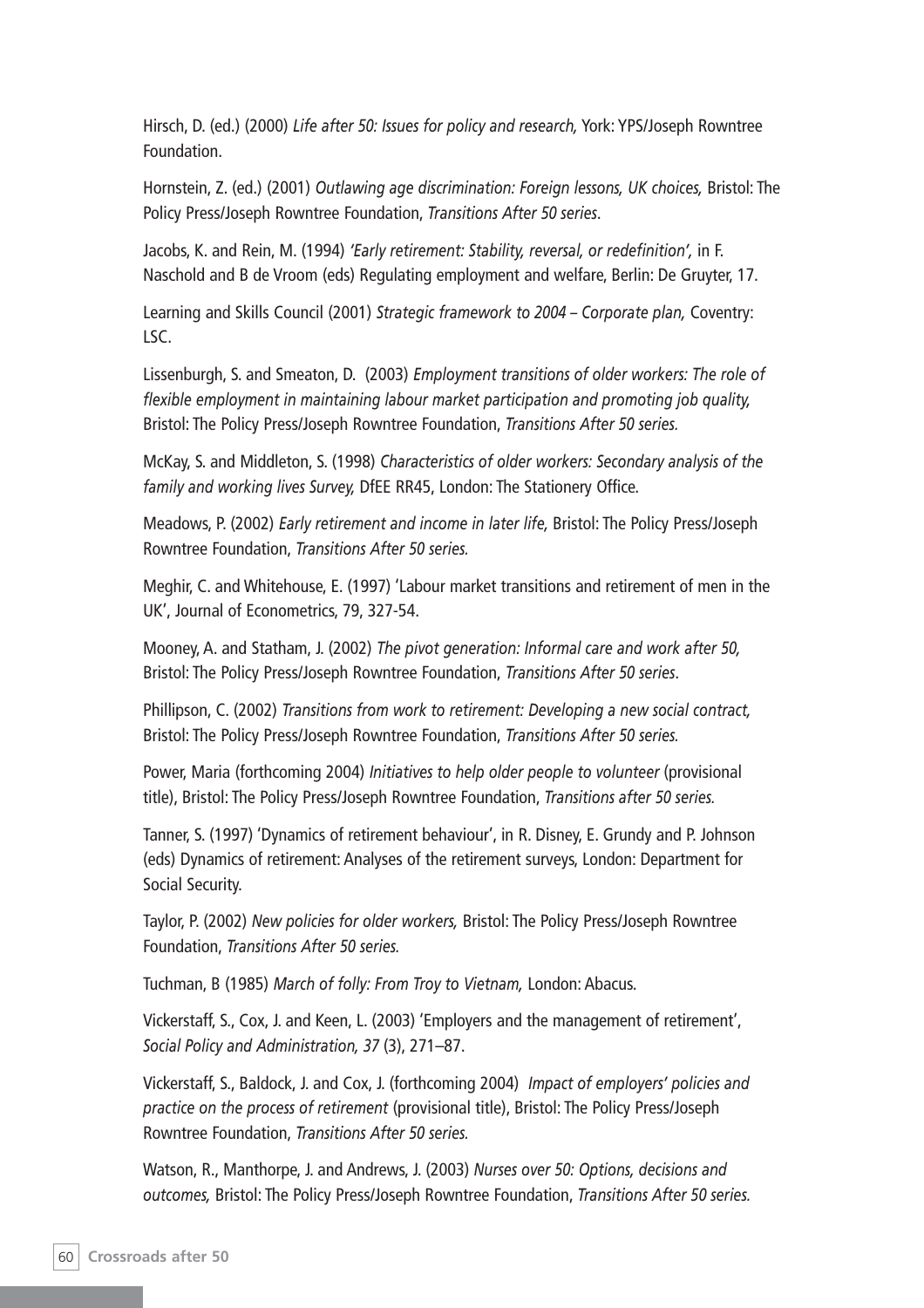Hirsch, D. (ed.) (2000) *Life after 50: Issues for policy and research,* York: YPS/Joseph Rowntree Foundation.

Hornstein, Z. (ed.) (2001) *Outlawing age discrimination: Foreign lessons, UK choices,* Bristol: The Policy Press/Joseph Rowntree Foundation, *Transitions After 50 series*.

Jacobs, K. and Rein, M. (1994) *'Early retirement: Stability, reversal, or redefinition',* in F. Naschold and B de Vroom (eds) Regulating employment and welfare, Berlin: De Gruyter, 17.

Learning and Skills Council (2001) *Strategic framework to 2004 – Corporate plan,* Coventry: LSC.

Lissenburgh, S. and Smeaton, D. (2003) *Employment transitions of older workers: The role of flexible employment in maintaining labour market participation and promoting job quality,* Bristol: The Policy Press/Joseph Rowntree Foundation, *Transitions After 50 series.*

McKay, S. and Middleton, S. (1998) *Characteristics of older workers: Secondary analysis of the family and working lives Survey,* DfEE RR45, London: The Stationery Office.

Meadows, P. (2002) *Early retirement and income in later life,* Bristol: The Policy Press/Joseph Rowntree Foundation, *Transitions After 50 series.*

Meghir, C. and Whitehouse, E. (1997) 'Labour market transitions and retirement of men in the UK', Journal of Econometrics, 79, 327-54.

Mooney, A. and Statham, J. (2002) *The pivot generation: Informal care and work after 50,* Bristol: The Policy Press/Joseph Rowntree Foundation, *Transitions After 50 series*.

Phillipson, C. (2002) *Transitions from work to retirement: Developing a new social contract,* Bristol: The Policy Press/Joseph Rowntree Foundation, *Transitions After 50 series.*

Power, Maria (forthcoming 2004) *Initiatives to help older people to volunteer* (provisional title), Bristol: The Policy Press/Joseph Rowntree Foundation, *Transitions after 50 series.*

Tanner, S. (1997) 'Dynamics of retirement behaviour', in R. Disney, E. Grundy and P. Johnson (eds) Dynamics of retirement: Analyses of the retirement surveys, London: Department for Social Security.

Taylor, P. (2002) *New policies for older workers,* Bristol: The Policy Press/Joseph Rowntree Foundation, *Transitions After 50 series.*

Tuchman, B (1985) *March of folly: From Troy to Vietnam,* London: Abacus.

Vickerstaff, S., Cox, J. and Keen, L. (2003) 'Employers and the management of retirement', *Social Policy and Administration, 37* (3), 271–87.

Vickerstaff, S., Baldock, J. and Cox, J. (forthcoming 2004) *Impact of employers' policies and practice on the process of retirement* (provisional title), Bristol: The Policy Press/Joseph Rowntree Foundation, *Transitions After 50 series.*

Watson, R., Manthorpe, J. and Andrews, J. (2003) *Nurses over 50: Options, decisions and outcomes,* Bristol: The Policy Press/Joseph Rowntree Foundation, *Transitions After 50 series.*